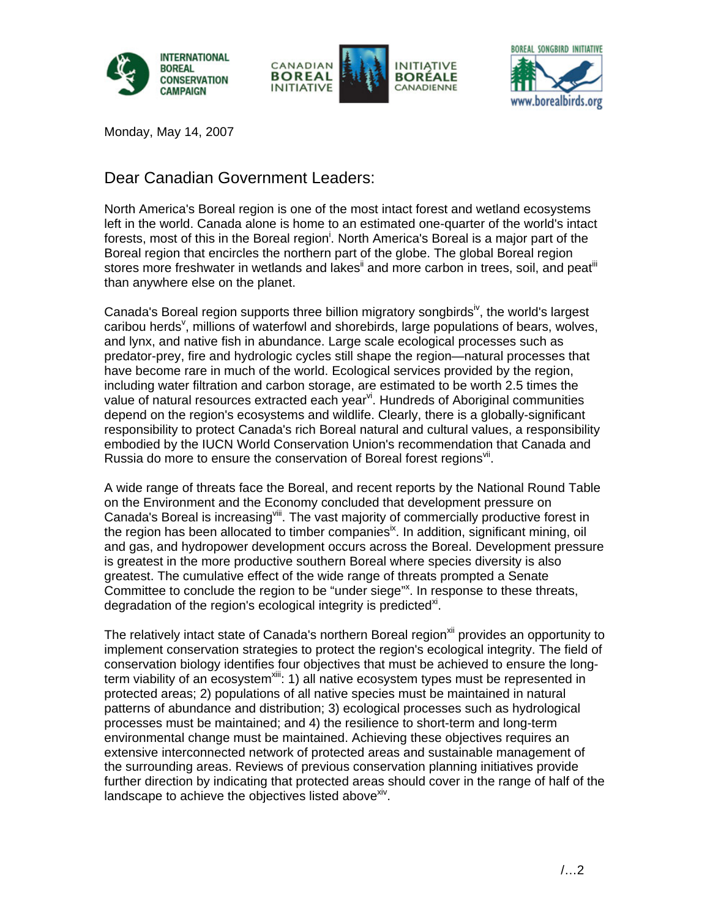INTERNATIONAL BOREAL CONSERVATION CAMPAIGN

CANADIAN BOREAL INITIATIVE / INITIATIVE BORÉALE CANADIENNE

BOREAL SONGBIRD INITIATIVE www.borealbirds.org

Monday, May 14, 2007

## Dear Canadian Government Leaders:

North America's Boreal region is one of the most intact forest and wetland ecosystems left in the world. Canada alone is home to an estimated one-quarter of the world's intact forests, most of this in the Boreal region[i]. North America's Boreal is a major part of the Boreal region that encircles the northern part of the globe. The global Boreal region stores more freshwater in wetlands and lakes[ii] and more carbon in trees, soil, and peat[iii] than anywhere else on the planet.

Canada's Boreal region supports three billion migratory songbirds[iv], the world's largest caribou herds[v], millions of waterfowl and shorebirds, large populations of bears, wolves, and lynx, and native fish in abundance. Large scale ecological processes such as predator-prey, fire and hydrologic cycles still shape the region—natural processes that have become rare in much of the world. Ecological services provided by the region, including water filtration and carbon storage, are estimated to be worth 2.5 times the value of natural resources extracted each year[vi]. Hundreds of Aboriginal communities depend on the region's ecosystems and wildlife. Clearly, there is a globally-significant responsibility to protect Canada's rich Boreal natural and cultural values, a responsibility embodied by the IUCN World Conservation Union's recommendation that Canada and Russia do more to ensure the conservation of Boreal forest regions[vii].

A wide range of threats face the Boreal, and recent reports by the National Round Table on the Environment and the Economy concluded that development pressure on Canada's Boreal is increasing[viii]. The vast majority of commercially productive forest in the region has been allocated to timber companies[ix]. In addition, significant mining, oil and gas, and hydropower development occurs across the Boreal. Development pressure is greatest in the more productive southern Boreal where species diversity is also greatest. The cumulative effect of the wide range of threats prompted a Senate Committee to conclude the region to be "under siege"[x]. In response to these threats, degradation of the region's ecological integrity is predicted[xi].

The relatively intact state of Canada's northern Boreal region[xii] provides an opportunity to implement conservation strategies to protect the region's ecological integrity. The field of conservation biology identifies four objectives that must be achieved to ensure the long-term viability of an ecosystem[xiii]: 1) all native ecosystem types must be represented in protected areas; 2) populations of all native species must be maintained in natural patterns of abundance and distribution; 3) ecological processes such as hydrological processes must be maintained; and 4) the resilience to short-term and long-term environmental change must be maintained. Achieving these objectives requires an extensive interconnected network of protected areas and sustainable management of the surrounding areas. Reviews of previous conservation planning initiatives provide further direction by indicating that protected areas should cover in the range of half of the landscape to achieve the objectives listed above[xiv].

/…2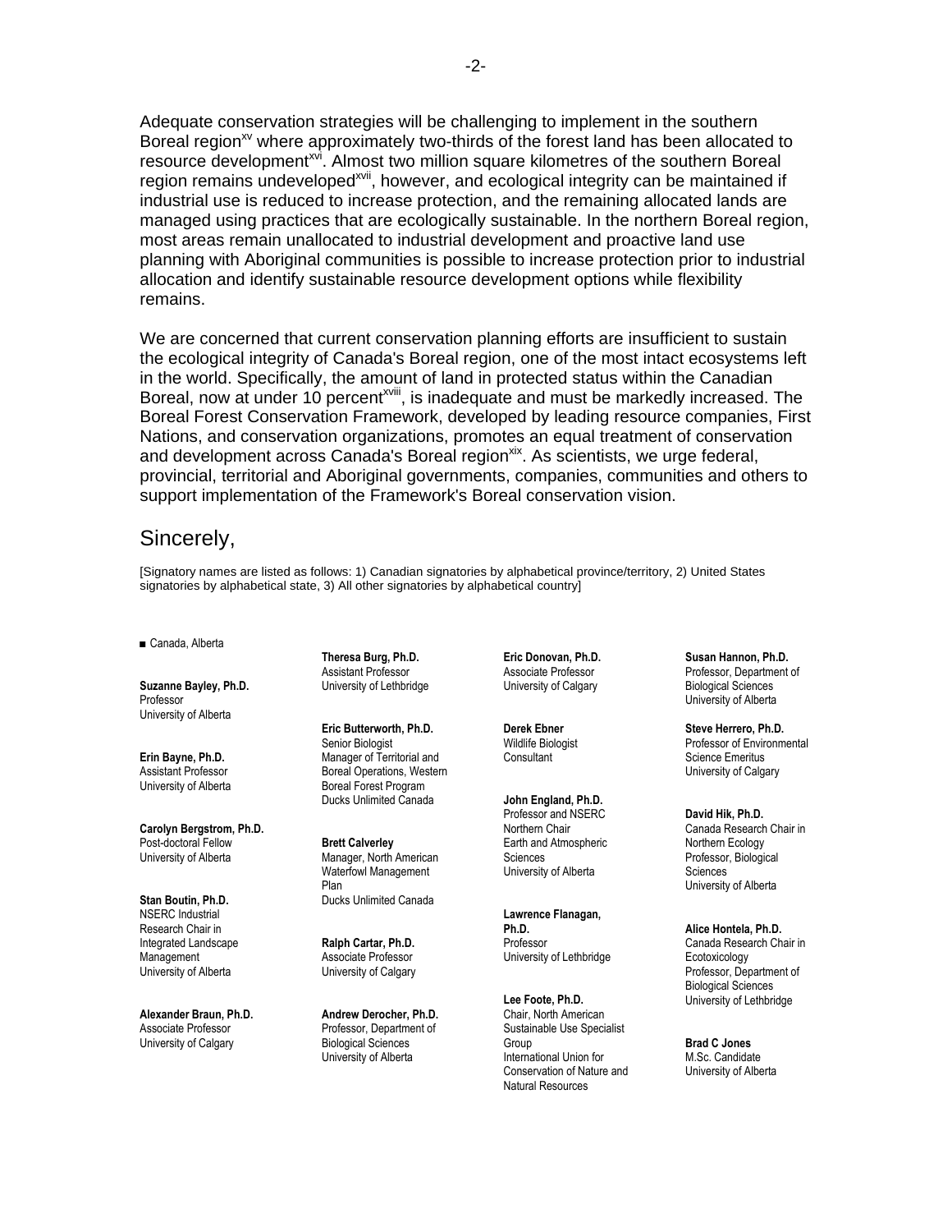Adequate conservation strategies will be challenging to implement in the southern Boreal region[xv] where approximately two-thirds of the forest land has been allocated to resource development[xvi]. Almost two million square kilometres of the southern Boreal region remains undeveloped[xvii], however, and ecological integrity can be maintained if industrial use is reduced to increase protection, and the remaining allocated lands are managed using practices that are ecologically sustainable. In the northern Boreal region, most areas remain unallocated to industrial development and proactive land use planning with Aboriginal communities is possible to increase protection prior to industrial allocation and identify sustainable resource development options while flexibility remains.

We are concerned that current conservation planning efforts are insufficient to sustain the ecological integrity of Canada's Boreal region, one of the most intact ecosystems left in the world. Specifically, the amount of land in protected status within the Canadian Boreal, now at under 10 percent[xviii], is inadequate and must be markedly increased. The Boreal Forest Conservation Framework, developed by leading resource companies, First Nations, and conservation organizations, promotes an equal treatment of conservation and development across Canada's Boreal region[xix]. As scientists, we urge federal, provincial, territorial and Aboriginal governments, companies, communities and others to support implementation of the Framework's Boreal conservation vision.

Sincerely,

[Signatory names are listed as follows: 1) Canadian signatories by alphabetical province/territory, 2) United States signatories by alphabetical state, 3) All other signatories by alphabetical country]

■ Canada, Alberta

**Suzanne Bayley, Ph.D.**
Professor
University of Alberta

**Erin Bayne, Ph.D.**
Assistant Professor
University of Alberta

**Carolyn Bergstrom, Ph.D.**
Post-doctoral Fellow
University of Alberta

**Stan Boutin, Ph.D.**
NSERC Industrial Research Chair in Integrated Landscape Management
University of Alberta

**Alexander Braun, Ph.D.**
Associate Professor
University of Calgary

**Theresa Burg, Ph.D.**
Assistant Professor
University of Lethbridge

**Eric Butterworth, Ph.D.**
Senior Biologist
Manager of Territorial and Boreal Operations, Western Boreal Forest Program
Ducks Unlimited Canada

**Brett Calverley**
Manager, North American Waterfowl Management Plan
Ducks Unlimited Canada

**Ralph Cartar, Ph.D.**
Associate Professor
University of Calgary

**Andrew Derocher, Ph.D.**
Professor, Department of Biological Sciences
University of Alberta

**Eric Donovan, Ph.D.**
Associate Professor
University of Calgary

**Derek Ebner**
Wildlife Biologist
Consultant

**John England, Ph.D.**
Professor and NSERC Northern Chair
Earth and Atmospheric Sciences
University of Alberta

**Lawrence Flanagan, Ph.D.**
Professor
University of Lethbridge

**Lee Foote, Ph.D.**
Chair, North American Sustainable Use Specialist Group
International Union for Conservation of Nature and Natural Resources

**Susan Hannon, Ph.D.**
Professor, Department of Biological Sciences
University of Alberta

**Steve Herrero, Ph.D.**
Professor of Environmental Science Emeritus
University of Calgary

**David Hik, Ph.D.**
Canada Research Chair in Northern Ecology
Professor, Biological Sciences
University of Alberta

**Alice Hontela, Ph.D.**
Canada Research Chair in Ecotoxicology
Professor, Department of Biological Sciences
University of Lethbridge

**Brad C Jones**
M.Sc. Candidate
University of Alberta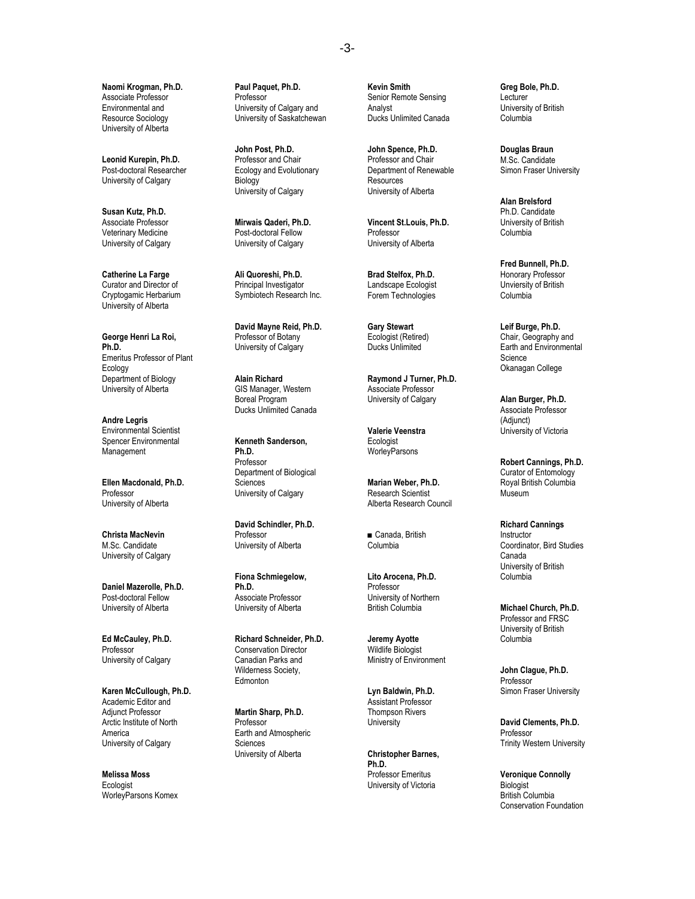**Naomi Krogman, Ph.D.**
Associate Professor
Environmental and Resource Sociology
University of Alberta

**Leonid Kurepin, Ph.D.**
Post-doctoral Researcher
University of Calgary

**Susan Kutz, Ph.D.**
Associate Professor
Veterinary Medicine
University of Calgary

**Catherine La Farge**
Curator and Director of Cryptogamic Herbarium
University of Alberta

**George Henri La Roi, Ph.D.**
Emeritus Professor of Plant Ecology
Department of Biology
University of Alberta

**Andre Legris**
Environmental Scientist
Spencer Environmental Management

**Ellen Macdonald, Ph.D.**
Professor
University of Alberta

**Christa MacNevin**
M.Sc. Candidate
University of Calgary

**Daniel Mazerolle, Ph.D.**
Post-doctoral Fellow
University of Alberta

**Ed McCauley, Ph.D.**
Professor
University of Calgary

**Karen McCullough, Ph.D.**
Academic Editor and Adjunct Professor
Arctic Institute of North America
University of Calgary

**Melissa Moss**
Ecologist
WorleyParsons Komex

**Paul Paquet, Ph.D.**
Professor
University of Calgary and University of Saskatchewan

**John Post, Ph.D.**
Professor and Chair
Ecology and Evolutionary Biology
University of Calgary

**Mirwais Qaderi, Ph.D.**
Post-doctoral Fellow
University of Calgary

**Ali Quoreshi, Ph.D.**
Principal Investigator
Symbiotech Research Inc.

**David Mayne Reid, Ph.D.**
Professor of Botany
University of Calgary

**Alain Richard**
GIS Manager, Western Boreal Program
Ducks Unlimited Canada

**Kenneth Sanderson, Ph.D.**
Professor
Department of Biological Sciences
University of Calgary

**David Schindler, Ph.D.**
Professor
University of Alberta

**Fiona Schmiegelow, Ph.D.**
Associate Professor
University of Alberta

**Richard Schneider, Ph.D.**
Conservation Director
Canadian Parks and Wilderness Society, Edmonton

**Martin Sharp, Ph.D.**
Professor
Earth and Atmospheric Sciences
University of Alberta

**Kevin Smith**
Senior Remote Sensing Analyst
Ducks Unlimited Canada

**John Spence, Ph.D.**
Professor and Chair
Department of Renewable Resources
University of Alberta

**Vincent St.Louis, Ph.D.**
Professor
University of Alberta

**Brad Stelfox, Ph.D.**
Landscape Ecologist
Forem Technologies

**Gary Stewart**
Ecologist (Retired)
Ducks Unlimited

**Raymond J Turner, Ph.D.**
Associate Professor
University of Calgary

**Valerie Veenstra**
Ecologist
WorleyParsons

**Marian Weber, Ph.D.**
Research Scientist
Alberta Research Council

■ Canada, British Columbia

**Lito Arocena, Ph.D.**
Professor
University of Northern British Columbia

**Jeremy Ayotte**
Wildlife Biologist
Ministry of Environment

**Lyn Baldwin, Ph.D.**
Assistant Professor
Thompson Rivers University

**Christopher Barnes, Ph.D.**
Professor Emeritus
University of Victoria

**Greg Bole, Ph.D.**
Lecturer
University of British Columbia

**Douglas Braun**
M.Sc. Candidate
Simon Fraser University

**Alan Brelsford**
Ph.D. Candidate
University of British Columbia

**Fred Bunnell, Ph.D.**
Honorary Professor
Unviersity of British Columbia

**Leif Burge, Ph.D.**
Chair, Geography and Earth and Environmental Science
Okanagan College

**Alan Burger, Ph.D.**
Associate Professor (Adjunct)
University of Victoria

**Robert Cannings, Ph.D.**
Curator of Entomology
Royal British Columbia Museum

**Richard Cannings**
Instructor
Coordinator, Bird Studies Canada
University of British Columbia

**Michael Church, Ph.D.**
Professor and FRSC
University of British Columbia

**John Clague, Ph.D.**
Professor
Simon Fraser University

**David Clements, Ph.D.**
Professor
Trinity Western University

**Veronique Connolly**
Biologist
British Columbia Conservation Foundation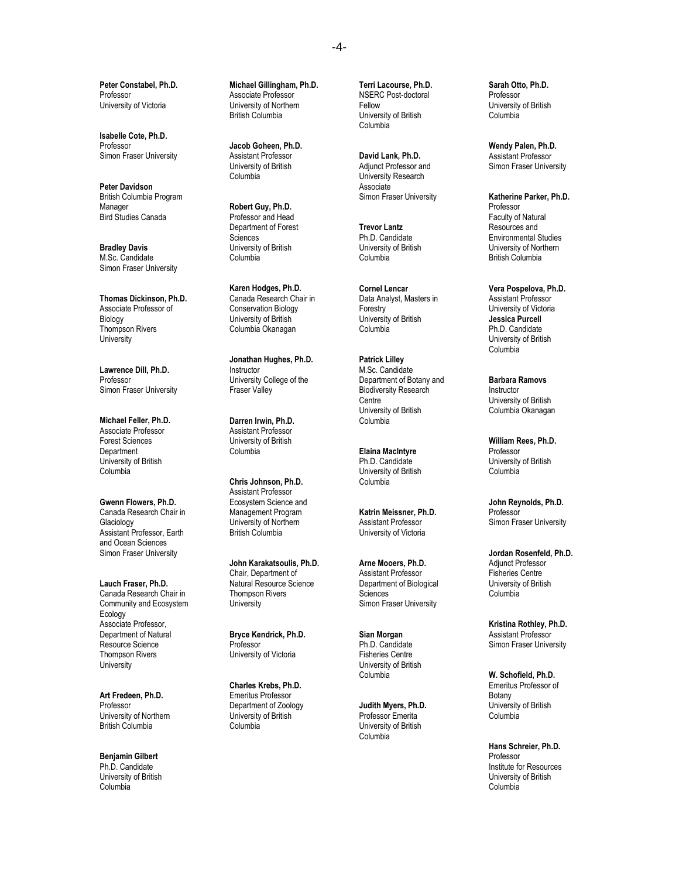**Peter Constabel, Ph.D.**
Professor
University of Victoria

**Isabelle Cote, Ph.D.**
Professor
Simon Fraser University

**Peter Davidson**
British Columbia Program Manager
Bird Studies Canada

**Bradley Davis**
M.Sc. Candidate
Simon Fraser University

**Thomas Dickinson, Ph.D.**
Associate Professor of Biology
Thompson Rivers University

**Lawrence Dill, Ph.D.**
Professor
Simon Fraser University

**Michael Feller, Ph.D.**
Associate Professor
Forest Sciences Department
University of British Columbia

**Gwenn Flowers, Ph.D.**
Canada Research Chair in Glaciology
Assistant Professor, Earth and Ocean Sciences
Simon Fraser University

**Lauch Fraser, Ph.D.**
Canada Research Chair in Community and Ecosystem Ecology
Associate Professor, Department of Natural Resource Science
Thompson Rivers University

**Art Fredeen, Ph.D.**
Professor
University of Northern British Columbia

**Benjamin Gilbert**
Ph.D. Candidate
University of British Columbia

**Michael Gillingham, Ph.D.**
Associate Professor
University of Northern British Columbia

**Jacob Goheen, Ph.D.**
Assistant Professor
University of British Columbia

**Robert Guy, Ph.D.**
Professor and Head
Department of Forest Sciences
University of British Columbia

**Karen Hodges, Ph.D.**
Canada Research Chair in Conservation Biology
University of British Columbia Okanagan

**Jonathan Hughes, Ph.D.**
Instructor
University College of the Fraser Valley

**Darren Irwin, Ph.D.**
Assistant Professor
University of British Columbia

**Chris Johnson, Ph.D.**
Assistant Professor
Ecosystem Science and Management Program
University of Northern British Columbia

**John Karakatsoulis, Ph.D.**
Chair, Department of Natural Resource Science
Thompson Rivers University

**Bryce Kendrick, Ph.D.**
Professor
University of Victoria

**Charles Krebs, Ph.D.**
Emeritus Professor
Department of Zoology
University of British Columbia

**Terri Lacourse, Ph.D.**
NSERC Post-doctoral Fellow
University of British Columbia

**David Lank, Ph.D.**
Adjunct Professor and University Research Associate
Simon Fraser University

**Trevor Lantz**
Ph.D. Candidate
University of British Columbia

**Cornel Lencar**
Data Analyst, Masters in Forestry
University of British Columbia

**Patrick Lilley**
M.Sc. Candidate
Department of Botany and Biodiversity Research Centre
University of British Columbia

**Elaina MacIntyre**
Ph.D. Candidate
University of British Columbia

**Katrin Meissner, Ph.D.**
Assistant Professor
University of Victoria

**Arne Mooers, Ph.D.**
Assistant Professor
Department of Biological Sciences
Simon Fraser University

**Sian Morgan**
Ph.D. Candidate
Fisheries Centre
University of British Columbia

**Judith Myers, Ph.D.**
Professor Emerita
University of British Columbia

**Sarah Otto, Ph.D.**
Professor
University of British Columbia

**Wendy Palen, Ph.D.**
Assistant Professor
Simon Fraser University

**Katherine Parker, Ph.D.**
Professor
Faculty of Natural Resources and Environmental Studies
University of Northern British Columbia

**Vera Pospelova, Ph.D.**
Assistant Professor
University of Victoria

**Jessica Purcell**
Ph.D. Candidate
University of British Columbia

**Barbara Ramovs**
Instructor
University of British Columbia Okanagan

**William Rees, Ph.D.**
Professor
University of British Columbia

**John Reynolds, Ph.D.**
Professor
Simon Fraser University

**Jordan Rosenfeld, Ph.D.**
Adjunct Professor
Fisheries Centre
University of British Columbia

**Kristina Rothley, Ph.D.**
Assistant Professor
Simon Fraser University

**W. Schofield, Ph.D.**
Emeritus Professor of Botany
University of British Columbia

**Hans Schreier, Ph.D.**
Professor
Institute for Resources
University of British Columbia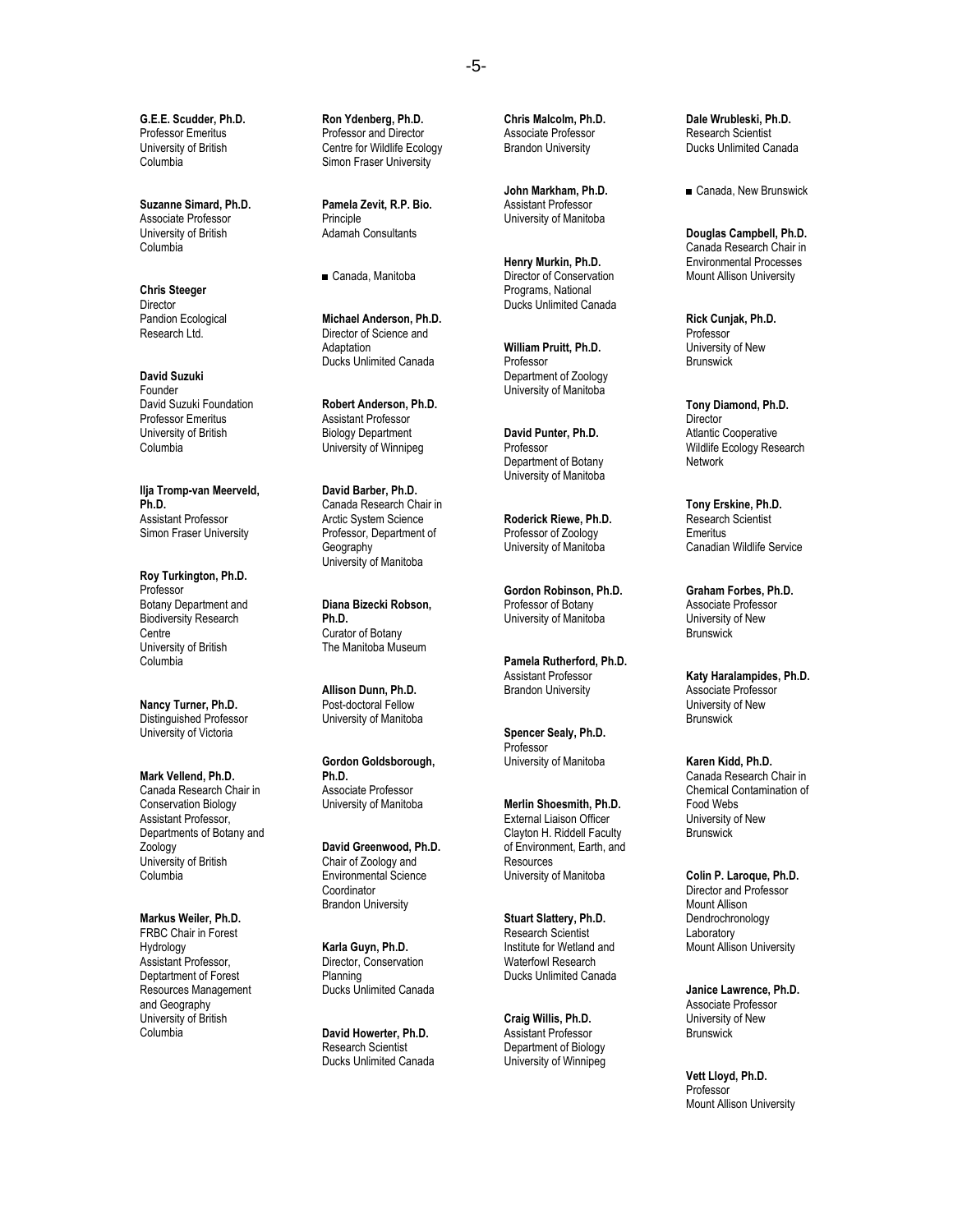**G.E.E. Scudder, Ph.D.**
Professor Emeritus
University of British Columbia

**Suzanne Simard, Ph.D.**
Associate Professor
University of British Columbia

**Chris Steeger**
Director
Pandion Ecological Research Ltd.

**David Suzuki**
Founder
David Suzuki Foundation
Professor Emeritus
University of British Columbia

**Ilja Tromp-van Meerveld, Ph.D.**
Assistant Professor
Simon Fraser University

**Roy Turkington, Ph.D.**
Professor
Botany Department and Biodiversity Research Centre
University of British Columbia

**Nancy Turner, Ph.D.**
Distinguished Professor
University of Victoria

**Mark Vellend, Ph.D.**
Canada Research Chair in Conservation Biology
Assistant Professor, Departments of Botany and Zoology
University of British Columbia

**Markus Weiler, Ph.D.**
FRBC Chair in Forest Hydrology
Assistant Professor, Deptartment of Forest Resources Management and Geography
University of British Columbia

**Ron Ydenberg, Ph.D.**
Professor and Director
Centre for Wildlife Ecology
Simon Fraser University

**Pamela Zevit, R.P. Bio.**
Principle
Adamah Consultants

■ Canada, Manitoba

**Michael Anderson, Ph.D.**
Director of Science and Adaptation
Ducks Unlimited Canada

**Robert Anderson, Ph.D.**
Assistant Professor
Biology Department
University of Winnipeg

**David Barber, Ph.D.**
Canada Research Chair in Arctic System Science
Professor, Department of Geography
University of Manitoba

**Diana Bizecki Robson, Ph.D.**
Curator of Botany
The Manitoba Museum

**Allison Dunn, Ph.D.**
Post-doctoral Fellow
University of Manitoba

**Gordon Goldsborough, Ph.D.**
Associate Professor
University of Manitoba

**David Greenwood, Ph.D.**
Chair of Zoology and Environmental Science Coordinator
Brandon University

**Karla Guyn, Ph.D.**
Director, Conservation Planning
Ducks Unlimited Canada

**David Howerter, Ph.D.**
Research Scientist
Ducks Unlimited Canada

**Chris Malcolm, Ph.D.**
Associate Professor
Brandon University

**John Markham, Ph.D.**
Assistant Professor
University of Manitoba

**Henry Murkin, Ph.D.**
Director of Conservation Programs, National
Ducks Unlimited Canada

**William Pruitt, Ph.D.**
Professor
Department of Zoology
University of Manitoba

**David Punter, Ph.D.**
Professor
Department of Botany
University of Manitoba

**Roderick Riewe, Ph.D.**
Professor of Zoology
University of Manitoba

**Gordon Robinson, Ph.D.**
Professor of Botany
University of Manitoba

**Pamela Rutherford, Ph.D.**
Assistant Professor
Brandon University

**Spencer Sealy, Ph.D.**
Professor
University of Manitoba

**Merlin Shoesmith, Ph.D.**
External Liaison Officer
Clayton H. Riddell Faculty of Environment, Earth, and Resources
University of Manitoba

**Stuart Slattery, Ph.D.**
Research Scientist
Institute for Wetland and Waterfowl Research
Ducks Unlimited Canada

**Craig Willis, Ph.D.**
Assistant Professor
Department of Biology
University of Winnipeg

**Dale Wrubleski, Ph.D.**
Research Scientist
Ducks Unlimited Canada

■ Canada, New Brunswick

**Douglas Campbell, Ph.D.**
Canada Research Chair in Environmental Processes
Mount Allison University

**Rick Cunjak, Ph.D.**
Professor
University of New Brunswick

**Tony Diamond, Ph.D.**
Director
Atlantic Cooperative Wildlife Ecology Research Network

**Tony Erskine, Ph.D.**
Research Scientist Emeritus
Canadian Wildlife Service

**Graham Forbes, Ph.D.**
Associate Professor
University of New Brunswick

**Katy Haralampides, Ph.D.**
Associate Professor
University of New Brunswick

**Karen Kidd, Ph.D.**
Canada Research Chair in Chemical Contamination of Food Webs
University of New Brunswick

**Colin P. Laroque, Ph.D.**
Director and Professor
Mount Allison Dendrochronology Laboratory
Mount Allison University

**Janice Lawrence, Ph.D.**
Associate Professor
University of New Brunswick

**Vett Lloyd, Ph.D.**
Professor
Mount Allison University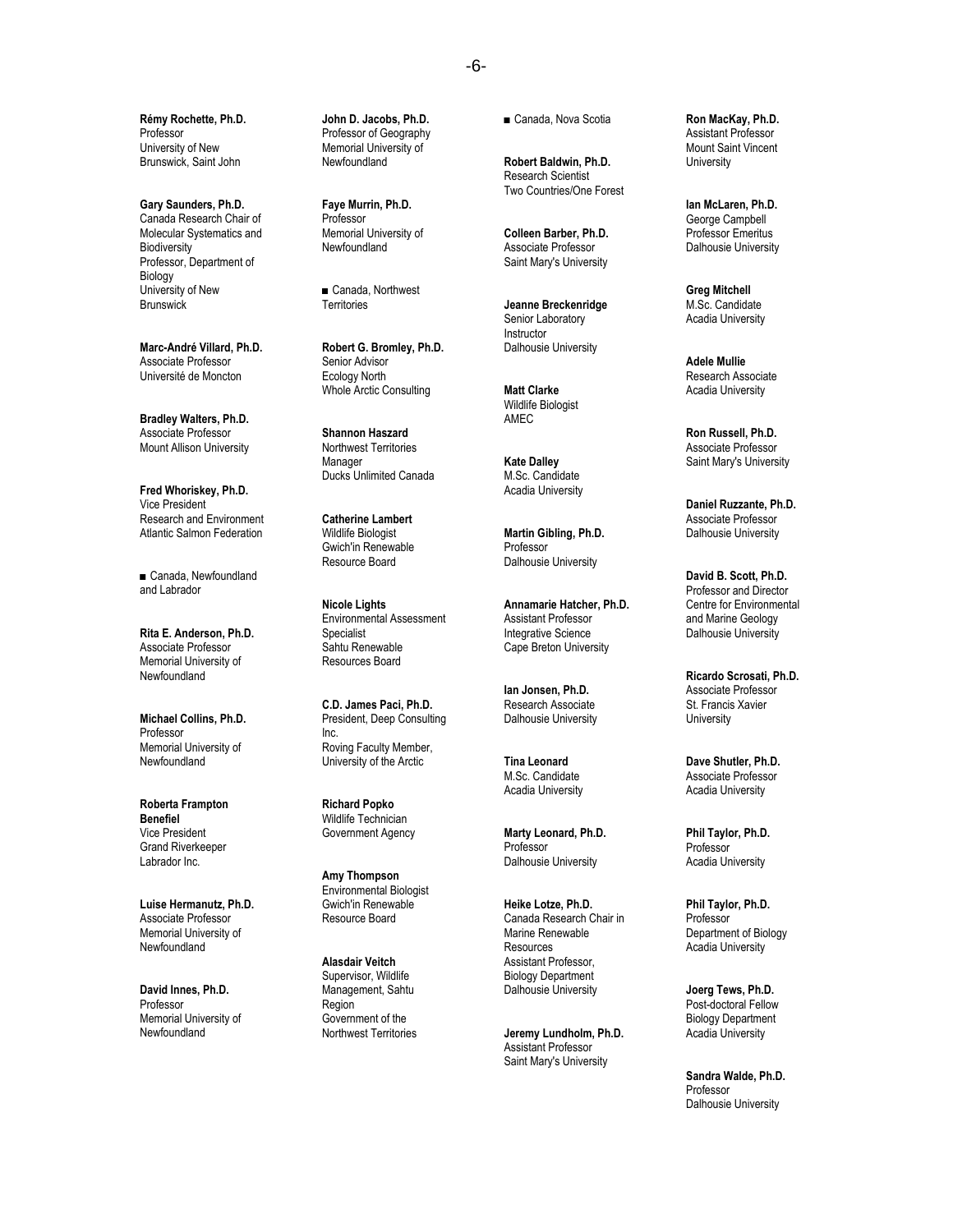**Rémy Rochette, Ph.D.**
Professor
University of New Brunswick, Saint John

**Gary Saunders, Ph.D.**
Canada Research Chair of Molecular Systematics and Biodiversity
Professor, Department of Biology
University of New Brunswick

**Marc-André Villard, Ph.D.**
Associate Professor
Université de Moncton

**Bradley Walters, Ph.D.**
Associate Professor
Mount Allison University

**Fred Whoriskey, Ph.D.**
Vice President
Research and Environment
Atlantic Salmon Federation

■ Canada, Newfoundland and Labrador

**Rita E. Anderson, Ph.D.**
Associate Professor
Memorial University of Newfoundland

**Michael Collins, Ph.D.**
Professor
Memorial University of Newfoundland

**Roberta Frampton Benefiel**
Vice President
Grand Riverkeeper Labrador Inc.

**Luise Hermanutz, Ph.D.**
Associate Professor
Memorial University of Newfoundland

**David Innes, Ph.D.**
Professor
Memorial University of Newfoundland

**John D. Jacobs, Ph.D.**
Professor of Geography
Memorial University of Newfoundland

**Faye Murrin, Ph.D.**
Professor
Memorial University of Newfoundland

■ Canada, Northwest Territories

**Robert G. Bromley, Ph.D.**
Senior Advisor
Ecology North
Whole Arctic Consulting

**Shannon Haszard**
Northwest Territories Manager
Ducks Unlimited Canada

**Catherine Lambert**
Wildlife Biologist
Gwich'in Renewable Resource Board

**Nicole Lights**
Environmental Assessment Specialist
Sahtu Renewable Resources Board

**C.D. James Paci, Ph.D.**
President, Deep Consulting Inc.
Roving Faculty Member, University of the Arctic

**Richard Popko**
Wildlife Technician
Government Agency

**Amy Thompson**
Environmental Biologist
Gwich'in Renewable Resource Board

**Alasdair Veitch**
Supervisor, Wildlife Management, Sahtu Region
Government of the Northwest Territories

■ Canada, Nova Scotia

**Robert Baldwin, Ph.D.**
Research Scientist
Two Countries/One Forest

**Colleen Barber, Ph.D.**
Associate Professor
Saint Mary's University

**Jeanne Breckenridge**
Senior Laboratory Instructor
Dalhousie University

**Matt Clarke**
Wildlife Biologist
AMEC

**Kate Dalley**
M.Sc. Candidate
Acadia University

**Martin Gibling, Ph.D.**
Professor
Dalhousie University

**Annamarie Hatcher, Ph.D.**
Assistant Professor
Integrative Science
Cape Breton University

**Ian Jonsen, Ph.D.**
Research Associate
Dalhousie University

**Tina Leonard**
M.Sc. Candidate
Acadia University

**Marty Leonard, Ph.D.**
Professor
Dalhousie University

**Heike Lotze, Ph.D.**
Canada Research Chair in Marine Renewable Resources
Assistant Professor, Biology Department
Dalhousie University

**Jeremy Lundholm, Ph.D.**
Assistant Professor
Saint Mary's University

**Ron MacKay, Ph.D.**
Assistant Professor
Mount Saint Vincent University

**Ian McLaren, Ph.D.**
George Campbell Professor Emeritus
Dalhousie University

**Greg Mitchell**
M.Sc. Candidate
Acadia University

**Adele Mullie**
Research Associate
Acadia University

**Ron Russell, Ph.D.**
Associate Professor
Saint Mary's University

**Daniel Ruzzante, Ph.D.**
Associate Professor
Dalhousie University

**David B. Scott, Ph.D.**
Professor and Director
Centre for Environmental and Marine Geology
Dalhousie University

**Ricardo Scrosati, Ph.D.**
Associate Professor
St. Francis Xavier University

**Dave Shutler, Ph.D.**
Associate Professor
Acadia University

**Phil Taylor, Ph.D.**
Professor
Acadia University

**Phil Taylor, Ph.D.**
Professor
Department of Biology
Acadia University

**Joerg Tews, Ph.D.**
Post-doctoral Fellow
Biology Department
Acadia University

**Sandra Walde, Ph.D.**
Professor
Dalhousie University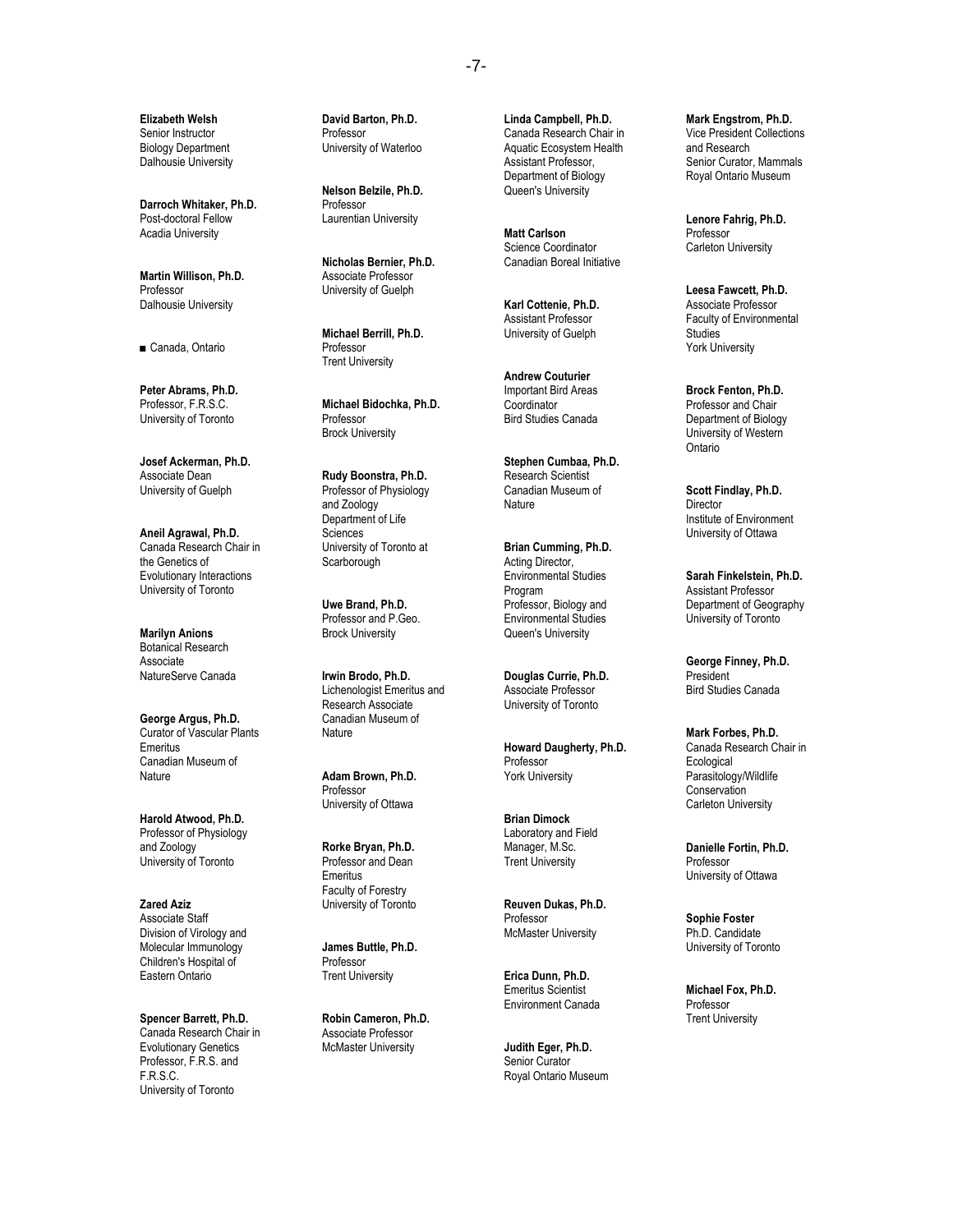**Elizabeth Welsh**
Senior Instructor
Biology Department
Dalhousie University

**Darroch Whitaker, Ph.D.**
Post-doctoral Fellow
Acadia University

**Martin Willison, Ph.D.**
Professor
Dalhousie University

■ Canada, Ontario

**Peter Abrams, Ph.D.**
Professor, F.R.S.C.
University of Toronto

**Josef Ackerman, Ph.D.**
Associate Dean
University of Guelph

**Aneil Agrawal, Ph.D.**
Canada Research Chair in the Genetics of Evolutionary Interactions
University of Toronto

**Marilyn Anions**
Botanical Research Associate
NatureServe Canada

**George Argus, Ph.D.**
Curator of Vascular Plants Emeritus
Canadian Museum of Nature

**Harold Atwood, Ph.D.**
Professor of Physiology and Zoology
University of Toronto

**Zared Aziz**
Associate Staff
Division of Virology and Molecular Immunology
Children's Hospital of Eastern Ontario

**Spencer Barrett, Ph.D.**
Canada Research Chair in Evolutionary Genetics
Professor, F.R.S. and F.R.S.C.
University of Toronto

**David Barton, Ph.D.**
Professor
University of Waterloo

**Nelson Belzile, Ph.D.**
Professor
Laurentian University

**Nicholas Bernier, Ph.D.**
Associate Professor
University of Guelph

**Michael Berrill, Ph.D.**
Professor
Trent University

**Michael Bidochka, Ph.D.**
Professor
Brock University

**Rudy Boonstra, Ph.D.**
Professor of Physiology and Zoology
Department of Life Sciences
University of Toronto at Scarborough

**Uwe Brand, Ph.D.**
Professor and P.Geo.
Brock University

**Irwin Brodo, Ph.D.**
Lichenologist Emeritus and Research Associate
Canadian Museum of Nature

**Adam Brown, Ph.D.**
Professor
University of Ottawa

**Rorke Bryan, Ph.D.**
Professor and Dean Emeritus
Faculty of Forestry
University of Toronto

**James Buttle, Ph.D.**
Professor
Trent University

**Robin Cameron, Ph.D.**
Associate Professor
McMaster University

**Linda Campbell, Ph.D.**
Canada Research Chair in Aquatic Ecosystem Health
Assistant Professor, Department of Biology
Queen's University

**Matt Carlson**
Science Coordinator
Canadian Boreal Initiative

**Karl Cottenie, Ph.D.**
Assistant Professor
University of Guelph

**Andrew Couturier**
Important Bird Areas Coordinator
Bird Studies Canada

**Stephen Cumbaa, Ph.D.**
Research Scientist
Canadian Museum of Nature

**Brian Cumming, Ph.D.**
Acting Director, Environmental Studies Program
Professor, Biology and Environmental Studies
Queen's University

**Douglas Currie, Ph.D.**
Associate Professor
University of Toronto

**Howard Daugherty, Ph.D.**
Professor
York University

**Brian Dimock**
Laboratory and Field Manager, M.Sc.
Trent University

**Reuven Dukas, Ph.D.**
Professor
McMaster University

**Erica Dunn, Ph.D.**
Emeritus Scientist
Environment Canada

**Judith Eger, Ph.D.**
Senior Curator
Royal Ontario Museum

**Mark Engstrom, Ph.D.**
Vice President Collections and Research
Senior Curator, Mammals
Royal Ontario Museum

**Lenore Fahrig, Ph.D.**
Professor
Carleton University

**Leesa Fawcett, Ph.D.**
Associate Professor
Faculty of Environmental Studies
York University

**Brock Fenton, Ph.D.**
Professor and Chair
Department of Biology
University of Western Ontario

**Scott Findlay, Ph.D.**
Director
Institute of Environment
University of Ottawa

**Sarah Finkelstein, Ph.D.**
Assistant Professor
Department of Geography
University of Toronto

**George Finney, Ph.D.**
President
Bird Studies Canada

**Mark Forbes, Ph.D.**
Canada Research Chair in Ecological Parasitology/Wildlife Conservation
Carleton University

**Danielle Fortin, Ph.D.**
Professor
University of Ottawa

**Sophie Foster**
Ph.D. Candidate
University of Toronto

**Michael Fox, Ph.D.**
Professor
Trent University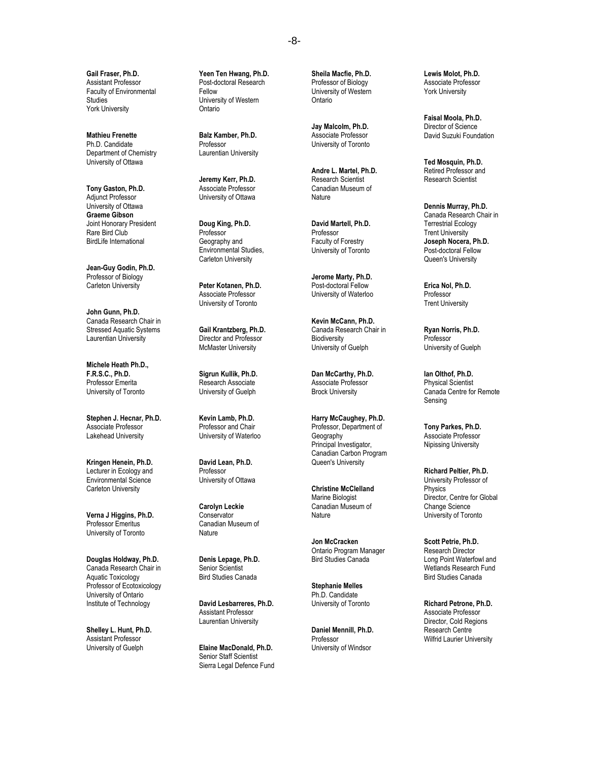**Gail Fraser, Ph.D.**
Assistant Professor
Faculty of Environmental Studies
York University

**Mathieu Frenette**
Ph.D. Candidate
Department of Chemistry
University of Ottawa

**Tony Gaston, Ph.D.**
Adjunct Professor
University of Ottawa

**Graeme Gibson**
Joint Honorary President
Rare Bird Club
BirdLife International

**Jean-Guy Godin, Ph.D.**
Professor of Biology
Carleton University

**John Gunn, Ph.D.**
Canada Research Chair in Stressed Aquatic Systems
Laurentian University

**Michele Heath Ph.D., F.R.S.C., Ph.D.**
Professor Emerita
University of Toronto

**Stephen J. Hecnar, Ph.D.**
Associate Professor
Lakehead University

**Kringen Henein, Ph.D.**
Lecturer in Ecology and Environmental Science
Carleton University

**Verna J Higgins, Ph.D.**
Professor Emeritus
University of Toronto

**Douglas Holdway, Ph.D.**
Canada Research Chair in Aquatic Toxicology
Professor of Ecotoxicology
University of Ontario Institute of Technology

**Shelley L. Hunt, Ph.D.**
Assistant Professor
University of Guelph

**Yeen Ten Hwang, Ph.D.**
Post-doctoral Research Fellow
University of Western Ontario

**Balz Kamber, Ph.D.**
Professor
Laurentian University

**Jeremy Kerr, Ph.D.**
Associate Professor
University of Ottawa

**Doug King, Ph.D.**
Professor
Geography and Environmental Studies, Carleton University

**Peter Kotanen, Ph.D.**
Associate Professor
University of Toronto

**Gail Krantzberg, Ph.D.**
Director and Professor
McMaster University

**Sigrun Kullik, Ph.D.**
Research Associate
University of Guelph

**Kevin Lamb, Ph.D.**
Professor and Chair
University of Waterloo

**David Lean, Ph.D.**
Professor
University of Ottawa

**Carolyn Leckie**
Conservator
Canadian Museum of Nature

**Denis Lepage, Ph.D.**
Senior Scientist
Bird Studies Canada

**David Lesbarreres, Ph.D.**
Assistant Professor
Laurentian University

**Elaine MacDonald, Ph.D.**
Senior Staff Scientist
Sierra Legal Defence Fund

**Sheila Macfie, Ph.D.**
Professor of Biology
University of Western Ontario

**Jay Malcolm, Ph.D.**
Associate Professor
University of Toronto

**Andre L. Martel, Ph.D.**
Research Scientist
Canadian Museum of Nature

**David Martell, Ph.D.**
Professor
Faculty of Forestry
University of Toronto

**Jerome Marty, Ph.D.**
Post-doctoral Fellow
University of Waterloo

**Kevin McCann, Ph.D.**
Canada Research Chair in Biodiversity
University of Guelph

**Dan McCarthy, Ph.D.**
Associate Professor
Brock University

**Harry McCaughey, Ph.D.**
Professor, Department of Geography
Principal Investigator, Canadian Carbon Program
Queen's University

**Christine McClelland**
Marine Biologist
Canadian Museum of Nature

**Jon McCracken**
Ontario Program Manager
Bird Studies Canada

**Stephanie Melles**
Ph.D. Candidate
University of Toronto

**Daniel Mennill, Ph.D.**
Professor
University of Windsor

**Lewis Molot, Ph.D.**
Associate Professor
York University

**Faisal Moola, Ph.D.**
Director of Science
David Suzuki Foundation

**Ted Mosquin, Ph.D.**
Retired Professor and Research Scientist

**Dennis Murray, Ph.D.**
Canada Research Chair in Terrestrial Ecology
Trent University

**Joseph Nocera, Ph.D.**
Post-doctoral Fellow
Queen's University

**Erica Nol, Ph.D.**
Professor
Trent University

**Ryan Norris, Ph.D.**
Professor
University of Guelph

**Ian Olthof, Ph.D.**
Physical Scientist
Canada Centre for Remote Sensing

**Tony Parkes, Ph.D.**
Associate Professor
Nipissing University

**Richard Peltier, Ph.D.**
University Professor of Physics
Director, Centre for Global Change Science
University of Toronto

**Scott Petrie, Ph.D.**
Research Director
Long Point Waterfowl and Wetlands Research Fund
Bird Studies Canada

**Richard Petrone, Ph.D.**
Associate Professor
Director, Cold Regions Research Centre
Wilfrid Laurier University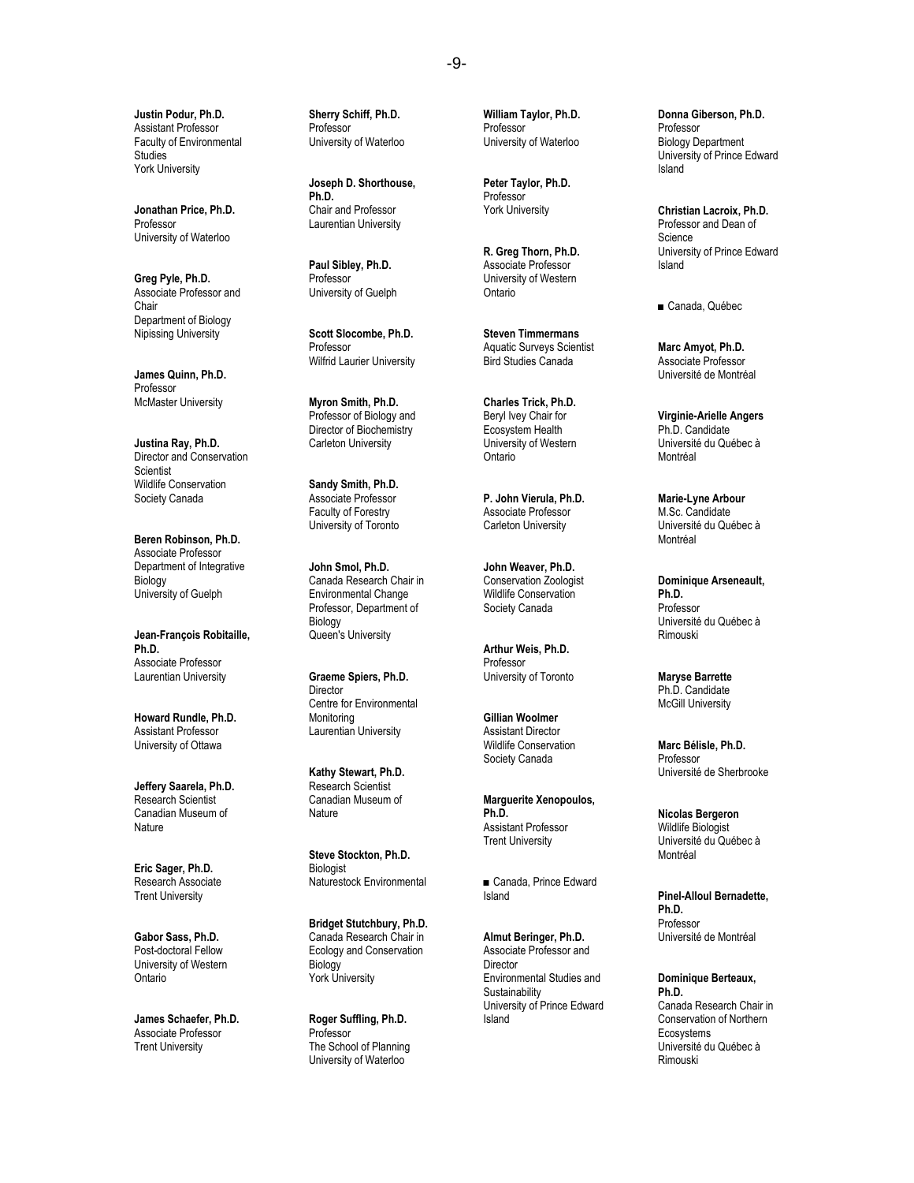**Justin Podur, Ph.D.**
Assistant Professor
Faculty of Environmental Studies
York University

**Jonathan Price, Ph.D.**
Professor
University of Waterloo

**Greg Pyle, Ph.D.**
Associate Professor and Chair
Department of Biology
Nipissing University

**James Quinn, Ph.D.**
Professor
McMaster University

**Justina Ray, Ph.D.**
Director and Conservation Scientist
Wildlife Conservation Society Canada

**Beren Robinson, Ph.D.**
Associate Professor
Department of Integrative Biology
University of Guelph

**Jean-François Robitaille, Ph.D.**
Associate Professor
Laurentian University

**Howard Rundle, Ph.D.**
Assistant Professor
University of Ottawa

**Jeffery Saarela, Ph.D.**
Research Scientist
Canadian Museum of Nature

**Eric Sager, Ph.D.**
Research Associate
Trent University

**Gabor Sass, Ph.D.**
Post-doctoral Fellow
University of Western Ontario

**James Schaefer, Ph.D.**
Associate Professor
Trent University

**Sherry Schiff, Ph.D.**
Professor
University of Waterloo

**Joseph D. Shorthouse, Ph.D.**
Chair and Professor
Laurentian University

**Paul Sibley, Ph.D.**
Professor
University of Guelph

**Scott Slocombe, Ph.D.**
Professor
Wilfrid Laurier University

**Myron Smith, Ph.D.**
Professor of Biology and Director of Biochemistry
Carleton University

**Sandy Smith, Ph.D.**
Associate Professor
Faculty of Forestry
University of Toronto

**John Smol, Ph.D.**
Canada Research Chair in Environmental Change
Professor, Department of Biology
Queen's University

**Graeme Spiers, Ph.D.**
Director
Centre for Environmental Monitoring
Laurentian University

**Kathy Stewart, Ph.D.**
Research Scientist
Canadian Museum of Nature

**Steve Stockton, Ph.D.**
Biologist
Naturestock Environmental

**Bridget Stutchbury, Ph.D.**
Canada Research Chair in Ecology and Conservation Biology
York University

**Roger Suffling, Ph.D.**
Professor
The School of Planning
University of Waterloo

**William Taylor, Ph.D.**
Professor
University of Waterloo

**Peter Taylor, Ph.D.**
Professor
York University

**R. Greg Thorn, Ph.D.**
Associate Professor
University of Western Ontario

**Steven Timmermans**
Aquatic Surveys Scientist
Bird Studies Canada

**Charles Trick, Ph.D.**
Beryl Ivey Chair for Ecosystem Health
University of Western Ontario

**P. John Vierula, Ph.D.**
Associate Professor
Carleton University

**John Weaver, Ph.D.**
Conservation Zoologist
Wildlife Conservation Society Canada

**Arthur Weis, Ph.D.**
Professor
University of Toronto

**Gillian Woolmer**
Assistant Director
Wildlife Conservation Society Canada

**Marguerite Xenopoulos, Ph.D.**
Assistant Professor
Trent University

■ Canada, Prince Edward Island

**Almut Beringer, Ph.D.**
Associate Professor and Director
Environmental Studies and Sustainability
University of Prince Edward Island

**Donna Giberson, Ph.D.**
Professor
Biology Department
University of Prince Edward Island

**Christian Lacroix, Ph.D.**
Professor and Dean of Science
University of Prince Edward Island

■ Canada, Québec

**Marc Amyot, Ph.D.**
Associate Professor
Université de Montréal

**Virginie-Arielle Angers**
Ph.D. Candidate
Université du Québec à Montréal

**Marie-Lyne Arbour**
M.Sc. Candidate
Université du Québec à Montréal

**Dominique Arseneault, Ph.D.**
Professor
Université du Québec à Rimouski

**Maryse Barrette**
Ph.D. Candidate
McGill University

**Marc Bélisle, Ph.D.**
Professor
Université de Sherbrooke

**Nicolas Bergeron**
Wildlife Biologist
Université du Québec à Montréal

**Pinel-Alloul Bernadette, Ph.D.**
Professor
Université de Montréal

**Dominique Berteaux, Ph.D.**
Canada Research Chair in Conservation of Northern Ecosystems
Université du Québec à Rimouski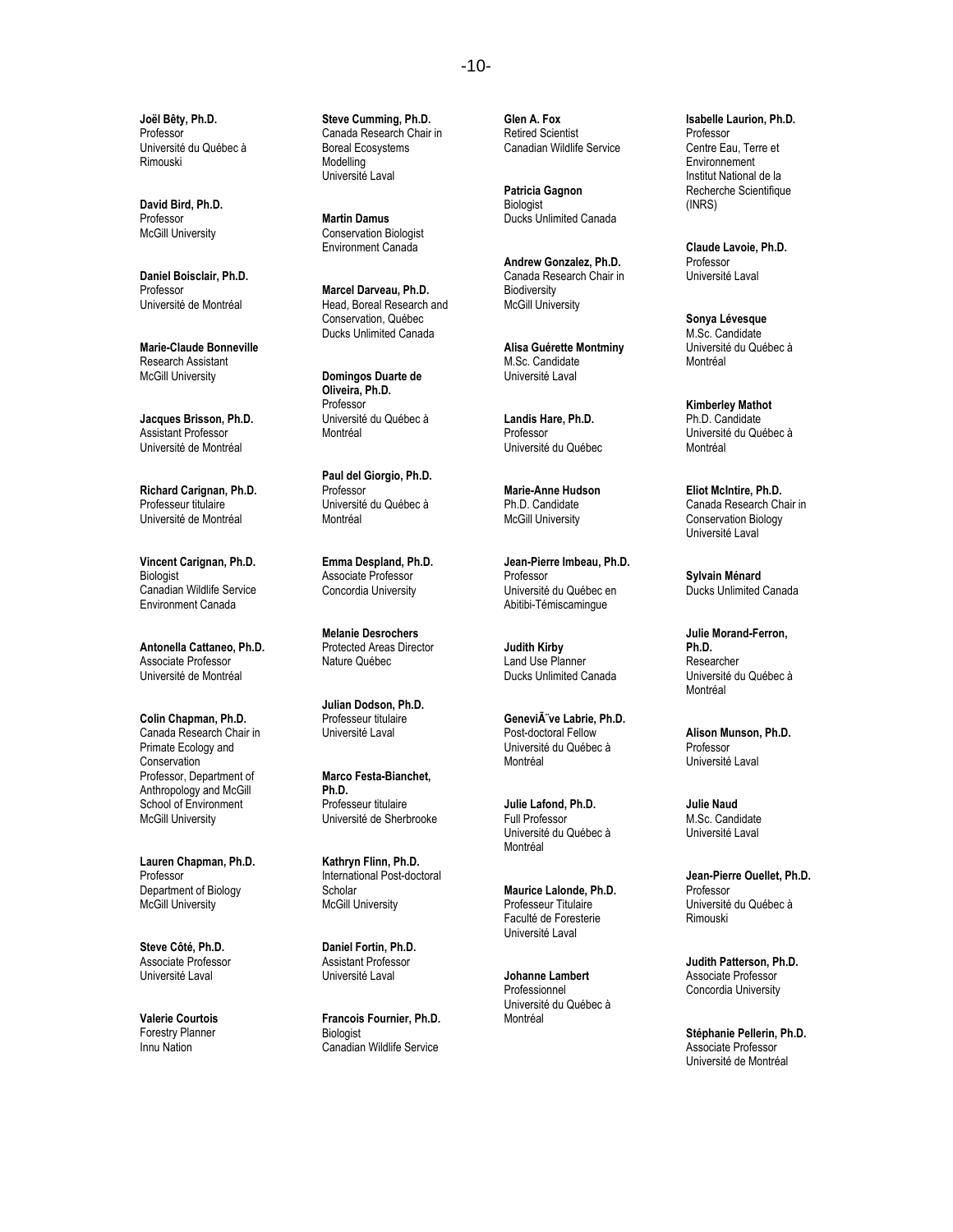**Joël Bêty, Ph.D.**
Professor
Université du Québec à Rimouski

**David Bird, Ph.D.**
Professor
McGill University

**Daniel Boisclair, Ph.D.**
Professor
Université de Montréal

**Marie-Claude Bonneville**
Research Assistant
McGill University

**Jacques Brisson, Ph.D.**
Assistant Professor
Université de Montréal

**Richard Carignan, Ph.D.**
Professeur titulaire
Université de Montréal

**Vincent Carignan, Ph.D.**
Biologist
Canadian Wildlife Service
Environment Canada

**Antonella Cattaneo, Ph.D.**
Associate Professor
Université de Montréal

**Colin Chapman, Ph.D.**
Canada Research Chair in Primate Ecology and Conservation
Professor, Department of Anthropology and McGill School of Environment
McGill University

**Lauren Chapman, Ph.D.**
Professor
Department of Biology
McGill University

**Steve Côté, Ph.D.**
Associate Professor
Université Laval

**Valerie Courtois**
Forestry Planner
Innu Nation

**Steve Cumming, Ph.D.**
Canada Research Chair in Boreal Ecosystems Modelling
Université Laval

**Martin Damus**
Conservation Biologist
Environment Canada

**Marcel Darveau, Ph.D.**
Head, Boreal Research and Conservation, Québec
Ducks Unlimited Canada

**Domingos Duarte de Oliveira, Ph.D.**
Professor
Université du Québec à Montréal

**Paul del Giorgio, Ph.D.**
Professor
Université du Québec à Montréal

**Emma Despland, Ph.D.**
Associate Professor
Concordia University

**Melanie Desrochers**
Protected Areas Director
Nature Québec

**Julian Dodson, Ph.D.**
Professeur titulaire
Université Laval

**Marco Festa-Bianchet, Ph.D.**
Professeur titulaire
Université de Sherbrooke

**Kathryn Flinn, Ph.D.**
International Post-doctoral Scholar
McGill University

**Daniel Fortin, Ph.D.**
Assistant Professor
Université Laval

**Francois Fournier, Ph.D.**
Biologist
Canadian Wildlife Service

**Glen A. Fox**
Retired Scientist
Canadian Wildlife Service

**Patricia Gagnon**
Biologist
Ducks Unlimited Canada

**Andrew Gonzalez, Ph.D.**
Canada Research Chair in Biodiversity
McGill University

**Alisa Guérette Montminy**
M.Sc. Candidate
Université Laval

**Landis Hare, Ph.D.**
Professor
Université du Québec

**Marie-Anne Hudson**
Ph.D. Candidate
McGill University

**Jean-Pierre Imbeau, Ph.D.**
Professor
Université du Québec en Abitibi-Témiscamingue

**Judith Kirby**
Land Use Planner
Ducks Unlimited Canada

**GeneviÃ¨ve Labrie, Ph.D.**
Post-doctoral Fellow
Université du Québec à Montréal

**Julie Lafond, Ph.D.**
Full Professor
Université du Québec à Montréal

**Maurice Lalonde, Ph.D.**
Professeur Titulaire
Faculté de Foresterie
Université Laval

**Johanne Lambert**
Professionnel
Université du Québec à Montréal

**Isabelle Laurion, Ph.D.**
Professor
Centre Eau, Terre et Environnement
Institut National de la Recherche Scientifique (INRS)

**Claude Lavoie, Ph.D.**
Professor
Université Laval

**Sonya Lévesque**
M.Sc. Candidate
Université du Québec à Montréal

**Kimberley Mathot**
Ph.D. Candidate
Université du Québec à Montréal

**Eliot McIntire, Ph.D.**
Canada Research Chair in Conservation Biology
Université Laval

**Sylvain Ménard**
Ducks Unlimited Canada

**Julie Morand-Ferron, Ph.D.**
Researcher
Université du Québec à Montréal

**Alison Munson, Ph.D.**
Professor
Université Laval

**Julie Naud**
M.Sc. Candidate
Université Laval

**Jean-Pierre Ouellet, Ph.D.**
Professor
Université du Québec à Rimouski

**Judith Patterson, Ph.D.**
Associate Professor
Concordia University

**Stéphanie Pellerin, Ph.D.**
Associate Professor
Université de Montréal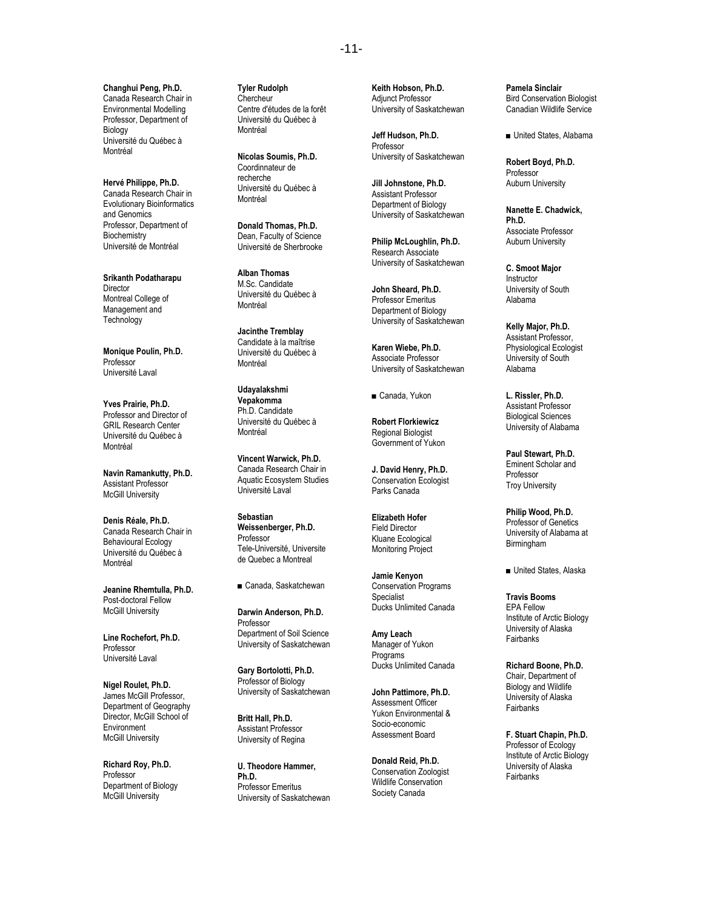**Changhui Peng, Ph.D.**
Canada Research Chair in Environmental Modelling
Professor, Department of Biology
Université du Québec à Montréal

**Hervé Philippe, Ph.D.**
Canada Research Chair in Evolutionary Bioinformatics and Genomics
Professor, Department of Biochemistry
Université de Montréal

**Srikanth Podatharapu**
Director
Montreal College of Management and Technology

**Monique Poulin, Ph.D.**
Professor
Université Laval

**Yves Prairie, Ph.D.**
Professor and Director of GRIL Research Center
Université du Québec à Montréal

**Navin Ramankutty, Ph.D.**
Assistant Professor
McGill University

**Denis Réale, Ph.D.**
Canada Research Chair in Behavioural Ecology
Université du Québec à Montréal

**Jeanine Rhemtulla, Ph.D.**
Post-doctoral Fellow
McGill University

**Line Rochefort, Ph.D.**
Professor
Université Laval

**Nigel Roulet, Ph.D.**
James McGill Professor, Department of Geography
Director, McGill School of Environment
McGill University

**Richard Roy, Ph.D.**
Professor
Department of Biology
McGill University

**Tyler Rudolph**
Chercheur
Centre d'études de la forêt
Université du Québec à Montréal

**Nicolas Soumis, Ph.D.**
Coordinnateur de recherche
Université du Québec à Montréal

**Donald Thomas, Ph.D.**
Dean, Faculty of Science
Université de Sherbrooke

**Alban Thomas**
M.Sc. Candidate
Université du Québec à Montréal

**Jacinthe Tremblay**
Candidate à la maîtrise
Université du Québec à Montréal

**Udayalakshmi Vepakomma**
Ph.D. Candidate
Université du Québec à Montréal

**Vincent Warwick, Ph.D.**
Canada Research Chair in Aquatic Ecosystem Studies
Université Laval

**Sebastian Weissenberger, Ph.D.**
Professor
Tele-Université, Universite de Quebec a Montreal

■ Canada, Saskatchewan

**Darwin Anderson, Ph.D.**
Professor
Department of Soil Science
University of Saskatchewan

**Gary Bortolotti, Ph.D.**
Professor of Biology
University of Saskatchewan

**Britt Hall, Ph.D.**
Assistant Professor
University of Regina

**U. Theodore Hammer, Ph.D.**
Professor Emeritus
University of Saskatchewan

**Keith Hobson, Ph.D.**
Adjunct Professor
University of Saskatchewan

**Jeff Hudson, Ph.D.**
Professor
University of Saskatchewan

**Jill Johnstone, Ph.D.**
Assistant Professor
Department of Biology
University of Saskatchewan

**Philip McLoughlin, Ph.D.**
Research Associate
University of Saskatchewan

**John Sheard, Ph.D.**
Professor Emeritus
Department of Biology
University of Saskatchewan

**Karen Wiebe, Ph.D.**
Associate Professor
University of Saskatchewan

■ Canada, Yukon

**Robert Florkiewicz**
Regional Biologist
Government of Yukon

**J. David Henry, Ph.D.**
Conservation Ecologist
Parks Canada

**Elizabeth Hofer**
Field Director
Kluane Ecological Monitoring Project

**Jamie Kenyon**
Conservation Programs Specialist
Ducks Unlimited Canada

**Amy Leach**
Manager of Yukon Programs
Ducks Unlimited Canada

**John Pattimore, Ph.D.**
Assessment Officer
Yukon Environmental & Socio-economic Assessment Board

**Donald Reid, Ph.D.**
Conservation Zoologist
Wildlife Conservation Society Canada

**Pamela Sinclair**
Bird Conservation Biologist
Canadian Wildlife Service

■ United States, Alabama

**Robert Boyd, Ph.D.**
Professor
Auburn University

**Nanette E. Chadwick, Ph.D.**
Associate Professor
Auburn University

**C. Smoot Major**
Instructor
University of South Alabama

**Kelly Major, Ph.D.**
Assistant Professor, Physiological Ecologist
University of South Alabama

**L. Rissler, Ph.D.**
Assistant Professor
Biological Sciences
University of Alabama

**Paul Stewart, Ph.D.**
Eminent Scholar and Professor
Troy University

**Philip Wood, Ph.D.**
Professor of Genetics
University of Alabama at Birmingham

■ United States, Alaska

**Travis Booms**
EPA Fellow
Institute of Arctic Biology
University of Alaska Fairbanks

**Richard Boone, Ph.D.**
Chair, Department of Biology and Wildlife
University of Alaska Fairbanks

**F. Stuart Chapin, Ph.D.**
Professor of Ecology
Institute of Arctic Biology
University of Alaska Fairbanks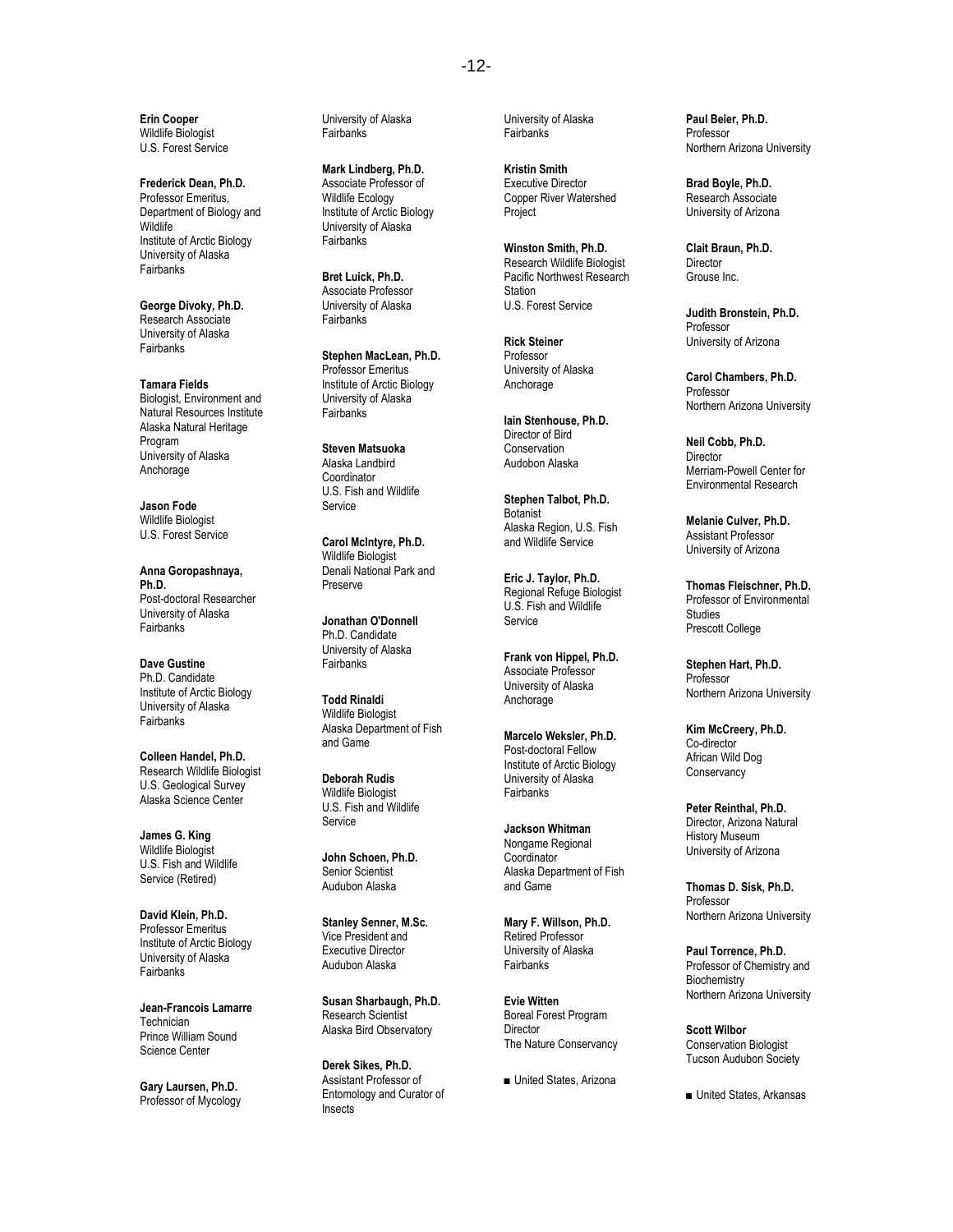**Erin Cooper**
Wildlife Biologist
U.S. Forest Service

**Frederick Dean, Ph.D.**
Professor Emeritus,
Department of Biology and Wildlife
Institute of Arctic Biology
University of Alaska Fairbanks

**George Divoky, Ph.D.**
Research Associate
University of Alaska Fairbanks

**Tamara Fields**
Biologist, Environment and Natural Resources Institute
Alaska Natural Heritage Program
University of Alaska Anchorage

**Jason Fode**
Wildlife Biologist
U.S. Forest Service

**Anna Goropashnaya, Ph.D.**
Post-doctoral Researcher
University of Alaska Fairbanks

**Dave Gustine**
Ph.D. Candidate
Institute of Arctic Biology
University of Alaska Fairbanks

**Colleen Handel, Ph.D.**
Research Wildlife Biologist
U.S. Geological Survey
Alaska Science Center

**James G. King**
Wildlife Biologist
U.S. Fish and Wildlife Service (Retired)

**David Klein, Ph.D.**
Professor Emeritus
Institute of Arctic Biology
University of Alaska Fairbanks

**Jean-Francois Lamarre**
Technician
Prince William Sound Science Center

**Gary Laursen, Ph.D.**
Professor of Mycology
University of Alaska Fairbanks

**Mark Lindberg, Ph.D.**
Associate Professor of Wildlife Ecology
Institute of Arctic Biology
University of Alaska Fairbanks

**Bret Luick, Ph.D.**
Associate Professor
University of Alaska Fairbanks

**Stephen MacLean, Ph.D.**
Professor Emeritus
Institute of Arctic Biology
University of Alaska Fairbanks

**Steven Matsuoka**
Alaska Landbird Coordinator
U.S. Fish and Wildlife Service

**Carol McIntyre, Ph.D.**
Wildlife Biologist
Denali National Park and Preserve

**Jonathan O'Donnell**
Ph.D. Candidate
University of Alaska Fairbanks

**Todd Rinaldi**
Wildlife Biologist
Alaska Department of Fish and Game

**Deborah Rudis**
Wildlife Biologist
U.S. Fish and Wildlife Service

**John Schoen, Ph.D.**
Senior Scientist
Audubon Alaska

**Stanley Senner, M.Sc.**
Vice President and Executive Director
Audubon Alaska

**Susan Sharbaugh, Ph.D.**
Research Scientist
Alaska Bird Observatory

**Derek Sikes, Ph.D.**
Assistant Professor of Entomology and Curator of Insects
University of Alaska Fairbanks

**Kristin Smith**
Executive Director
Copper River Watershed Project

**Winston Smith, Ph.D.**
Research Wildlife Biologist
Pacific Northwest Research Station
U.S. Forest Service

**Rick Steiner**
Professor
University of Alaska Anchorage

**Iain Stenhouse, Ph.D.**
Director of Bird Conservation
Audobon Alaska

**Stephen Talbot, Ph.D.**
Botanist
Alaska Region, U.S. Fish and Wildlife Service

**Eric J. Taylor, Ph.D.**
Regional Refuge Biologist
U.S. Fish and Wildlife Service

**Frank von Hippel, Ph.D.**
Associate Professor
University of Alaska Anchorage

**Marcelo Weksler, Ph.D.**
Post-doctoral Fellow
Institute of Arctic Biology
University of Alaska Fairbanks

**Jackson Whitman**
Nongame Regional Coordinator
Alaska Department of Fish and Game

**Mary F. Willson, Ph.D.**
Retired Professor
University of Alaska Fairbanks

**Evie Witten**
Boreal Forest Program Director
The Nature Conservancy

■ United States, Arizona

**Paul Beier, Ph.D.**
Professor
Northern Arizona University

**Brad Boyle, Ph.D.**
Research Associate
University of Arizona

**Clait Braun, Ph.D.**
Director
Grouse Inc.

**Judith Bronstein, Ph.D.**
Professor
University of Arizona

**Carol Chambers, Ph.D.**
Professor
Northern Arizona University

**Neil Cobb, Ph.D.**
Director
Merriam-Powell Center for Environmental Research

**Melanie Culver, Ph.D.**
Assistant Professor
University of Arizona

**Thomas Fleischner, Ph.D.**
Professor of Environmental Studies
Prescott College

**Stephen Hart, Ph.D.**
Professor
Northern Arizona University

**Kim McCreery, Ph.D.**
Co-director
African Wild Dog Conservancy

**Peter Reinthal, Ph.D.**
Director, Arizona Natural History Museum
University of Arizona

**Thomas D. Sisk, Ph.D.**
Professor
Northern Arizona University

**Paul Torrence, Ph.D.**
Professor of Chemistry and Biochemistry
Northern Arizona University

**Scott Wilbor**
Conservation Biologist
Tucson Audubon Society

■ United States, Arkansas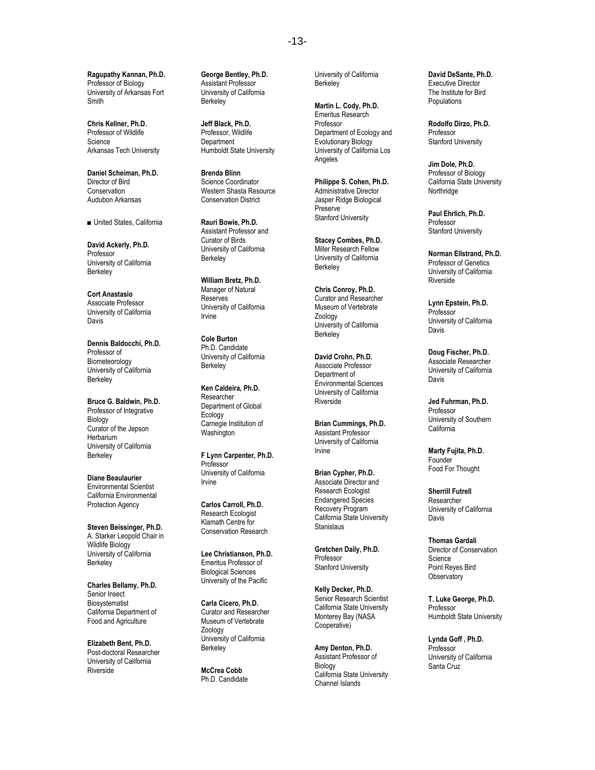**Ragupathy Kannan, Ph.D.**
Professor of Biology
University of Arkansas Fort Smith

**Chris Kellner, Ph.D.**
Professor of Wildlife Science
Arkansas Tech University

**Daniel Scheiman, Ph.D.**
Director of Bird Conservation
Audubon Arkansas

■ United States, California

**David Ackerly, Ph.D.**
Professor
University of California Berkeley

**Cort Anastasio**
Associate Professor
University of California Davis

**Dennis Baldocchi, Ph.D.**
Professor of Biometeorology
University of California Berkeley

**Bruce G. Baldwin, Ph.D.**
Professor of Integrative Biology
Curator of the Jepson Herbarium
University of California Berkeley

**Diane Beaulaurier**
Environmental Scientist
California Environmental Protection Agency

**Steven Beissinger, Ph.D.**
A. Starker Leopold Chair in Wildlife Biology
University of California Berkeley

**Charles Bellamy, Ph.D.**
Senior Insect Biosystematist
California Department of Food and Agriculture

**Elizabeth Bent, Ph.D.**
Post-doctoral Researcher
University of California Riverside

**George Bentley, Ph.D.**
Assistant Professor
University of California Berkeley

**Jeff Black, Ph.D.**
Professor, Wildlife Department
Humboldt State University

**Brenda Blinn**
Science Coordinator
Western Shasta Resource Conservation District

**Rauri Bowie, Ph.D.**
Assistant Professor and Curator of Birds
University of California Berkeley

**William Bretz, Ph.D.**
Manager of Natural Reserves
University of California Irvine

**Cole Burton**
Ph.D. Candidate
University of California Berkeley

**Ken Caldeira, Ph.D.**
Researcher
Department of Global Ecology
Carnegie Institution of Washington

**F Lynn Carpenter, Ph.D.**
Professor
University of California Irvine

**Carlos Carroll, Ph.D.**
Research Ecologist
Klamath Centre for Conservation Research

**Lee Christianson, Ph.D.**
Emeritus Professor of Biological Sciences
University of the Pacific

**Carla Cicero, Ph.D.**
Curator and Researcher
Museum of Vertebrate Zoology
University of California Berkeley

**McCrea Cobb**
Ph.D. Candidate
University of California Berkeley

**Martin L. Cody, Ph.D.**
Emeritus Research Professor
Department of Ecology and Evolutionary Biology
University of California Los Angeles

**Philippe S. Cohen, Ph.D.**
Administrative Director
Jasper Ridge Biological Preserve
Stanford University

**Stacey Combes, Ph.D.**
Miller Research Fellow
University of California Berkeley

**Chris Conroy, Ph.D.**
Curator and Researcher
Museum of Vertebrate Zoology
University of California Berkeley

**David Crohn, Ph.D.**
Associate Professor
Department of Environmental Sciences
University of California Riverside

**Brian Cummings, Ph.D.**
Assistant Professor
University of California Irvine

**Brian Cypher, Ph.D.**
Associate Director and Research Ecologist
Endangered Species Recovery Program
California State University Stanislaus

**Gretchen Daily, Ph.D.**
Professor
Stanford University

**Kelly Decker, Ph.D.**
Senior Research Scientist
California State University Monterey Bay (NASA Cooperative)

**Amy Denton, Ph.D.**
Assistant Professor of Biology
California State University Channel Islands

**David DeSante, Ph.D.**
Executive Director
The Institute for Bird Populations

**Rodolfo Dirzo, Ph.D.**
Professor
Stanford University

**Jim Dole, Ph.D.**
Professor of Biology
California State University Northridge

**Paul Ehrlich, Ph.D.**
Professor
Stanford University

**Norman Ellstrand, Ph.D.**
Professor of Genetics
University of California Riverside

**Lynn Epstein, Ph.D.**
Professor
University of California Davis

**Doug Fischer, Ph.D.**
Associate Researcher
University of California Davis

**Jed Fuhrman, Ph.D.**
Professor
University of Southern California

**Marty Fujita, Ph.D.**
Founder
Food For Thought

**Sherrill Futrell**
Researcher
University of California Davis

**Thomas Gardali**
Director of Conservation Science
Point Reyes Bird Observatory

**T. Luke George, Ph.D.**
Professor
Humboldt State University

**Lynda Goff , Ph.D.**
Professor
University of California Santa Cruz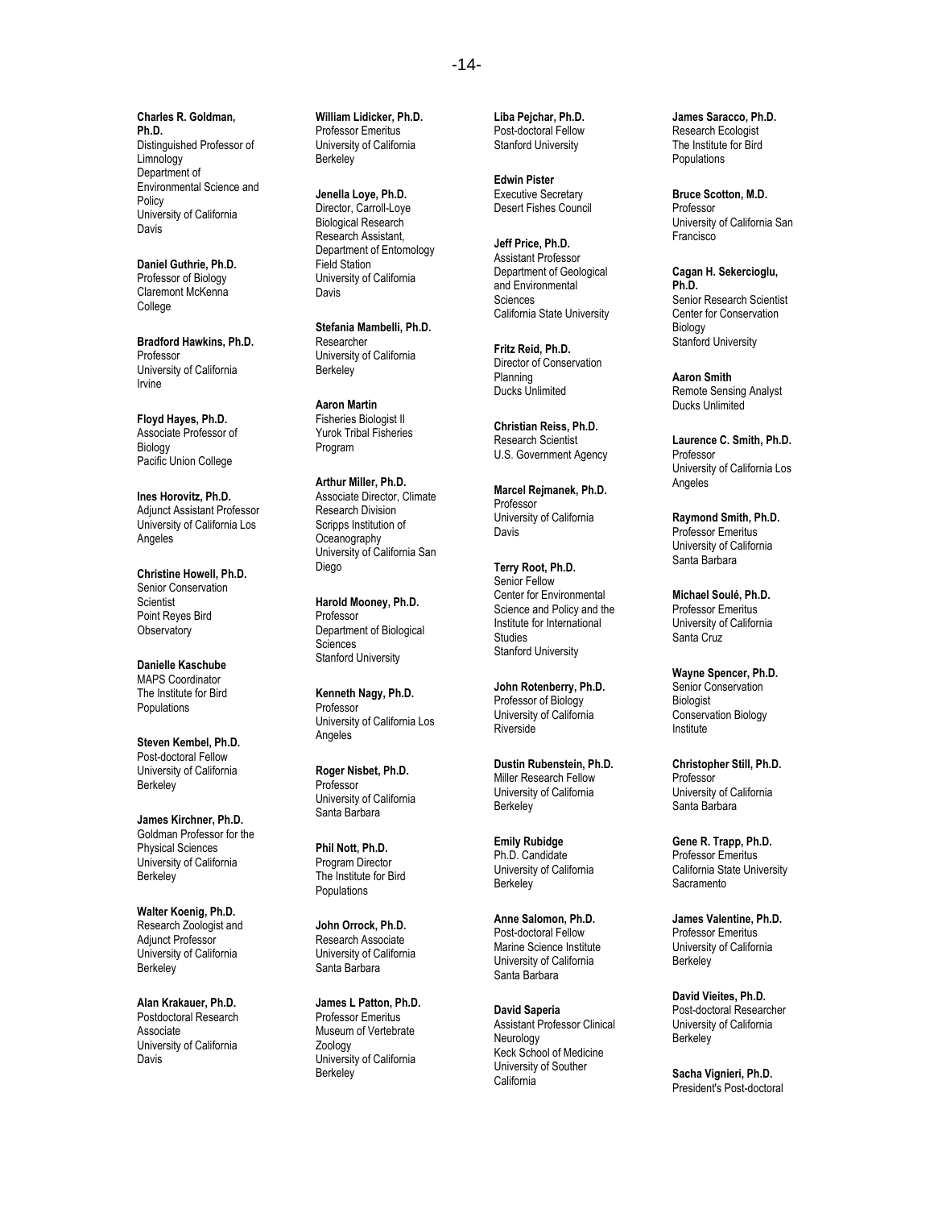**Charles R. Goldman, Ph.D.**
Distinguished Professor of Limnology
Department of Environmental Science and Policy
University of California Davis

**Daniel Guthrie, Ph.D.**
Professor of Biology
Claremont McKenna College

**Bradford Hawkins, Ph.D.**
Professor
University of California Irvine

**Floyd Hayes, Ph.D.**
Associate Professor of Biology
Pacific Union College

**Ines Horovitz, Ph.D.**
Adjunct Assistant Professor
University of California Los Angeles

**Christine Howell, Ph.D.**
Senior Conservation Scientist
Point Reyes Bird Observatory

**Danielle Kaschube**
MAPS Coordinator
The Institute for Bird Populations

**Steven Kembel, Ph.D.**
Post-doctoral Fellow
University of California Berkeley

**James Kirchner, Ph.D.**
Goldman Professor for the Physical Sciences
University of California Berkeley

**Walter Koenig, Ph.D.**
Research Zoologist and Adjunct Professor
University of California Berkeley

**Alan Krakauer, Ph.D.**
Postdoctoral Research Associate
University of California Davis

**William Lidicker, Ph.D.**
Professor Emeritus
University of California Berkeley

**Jenella Loye, Ph.D.**
Director, Carroll-Loye Biological Research
Research Assistant, Department of Entomology Field Station
University of California Davis

**Stefania Mambelli, Ph.D.**
Researcher
University of California Berkeley

**Aaron Martin**
Fisheries Biologist II
Yurok Tribal Fisheries Program

**Arthur Miller, Ph.D.**
Associate Director, Climate Research Division
Scripps Institution of Oceanography
University of California San Diego

**Harold Mooney, Ph.D.**
Professor
Department of Biological Sciences
Stanford University

**Kenneth Nagy, Ph.D.**
Professor
University of California Los Angeles

**Roger Nisbet, Ph.D.**
Professor
University of California Santa Barbara

**Phil Nott, Ph.D.**
Program Director
The Institute for Bird Populations

**John Orrock, Ph.D.**
Research Associate
University of California Santa Barbara

**James L Patton, Ph.D.**
Professor Emeritus
Museum of Vertebrate Zoology
University of California Berkeley

**Liba Pejchar, Ph.D.**
Post-doctoral Fellow
Stanford University

**Edwin Pister**
Executive Secretary
Desert Fishes Council

**Jeff Price, Ph.D.**
Assistant Professor
Department of Geological and Environmental Sciences
California State University

**Fritz Reid, Ph.D.**
Director of Conservation Planning
Ducks Unlimited

**Christian Reiss, Ph.D.**
Research Scientist
U.S. Government Agency

**Marcel Rejmanek, Ph.D.**
Professor
University of California Davis

**Terry Root, Ph.D.**
Senior Fellow
Center for Environmental Science and Policy and the Institute for International Studies
Stanford University

**John Rotenberry, Ph.D.**
Professor of Biology
University of California Riverside

**Dustin Rubenstein, Ph.D.**
Miller Research Fellow
University of California Berkeley

**Emily Rubidge**
Ph.D. Candidate
University of California Berkeley

**Anne Salomon, Ph.D.**
Post-doctoral Fellow
Marine Science Institute
University of California Santa Barbara

**David Saperia**
Assistant Professor Clinical Neurology
Keck School of Medicine
University of Souther California

**James Saracco, Ph.D.**
Research Ecologist
The Institute for Bird Populations

**Bruce Scotton, M.D.**
Professor
University of California San Francisco

**Cagan H. Sekercioglu, Ph.D.**
Senior Research Scientist
Center for Conservation Biology
Stanford University

**Aaron Smith**
Remote Sensing Analyst
Ducks Unlimited

**Laurence C. Smith, Ph.D.**
Professor
University of California Los Angeles

**Raymond Smith, Ph.D.**
Professor Emeritus
University of California Santa Barbara

**Michael Soulé, Ph.D.**
Professor Emeritus
University of California Santa Cruz

**Wayne Spencer, Ph.D.**
Senior Conservation Biologist
Conservation Biology Institute

**Christopher Still, Ph.D.**
Professor
University of California Santa Barbara

**Gene R. Trapp, Ph.D.**
Professor Emeritus
California State University Sacramento

**James Valentine, Ph.D.**
Professor Emeritus
University of California Berkeley

**David Vieites, Ph.D.**
Post-doctoral Researcher
University of California Berkeley

**Sacha Vignieri, Ph.D.**
President's Post-doctoral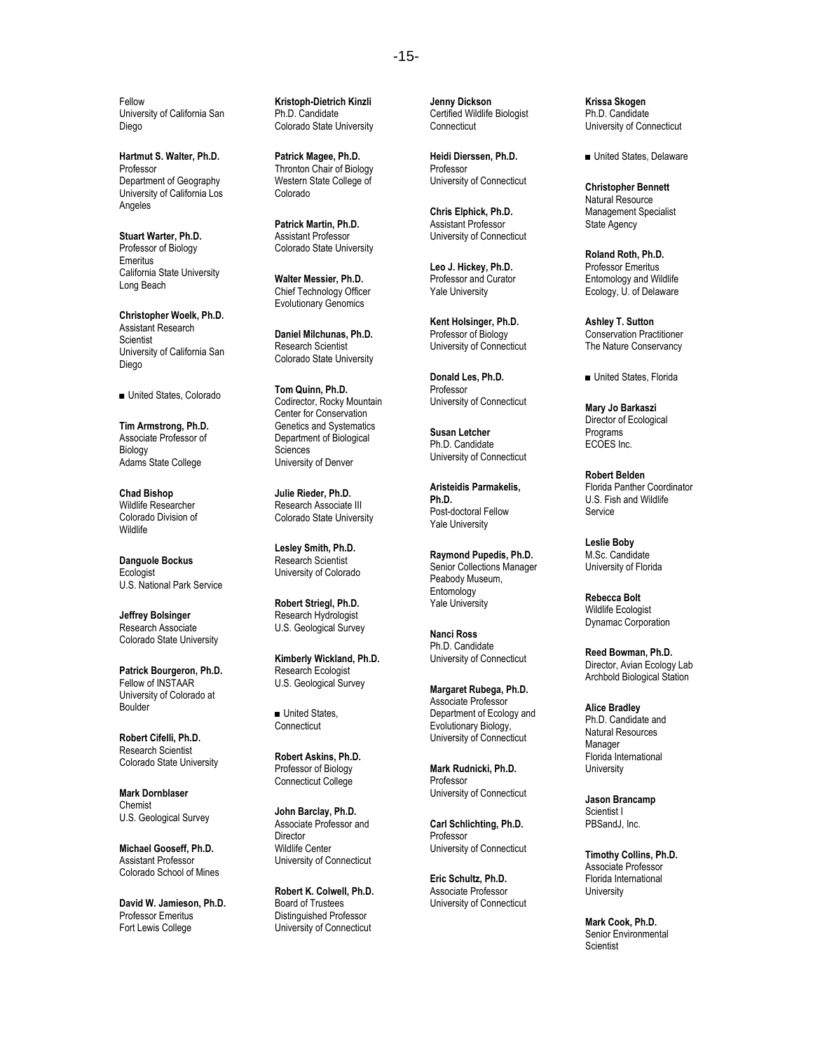Fellow
University of California San Diego

**Hartmut S. Walter, Ph.D.**
Professor
Department of Geography
University of California Los Angeles

**Stuart Warter, Ph.D.**
Professor of Biology Emeritus
California State University Long Beach

**Christopher Woelk, Ph.D.**
Assistant Research Scientist
University of California San Diego

■ United States, Colorado

**Tim Armstrong, Ph.D.**
Associate Professor of Biology
Adams State College

**Chad Bishop**
Wildlife Researcher
Colorado Division of Wildlife

**Danguole Bockus**
Ecologist
U.S. National Park Service

**Jeffrey Bolsinger**
Research Associate
Colorado State University

**Patrick Bourgeron, Ph.D.**
Fellow of INSTAAR
University of Colorado at Boulder

**Robert Cifelli, Ph.D.**
Research Scientist
Colorado State University

**Mark Dornblaser**
Chemist
U.S. Geological Survey

**Michael Gooseff, Ph.D.**
Assistant Professor
Colorado School of Mines

**David W. Jamieson, Ph.D.**
Professor Emeritus
Fort Lewis College

**Kristoph-Dietrich Kinzli**
Ph.D. Candidate
Colorado State University

**Patrick Magee, Ph.D.**
Thronton Chair of Biology
Western State College of Colorado

**Patrick Martin, Ph.D.**
Assistant Professor
Colorado State University

**Walter Messier, Ph.D.**
Chief Technology Officer
Evolutionary Genomics

**Daniel Milchunas, Ph.D.**
Research Scientist
Colorado State University

**Tom Quinn, Ph.D.**
Codirector, Rocky Mountain Center for Conservation Genetics and Systematics
Department of Biological Sciences
University of Denver

**Julie Rieder, Ph.D.**
Research Associate III
Colorado State University

**Lesley Smith, Ph.D.**
Research Scientist
University of Colorado

**Robert Striegl, Ph.D.**
Research Hydrologist
U.S. Geological Survey

**Kimberly Wickland, Ph.D.**
Research Ecologist
U.S. Geological Survey

■ United States, Connecticut

**Robert Askins, Ph.D.**
Professor of Biology
Connecticut College

**John Barclay, Ph.D.**
Associate Professor and Director
Wildlife Center
University of Connecticut

**Robert K. Colwell, Ph.D.**
Board of Trustees
Distinguished Professor
University of Connecticut

**Jenny Dickson**
Certified Wildlife Biologist
Connecticut

**Heidi Dierssen, Ph.D.**
Professor
University of Connecticut

**Chris Elphick, Ph.D.**
Assistant Professor
University of Connecticut

**Leo J. Hickey, Ph.D.**
Professor and Curator
Yale University

**Kent Holsinger, Ph.D.**
Professor of Biology
University of Connecticut

**Donald Les, Ph.D.**
Professor
University of Connecticut

**Susan Letcher**
Ph.D. Candidate
University of Connecticut

**Aristeidis Parmakelis, Ph.D.**
Post-doctoral Fellow
Yale University

**Raymond Pupedis, Ph.D.**
Senior Collections Manager
Peabody Museum, Entomology
Yale University

**Nanci Ross**
Ph.D. Candidate
University of Connecticut

**Margaret Rubega, Ph.D.**
Associate Professor
Department of Ecology and Evolutionary Biology,
University of Connecticut

**Mark Rudnicki, Ph.D.**
Professor
University of Connecticut

**Carl Schlichting, Ph.D.**
Professor
University of Connecticut

**Eric Schultz, Ph.D.**
Associate Professor
University of Connecticut

**Krissa Skogen**
Ph.D. Candidate
University of Connecticut

■ United States, Delaware

**Christopher Bennett**
Natural Resource Management Specialist
State Agency

**Roland Roth, Ph.D.**
Professor Emeritus
Entomology and Wildlife Ecology, U. of Delaware

**Ashley T. Sutton**
Conservation Practitioner
The Nature Conservancy

■ United States, Florida

**Mary Jo Barkaszi**
Director of Ecological Programs
ECOES Inc.

**Robert Belden**
Florida Panther Coordinator
U.S. Fish and Wildlife Service

**Leslie Boby**
M.Sc. Candidate
University of Florida

**Rebecca Bolt**
Wildlife Ecologist
Dynamac Corporation

**Reed Bowman, Ph.D.**
Director, Avian Ecology Lab
Archbold Biological Station

**Alice Bradley**
Ph.D. Candidate and Natural Resources Manager
Florida International University

**Jason Brancamp**
Scientist I
PBSandJ, Inc.

**Timothy Collins, Ph.D.**
Associate Professor
Florida International University

**Mark Cook, Ph.D.**
Senior Environmental Scientist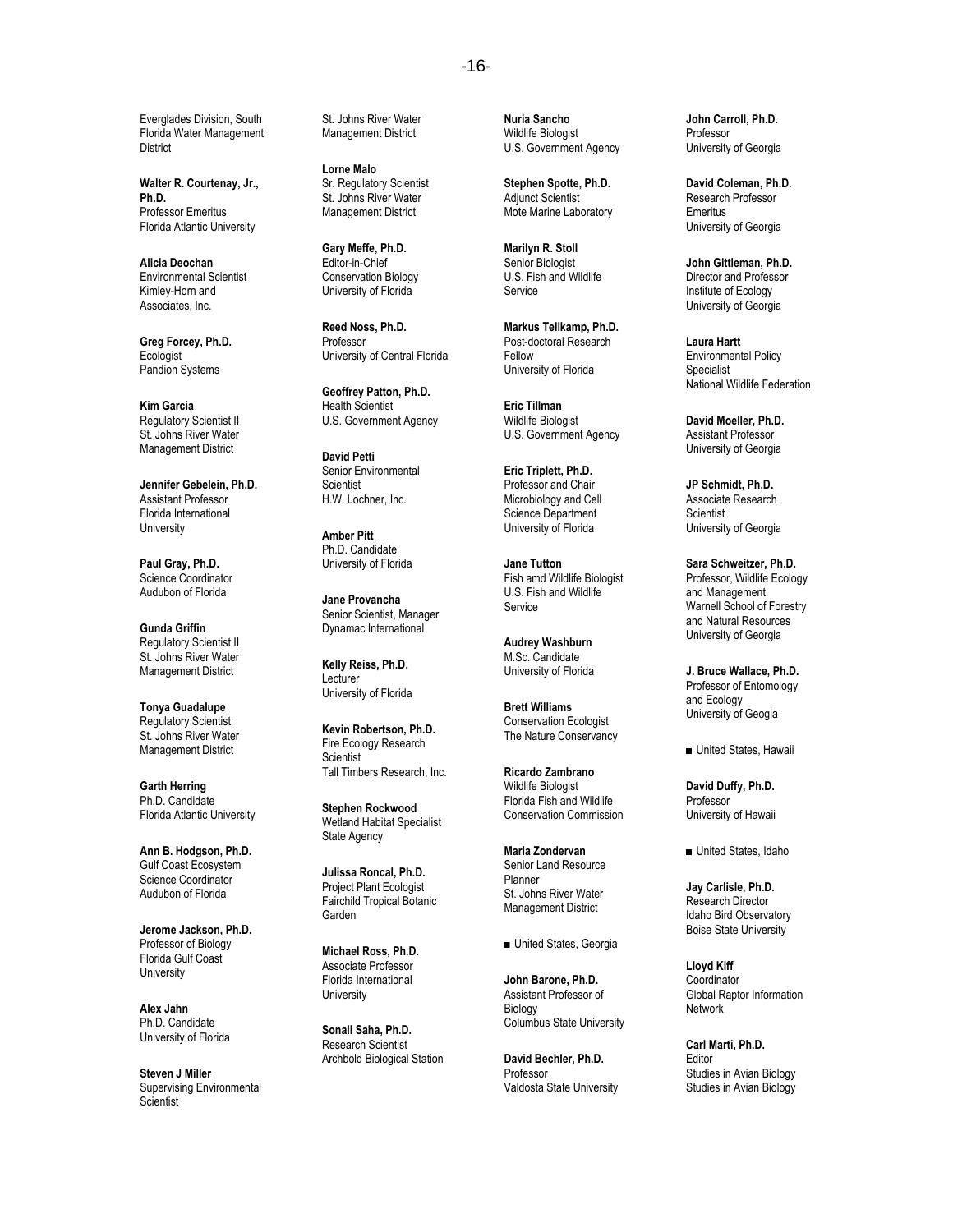Everglades Division, South Florida Water Management District

**Walter R. Courtenay, Jr., Ph.D.**
Professor Emeritus
Florida Atlantic University

**Alicia Deochan**
Environmental Scientist
Kimley-Horn and Associates, Inc.

**Greg Forcey, Ph.D.**
Ecologist
Pandion Systems

**Kim Garcia**
Regulatory Scientist II
St. Johns River Water Management District

**Jennifer Gebelein, Ph.D.**
Assistant Professor
Florida International University

**Paul Gray, Ph.D.**
Science Coordinator
Audubon of Florida

**Gunda Griffin**
Regulatory Scientist II
St. Johns River Water Management District

**Tonya Guadalupe**
Regulatory Scientist
St. Johns River Water Management District

**Garth Herring**
Ph.D. Candidate
Florida Atlantic University

**Ann B. Hodgson, Ph.D.**
Gulf Coast Ecosystem Science Coordinator
Audubon of Florida

**Jerome Jackson, Ph.D.**
Professor of Biology
Florida Gulf Coast University

**Alex Jahn**
Ph.D. Candidate
University of Florida

**Steven J Miller**
Supervising Environmental Scientist
St. Johns River Water Management District

**Lorne Malo**
Sr. Regulatory Scientist
St. Johns River Water Management District

**Gary Meffe, Ph.D.**
Editor-in-Chief
Conservation Biology
University of Florida

**Reed Noss, Ph.D.**
Professor
University of Central Florida

**Geoffrey Patton, Ph.D.**
Health Scientist
U.S. Government Agency

**David Petti**
Senior Environmental Scientist
H.W. Lochner, Inc.

**Amber Pitt**
Ph.D. Candidate
University of Florida

**Jane Provancha**
Senior Scientist, Manager
Dynamac International

**Kelly Reiss, Ph.D.**
Lecturer
University of Florida

**Kevin Robertson, Ph.D.**
Fire Ecology Research Scientist
Tall Timbers Research, Inc.

**Stephen Rockwood**
Wetland Habitat Specialist
State Agency

**Julissa Roncal, Ph.D.**
Project Plant Ecologist
Fairchild Tropical Botanic Garden

**Michael Ross, Ph.D.**
Associate Professor
Florida International University

**Sonali Saha, Ph.D.**
Research Scientist
Archbold Biological Station

**Nuria Sancho**
Wildlife Biologist
U.S. Government Agency

**Stephen Spotte, Ph.D.**
Adjunct Scientist
Mote Marine Laboratory

**Marilyn R. Stoll**
Senior Biologist
U.S. Fish and Wildlife Service

**Markus Tellkamp, Ph.D.**
Post-doctoral Research Fellow
University of Florida

**Eric Tillman**
Wildlife Biologist
U.S. Government Agency

**Eric Triplett, Ph.D.**
Professor and Chair
Microbiology and Cell Science Department
University of Florida

**Jane Tutton**
Fish amd Wildlife Biologist
U.S. Fish and Wildlife Service

**Audrey Washburn**
M.Sc. Candidate
University of Florida

**Brett Williams**
Conservation Ecologist
The Nature Conservancy

**Ricardo Zambrano**
Wildlife Biologist
Florida Fish and Wildlife Conservation Commission

**Maria Zondervan**
Senior Land Resource Planner
St. Johns River Water Management District

■ United States, Georgia

**John Barone, Ph.D.**
Assistant Professor of Biology
Columbus State University

**David Bechler, Ph.D.**
Professor
Valdosta State University

**John Carroll, Ph.D.**
Professor
University of Georgia

**David Coleman, Ph.D.**
Research Professor Emeritus
University of Georgia

**John Gittleman, Ph.D.**
Director and Professor
Institute of Ecology
University of Georgia

**Laura Hartt**
Environmental Policy Specialist
National Wildlife Federation

**David Moeller, Ph.D.**
Assistant Professor
University of Georgia

**JP Schmidt, Ph.D.**
Associate Research Scientist
University of Georgia

**Sara Schweitzer, Ph.D.**
Professor, Wildlife Ecology and Management
Warnell School of Forestry and Natural Resources
University of Georgia

**J. Bruce Wallace, Ph.D.**
Professor of Entomology and Ecology
University of Geogia

■ United States, Hawaii

**David Duffy, Ph.D.**
Professor
University of Hawaii

■ United States, Idaho

**Jay Carlisle, Ph.D.**
Research Director
Idaho Bird Observatory
Boise State University

**Lloyd Kiff**
Coordinator
Global Raptor Information Network

**Carl Marti, Ph.D.**
Editor
Studies in Avian Biology
Studies in Avian Biology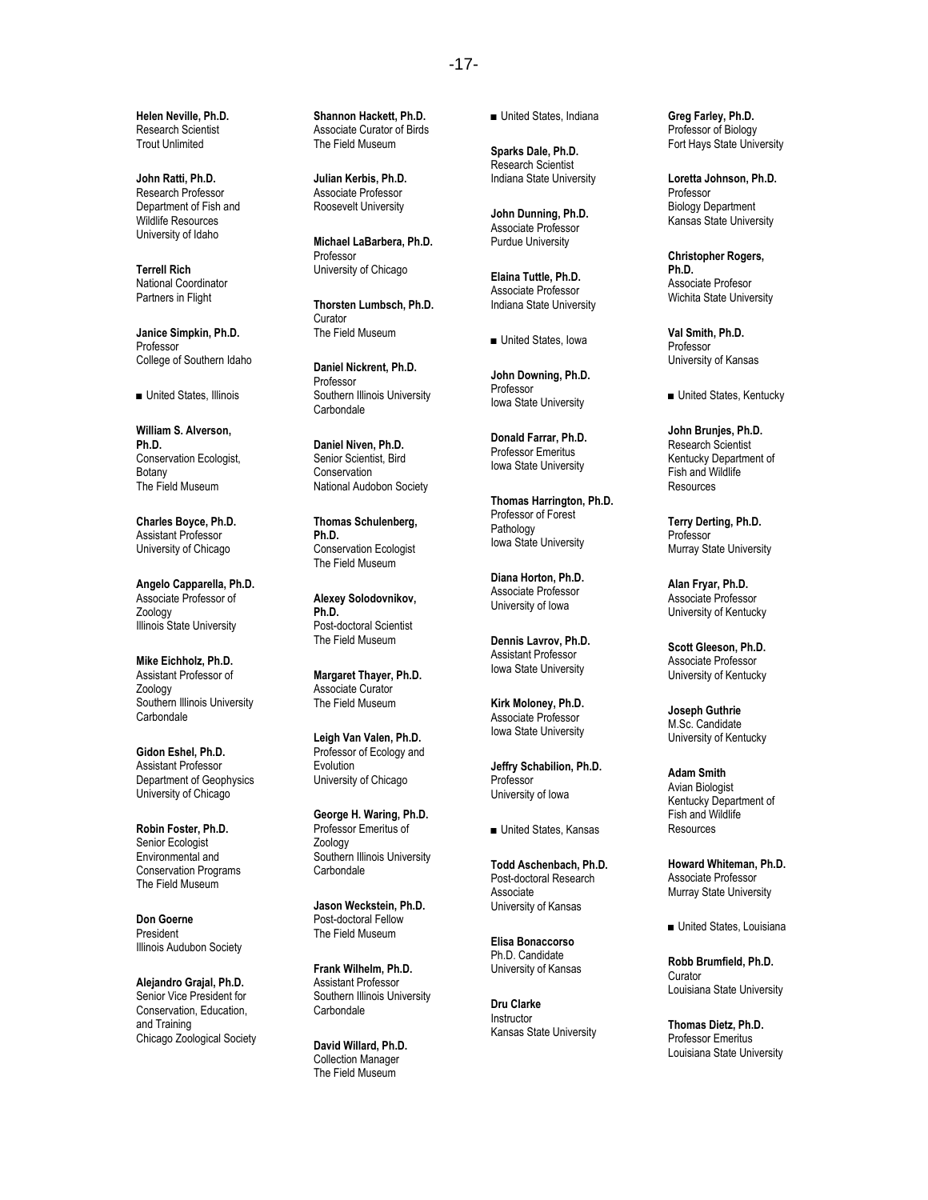**Helen Neville, Ph.D.**
Research Scientist
Trout Unlimited

**John Ratti, Ph.D.**
Research Professor
Department of Fish and Wildlife Resources
University of Idaho

**Terrell Rich**
National Coordinator
Partners in Flight

**Janice Simpkin, Ph.D.**
Professor
College of Southern Idaho

■ United States, Illinois

**William S. Alverson, Ph.D.**
Conservation Ecologist, Botany
The Field Museum

**Charles Boyce, Ph.D.**
Assistant Professor
University of Chicago

**Angelo Capparella, Ph.D.**
Associate Professor of Zoology
Illinois State University

**Mike Eichholz, Ph.D.**
Assistant Professor of Zoology
Southern Illinois University Carbondale

**Gidon Eshel, Ph.D.**
Assistant Professor
Department of Geophysics
University of Chicago

**Robin Foster, Ph.D.**
Senior Ecologist
Environmental and Conservation Programs
The Field Museum

**Don Goerne**
President
Illinois Audubon Society

**Alejandro Grajal, Ph.D.**
Senior Vice President for Conservation, Education, and Training
Chicago Zoological Society

**Shannon Hackett, Ph.D.**
Associate Curator of Birds
The Field Museum

**Julian Kerbis, Ph.D.**
Associate Professor
Roosevelt University

**Michael LaBarbera, Ph.D.**
Professor
University of Chicago

**Thorsten Lumbsch, Ph.D.**
Curator
The Field Museum

**Daniel Nickrent, Ph.D.**
Professor
Southern Illinois University Carbondale

**Daniel Niven, Ph.D.**
Senior Scientist, Bird Conservation
National Audubon Society

**Thomas Schulenberg, Ph.D.**
Conservation Ecologist
The Field Museum

**Alexey Solodovnikov, Ph.D.**
Post-doctoral Scientist
The Field Museum

**Margaret Thayer, Ph.D.**
Associate Curator
The Field Museum

**Leigh Van Valen, Ph.D.**
Professor of Ecology and Evolution
University of Chicago

**George H. Waring, Ph.D.**
Professor Emeritus of Zoology
Southern Illinois University Carbondale

**Jason Weckstein, Ph.D.**
Post-doctoral Fellow
The Field Museum

**Frank Wilhelm, Ph.D.**
Assistant Professor
Southern Illinois University Carbondale

**David Willard, Ph.D.**
Collection Manager
The Field Museum

■ United States, Indiana

**Sparks Dale, Ph.D.**
Research Scientist
Indiana State University

**John Dunning, Ph.D.**
Associate Professor
Purdue University

**Elaina Tuttle, Ph.D.**
Associate Professor
Indiana State University

■ United States, Iowa

**John Downing, Ph.D.**
Professor
Iowa State University

**Donald Farrar, Ph.D.**
Professor Emeritus
Iowa State University

**Thomas Harrington, Ph.D.**
Professor of Forest Pathology
Iowa State University

**Diana Horton, Ph.D.**
Associate Professor
University of Iowa

**Dennis Lavrov, Ph.D.**
Assistant Professor
Iowa State University

**Kirk Moloney, Ph.D.**
Associate Professor
Iowa State University

**Jeffry Schabilion, Ph.D.**
Professor
University of Iowa

■ United States, Kansas

**Todd Aschenbach, Ph.D.**
Post-doctoral Research Associate
University of Kansas

**Elisa Bonaccorso**
Ph.D. Candidate
University of Kansas

**Dru Clarke**
Instructor
Kansas State University

**Greg Farley, Ph.D.**
Professor of Biology
Fort Hays State University

**Loretta Johnson, Ph.D.**
Professor
Biology Department
Kansas State University

**Christopher Rogers, Ph.D.**
Associate Profesor
Wichita State University

**Val Smith, Ph.D.**
Professor
University of Kansas

■ United States, Kentucky

**John Brunjes, Ph.D.**
Research Scientist
Kentucky Department of Fish and Wildlife Resources

**Terry Derting, Ph.D.**
Professor
Murray State University

**Alan Fryar, Ph.D.**
Associate Professor
University of Kentucky

**Scott Gleeson, Ph.D.**
Associate Professor
University of Kentucky

**Joseph Guthrie**
M.Sc. Candidate
University of Kentucky

**Adam Smith**
Avian Biologist
Kentucky Department of Fish and Wildlife Resources

**Howard Whiteman, Ph.D.**
Associate Professor
Murray State University

■ United States, Louisiana

**Robb Brumfield, Ph.D.**
Curator
Louisiana State University

**Thomas Dietz, Ph.D.**
Professor Emeritus
Louisiana State University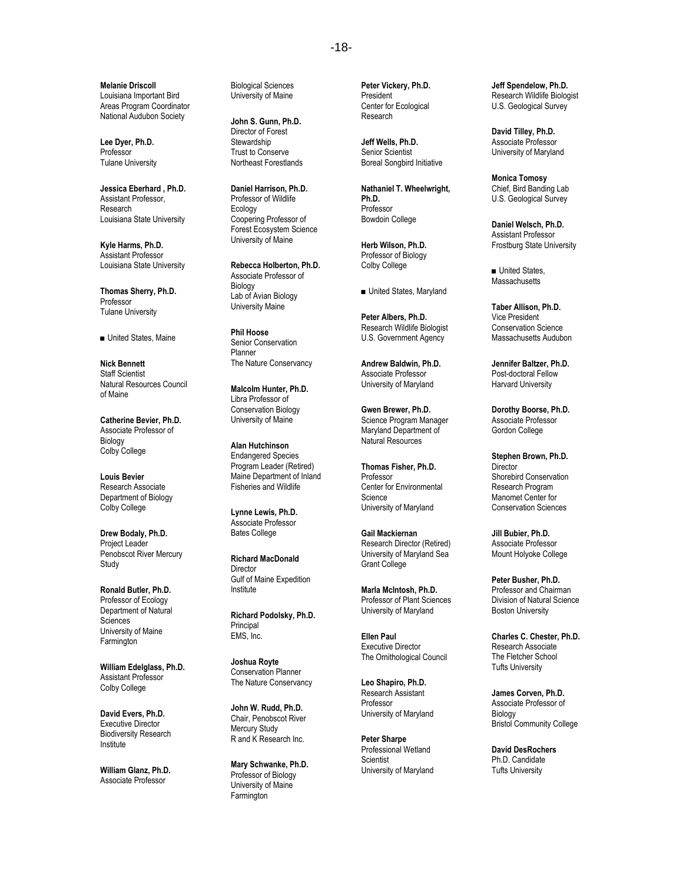**Melanie Driscoll**
Louisiana Important Bird Areas Program Coordinator
National Audubon Society

**Lee Dyer, Ph.D.**
Professor
Tulane University

**Jessica Eberhard , Ph.D.**
Assistant Professor, Research
Louisiana State University

**Kyle Harms, Ph.D.**
Assistant Professor
Louisiana State University

**Thomas Sherry, Ph.D.**
Professor
Tulane University

■ United States, Maine

**Nick Bennett**
Staff Scientist
Natural Resources Council of Maine

**Catherine Bevier, Ph.D.**
Associate Professor of Biology
Colby College

**Louis Bevier**
Research Associate
Department of Biology
Colby College

**Drew Bodaly, Ph.D.**
Project Leader
Penobscot River Mercury Study

**Ronald Butler, Ph.D.**
Professor of Ecology
Department of Natural Sciences
University of Maine Farmington

**William Edelglass, Ph.D.**
Assistant Professor
Colby College

**David Evers, Ph.D.**
Executive Director
Biodiversity Research Institute

**William Glanz, Ph.D.**
Associate Professor
Biological Sciences
University of Maine

**John S. Gunn, Ph.D.**
Director of Forest Stewardship
Trust to Conserve Northeast Forestlands

**Daniel Harrison, Ph.D.**
Professor of Wildlife Ecology
Coopering Professor of Forest Ecosystem Science
University of Maine

**Rebecca Holberton, Ph.D.**
Associate Professor of Biology
Lab of Avian Biology
University Maine

**Phil Hoose**
Senior Conservation Planner
The Nature Conservancy

**Malcolm Hunter, Ph.D.**
Libra Professor of Conservation Biology
University of Maine

**Alan Hutchinson**
Endangered Species Program Leader (Retired)
Maine Department of Inland Fisheries and Wildlife

**Lynne Lewis, Ph.D.**
Associate Professor
Bates College

**Richard MacDonald**
Director
Gulf of Maine Expedition Institute

**Richard Podolsky, Ph.D.**
Principal
EMS, Inc.

**Joshua Royte**
Conservation Planner
The Nature Conservancy

**John W. Rudd, Ph.D.**
Chair, Penobscot River Mercury Study
R and K Research Inc.

**Mary Schwanke, Ph.D.**
Professor of Biology
University of Maine Farmington

**Peter Vickery, Ph.D.**
President
Center for Ecological Research

**Jeff Wells, Ph.D.**
Senior Scientist
Boreal Songbird Initiative

**Nathaniel T. Wheelwright, Ph.D.**
Professor
Bowdoin College

**Herb Wilson, Ph.D.**
Professor of Biology
Colby College

■ United States, Maryland

**Peter Albers, Ph.D.**
Research Wildlife Biologist
U.S. Government Agency

**Andrew Baldwin, Ph.D.**
Associate Professor
University of Maryland

**Gwen Brewer, Ph.D.**
Science Program Manager
Maryland Department of Natural Resources

**Thomas Fisher, Ph.D.**
Professor
Center for Environmental Science
University of Maryland

**Gail Mackiernan**
Research Director (Retired)
University of Maryland Sea Grant College

**Marla McIntosh, Ph.D.**
Professor of Plant Sciences
University of Maryland

**Ellen Paul**
Executive Director
The Ornithological Council

**Leo Shapiro, Ph.D.**
Research Assistant Professor
University of Maryland

**Peter Sharpe**
Professional Wetland Scientist
University of Maryland

**Jeff Spendelow, Ph.D.**
Research Wildlife Biologist
U.S. Geological Survey

**David Tilley, Ph.D.**
Associate Professor
University of Maryland

**Monica Tomosy**
Chief, Bird Banding Lab
U.S. Geological Survey

**Daniel Welsch, Ph.D.**
Assistant Professor
Frostburg State University

■ United States, Massachusetts

**Taber Allison, Ph.D.**
Vice President
Conservation Science
Massachusetts Audubon

**Jennifer Baltzer, Ph.D.**
Post-doctoral Fellow
Harvard University

**Dorothy Boorse, Ph.D.**
Associate Professor
Gordon College

**Stephen Brown, Ph.D.**
Director
Shorebird Conservation Research Program
Manomet Center for Conservation Sciences

**Jill Bubier, Ph.D.**
Associate Professor
Mount Holyoke College

**Peter Busher, Ph.D.**
Professor and Chairman
Division of Natural Science
Boston University

**Charles C. Chester, Ph.D.**
Research Associate
The Fletcher School
Tufts University

**James Corven, Ph.D.**
Associate Professor of Biology
Bristol Community College

**David DesRochers**
Ph.D. Candidate
Tufts University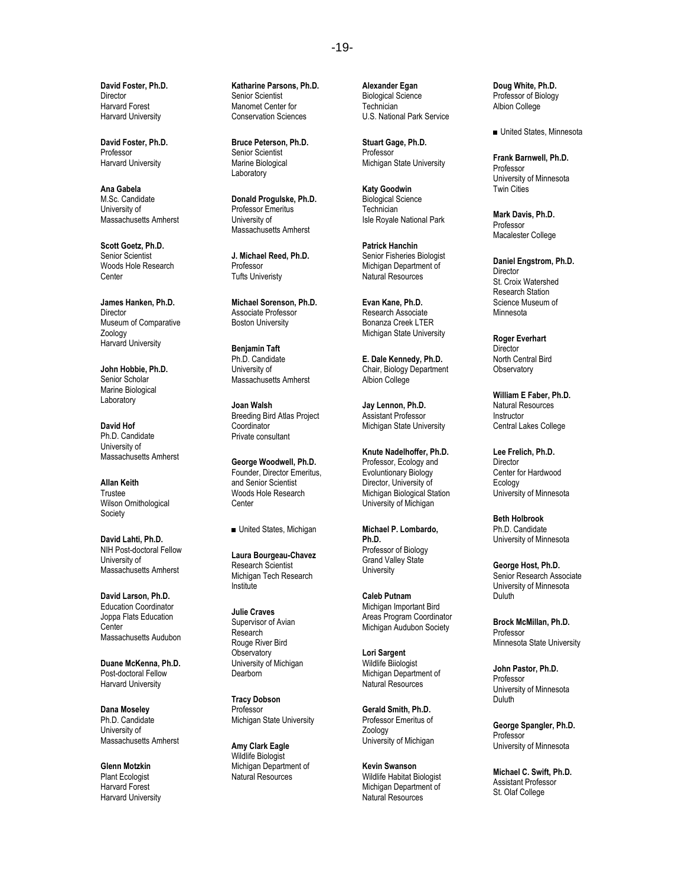**David Foster, Ph.D.**
Director
Harvard Forest
Harvard University

**David Foster, Ph.D.**
Professor
Harvard University

**Ana Gabela**
M.Sc. Candidate
University of
Massachusetts Amherst

**Scott Goetz, Ph.D.**
Senior Scientist
Woods Hole Research
Center

**James Hanken, Ph.D.**
Director
Museum of Comparative
Zoology
Harvard University

**John Hobbie, Ph.D.**
Senior Scholar
Marine Biological
Laboratory

**David Hof**
Ph.D. Candidate
University of
Massachusetts Amherst

**Allan Keith**
Trustee
Wilson Ornithological
Society

**David Lahti, Ph.D.**
NIH Post-doctoral Fellow
University of
Massachusetts Amherst

**David Larson, Ph.D.**
Education Coordinator
Joppa Flats Education
Center
Massachusetts Audubon

**Duane McKenna, Ph.D.**
Post-doctoral Fellow
Harvard University

**Dana Moseley**
Ph.D. Candidate
University of
Massachusetts Amherst

**Glenn Motzkin**
Plant Ecologist
Harvard Forest
Harvard University

**Katharine Parsons, Ph.D.**
Senior Scientist
Manomet Center for
Conservation Sciences

**Bruce Peterson, Ph.D.**
Senior Scientist
Marine Biological
Laboratory

**Donald Progulske, Ph.D.**
Professor Emeritus
University of
Massachusetts Amherst

**J. Michael Reed, Ph.D.**
Professor
Tufts Univeristy

**Michael Sorenson, Ph.D.**
Associate Professor
Boston University

**Benjamin Taft**
Ph.D. Candidate
University of
Massachusetts Amherst

**Joan Walsh**
Breeding Bird Atlas Project
Coordinator
Private consultant

**George Woodwell, Ph.D.**
Founder, Director Emeritus,
and Senior Scientist
Woods Hole Research
Center

■ United States, Michigan

**Laura Bourgeau-Chavez**
Research Scientist
Michigan Tech Research
Institute

**Julie Craves**
Supervisor of Avian
Research
Rouge River Bird
Observatory
University of Michigan
Dearborn

**Tracy Dobson**
Professor
Michigan State University

**Amy Clark Eagle**
Wildlife Biologist
Michigan Department of
Natural Resources

**Alexander Egan**
Biological Science
Technician
U.S. National Park Service

**Stuart Gage, Ph.D.**
Professor
Michigan State University

**Katy Goodwin**
Biological Science
Technician
Isle Royale National Park

**Patrick Hanchin**
Senior Fisheries Biologist
Michigan Department of
Natural Resources

**Evan Kane, Ph.D.**
Research Associate
Bonanza Creek LTER
Michigan State University

**E. Dale Kennedy, Ph.D.**
Chair, Biology Department
Albion College

**Jay Lennon, Ph.D.**
Assistant Professor
Michigan State University

**Knute Nadelhoffer, Ph.D.**
Professor, Ecology and
Evoluntionary Biology
Director, University of
Michigan Biological Station
University of Michigan

**Michael P. Lombardo, Ph.D.**
Professor of Biology
Grand Valley State
University

**Caleb Putnam**
Michigan Important Bird
Areas Program Coordinator
Michigan Audubon Society

**Lori Sargent**
Wildlife Biiologist
Michigan Department of
Natural Resources

**Gerald Smith, Ph.D.**
Professor Emeritus of
Zoology
University of Michigan

**Kevin Swanson**
Wildlife Habitat Biologist
Michigan Department of
Natural Resources

**Doug White, Ph.D.**
Professor of Biology
Albion College

■ United States, Minnesota

**Frank Barnwell, Ph.D.**
Professor
University of Minnesota
Twin Cities

**Mark Davis, Ph.D.**
Professor
Macalester College

**Daniel Engstrom, Ph.D.**
Director
St. Croix Watershed
Research Station
Science Museum of
Minnesota

**Roger Everhart**
Director
North Central Bird
Observatory

**William E Faber, Ph.D.**
Natural Resources
Instructor
Central Lakes College

**Lee Frelich, Ph.D.**
Director
Center for Hardwood
Ecology
University of Minnesota

**Beth Holbrook**
Ph.D. Candidate
University of Minnesota

**George Host, Ph.D.**
Senior Research Associate
University of Minnesota
Duluth

**Brock McMillan, Ph.D.**
Professor
Minnesota State University

**John Pastor, Ph.D.**
Professor
University of Minnesota
Duluth

**George Spangler, Ph.D.**
Professor
University of Minnesota

**Michael C. Swift, Ph.D.**
Assistant Professor
St. Olaf College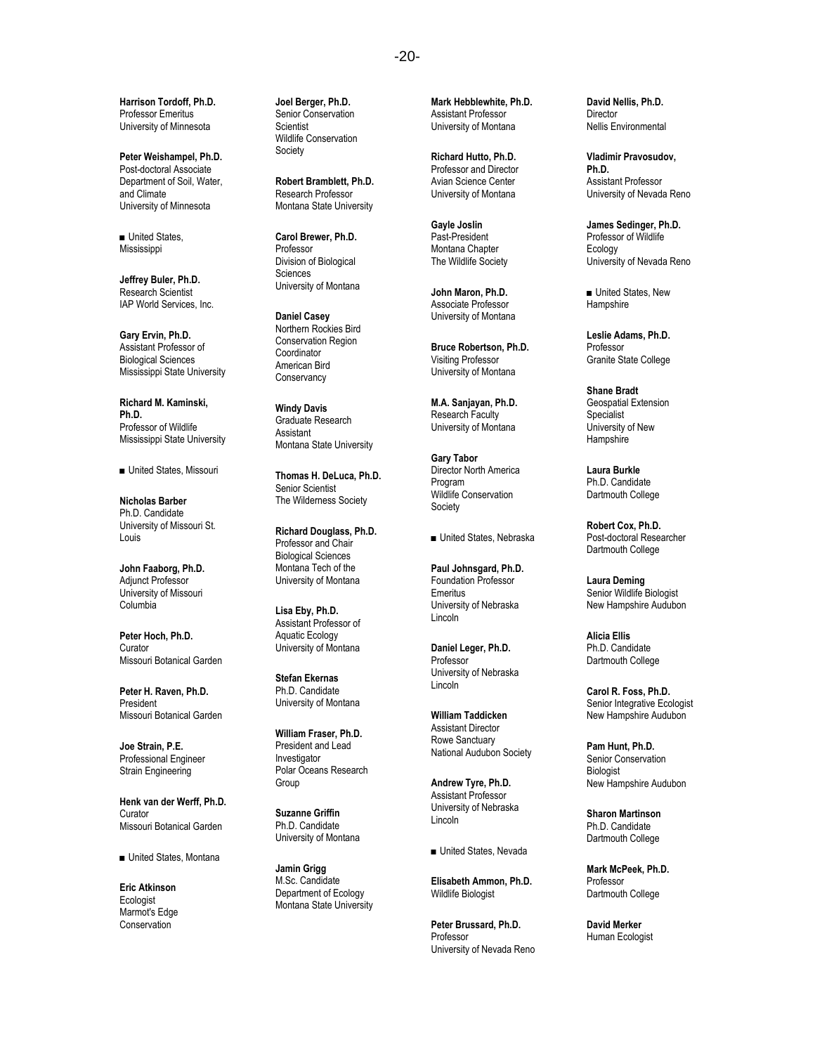**Harrison Tordoff, Ph.D.**
Professor Emeritus
University of Minnesota

**Peter Weishampel, Ph.D.**
Post-doctoral Associate
Department of Soil, Water, and Climate
University of Minnesota

■ United States, Mississippi

**Jeffrey Buler, Ph.D.**
Research Scientist
IAP World Services, Inc.

**Gary Ervin, Ph.D.**
Assistant Professor of Biological Sciences
Mississippi State University

**Richard M. Kaminski, Ph.D.**
Professor of Wildlife
Mississippi State University

■ United States, Missouri

**Nicholas Barber**
Ph.D. Candidate
University of Missouri St. Louis

**John Faaborg, Ph.D.**
Adjunct Professor
University of Missouri Columbia

**Peter Hoch, Ph.D.**
Curator
Missouri Botanical Garden

**Peter H. Raven, Ph.D.**
President
Missouri Botanical Garden

**Joe Strain, P.E.**
Professional Engineer
Strain Engineering

**Henk van der Werff, Ph.D.**
Curator
Missouri Botanical Garden

■ United States, Montana

**Eric Atkinson**
Ecologist
Marmot's Edge Conservation

**Joel Berger, Ph.D.**
Senior Conservation Scientist
Wildlife Conservation Society

**Robert Bramblett, Ph.D.**
Research Professor
Montana State University

**Carol Brewer, Ph.D.**
Professor
Division of Biological Sciences
University of Montana

**Daniel Casey**
Northern Rockies Bird Conservation Region Coordinator
American Bird Conservancy

**Windy Davis**
Graduate Research Assistant
Montana State University

**Thomas H. DeLuca, Ph.D.**
Senior Scientist
The Wilderness Society

**Richard Douglass, Ph.D.**
Professor and Chair
Biological Sciences
Montana Tech of the University of Montana

**Lisa Eby, Ph.D.**
Assistant Professor of Aquatic Ecology
University of Montana

**Stefan Ekernas**
Ph.D. Candidate
University of Montana

**William Fraser, Ph.D.**
President and Lead Investigator
Polar Oceans Research Group

**Suzanne Griffin**
Ph.D. Candidate
University of Montana

**Jamin Grigg**
M.Sc. Candidate
Department of Ecology
Montana State University

**Mark Hebblewhite, Ph.D.**
Assistant Professor
University of Montana

**Richard Hutto, Ph.D.**
Professor and Director
Avian Science Center
University of Montana

**Gayle Joslin**
Past-President
Montana Chapter
The Wildlife Society

**John Maron, Ph.D.**
Associate Professor
University of Montana

**Bruce Robertson, Ph.D.**
Visiting Professor
University of Montana

**M.A. Sanjayan, Ph.D.**
Research Faculty
University of Montana

**Gary Tabor**
Director North America Program
Wildlife Conservation Society

■ United States, Nebraska

**Paul Johnsgard, Ph.D.**
Foundation Professor Emeritus
University of Nebraska Lincoln

**Daniel Leger, Ph.D.**
Professor
University of Nebraska Lincoln

**William Taddicken**
Assistant Director
Rowe Sanctuary
National Audubon Society

**Andrew Tyre, Ph.D.**
Assistant Professor
University of Nebraska Lincoln

■ United States, Nevada

**Elisabeth Ammon, Ph.D.**
Wildlife Biologist

**Peter Brussard, Ph.D.**
Professor
University of Nevada Reno

**David Nellis, Ph.D.**
Director
Nellis Environmental

**Vladimir Pravosudov, Ph.D.**
Assistant Professor
University of Nevada Reno

**James Sedinger, Ph.D.**
Professor of Wildlife Ecology
University of Nevada Reno

■ United States, New Hampshire

**Leslie Adams, Ph.D.**
Professor
Granite State College

**Shane Bradt**
Geospatial Extension Specialist
University of New Hampshire

**Laura Burkle**
Ph.D. Candidate
Dartmouth College

**Robert Cox, Ph.D.**
Post-doctoral Researcher
Dartmouth College

**Laura Deming**
Senior Wildlife Biologist
New Hampshire Audubon

**Alicia Ellis**
Ph.D. Candidate
Dartmouth College

**Carol R. Foss, Ph.D.**
Senior Integrative Ecologist
New Hampshire Audubon

**Pam Hunt, Ph.D.**
Senior Conservation Biologist
New Hampshire Audubon

**Sharon Martinson**
Ph.D. Candidate
Dartmouth College

**Mark McPeek, Ph.D.**
Professor
Dartmouth College

**David Merker**
Human Ecologist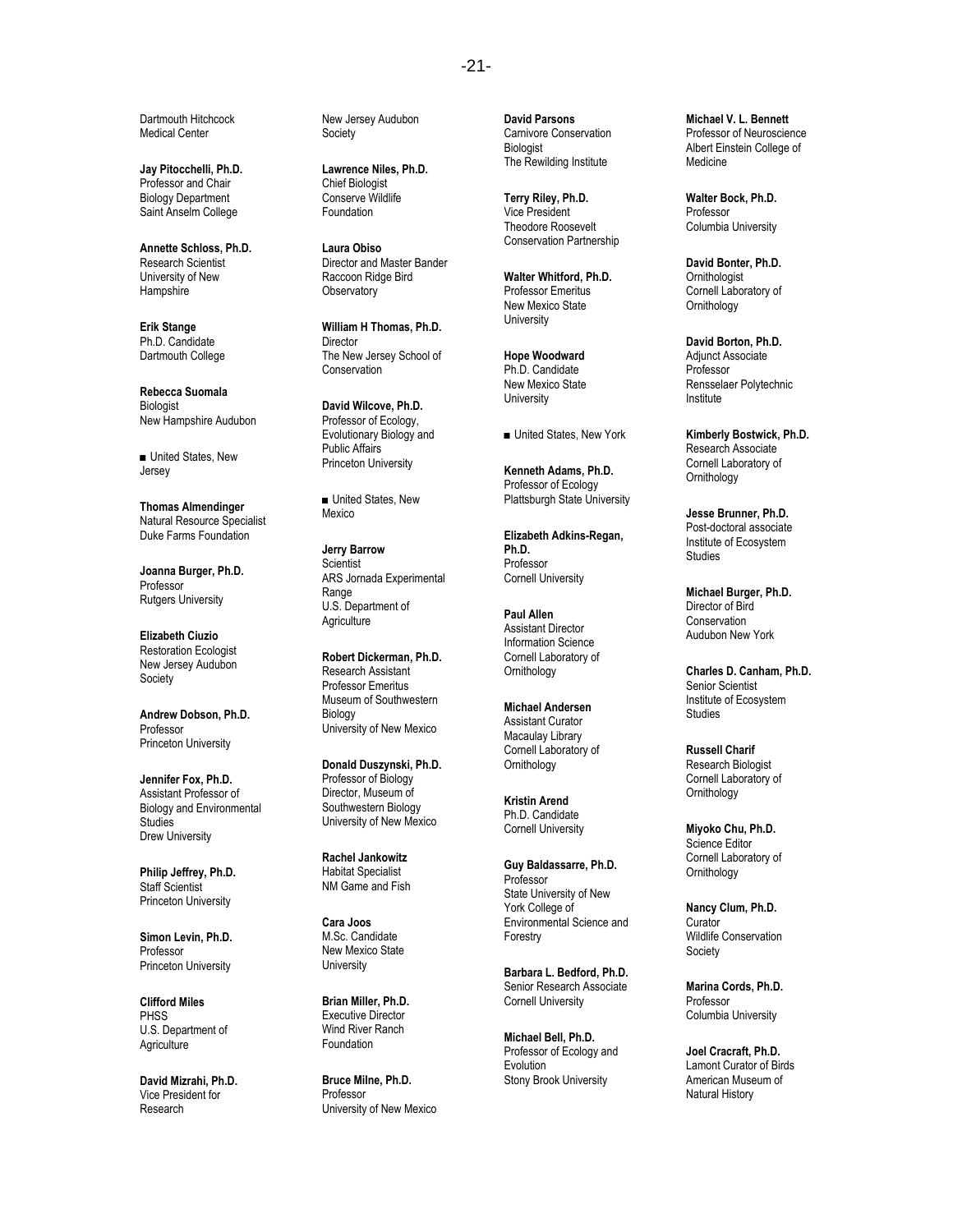Dartmouth Hitchcock Medical Center

**Jay Pitocchelli, Ph.D.**
Professor and Chair
Biology Department
Saint Anselm College

**Annette Schloss, Ph.D.**
Research Scientist
University of New Hampshire

**Erik Stange**
Ph.D. Candidate
Dartmouth College

**Rebecca Suomala**
Biologist
New Hampshire Audubon

■ United States, New Jersey

**Thomas Almendinger**
Natural Resource Specialist
Duke Farms Foundation

**Joanna Burger, Ph.D.**
Professor
Rutgers University

**Elizabeth Ciuzio**
Restoration Ecologist
New Jersey Audubon Society

**Andrew Dobson, Ph.D.**
Professor
Princeton University

**Jennifer Fox, Ph.D.**
Assistant Professor of Biology and Environmental Studies
Drew University

**Philip Jeffrey, Ph.D.**
Staff Scientist
Princeton University

**Simon Levin, Ph.D.**
Professor
Princeton University

**Clifford Miles**
PHSS
U.S. Department of Agriculture

**David Mizrahi, Ph.D.**
Vice President for Research
New Jersey Audubon Society

**Lawrence Niles, Ph.D.**
Chief Biologist
Conserve Wildlife Foundation

**Laura Obiso**
Director and Master Bander
Raccoon Ridge Bird Observatory

**William H Thomas, Ph.D.**
Director
The New Jersey School of Conservation

**David Wilcove, Ph.D.**
Professor of Ecology, Evolutionary Biology and Public Affairs
Princeton University

■ United States, New Mexico

**Jerry Barrow**
Scientist
ARS Jornada Experimental Range
U.S. Department of Agriculture

**Robert Dickerman, Ph.D.**
Research Assistant Professor Emeritus
Museum of Southwestern Biology
University of New Mexico

**Donald Duszynski, Ph.D.**
Professor of Biology
Director, Museum of Southwestern Biology
University of New Mexico

**Rachel Jankowitz**
Habitat Specialist
NM Game and Fish

**Cara Joos**
M.Sc. Candidate
New Mexico State University

**Brian Miller, Ph.D.**
Executive Director
Wind River Ranch Foundation

**Bruce Milne, Ph.D.**
Professor
University of New Mexico

**David Parsons**
Carnivore Conservation Biologist
The Rewilding Institute

**Terry Riley, Ph.D.**
Vice President
Theodore Roosevelt Conservation Partnership

**Walter Whitford, Ph.D.**
Professor Emeritus
New Mexico State University

**Hope Woodward**
Ph.D. Candidate
New Mexico State University

■ United States, New York

**Kenneth Adams, Ph.D.**
Professor of Ecology
Plattsburgh State University

**Elizabeth Adkins-Regan, Ph.D.**
Professor
Cornell University

**Paul Allen**
Assistant Director
Information Science
Cornell Laboratory of Ornithology

**Michael Andersen**
Assistant Curator
Macaulay Library
Cornell Laboratory of Ornithology

**Kristin Arend**
Ph.D. Candidate
Cornell University

**Guy Baldassarre, Ph.D.**
Professor
State University of New York College of Environmental Science and Forestry

**Barbara L. Bedford, Ph.D.**
Senior Research Associate
Cornell University

**Michael Bell, Ph.D.**
Professor of Ecology and Evolution
Stony Brook University

**Michael V. L. Bennett**
Professor of Neuroscience
Albert Einstein College of Medicine

**Walter Bock, Ph.D.**
Professor
Columbia University

**David Bonter, Ph.D.**
Ornithologist
Cornell Laboratory of Ornithology

**David Borton, Ph.D.**
Adjunct Associate Professor
Rensselaer Polytechnic Institute

**Kimberly Bostwick, Ph.D.**
Research Associate
Cornell Laboratory of Ornithology

**Jesse Brunner, Ph.D.**
Post-doctoral associate
Institute of Ecosystem Studies

**Michael Burger, Ph.D.**
Director of Bird Conservation
Audubon New York

**Charles D. Canham, Ph.D.**
Senior Scientist
Institute of Ecosystem Studies

**Russell Charif**
Research Biologist
Cornell Laboratory of Ornithology

**Miyoko Chu, Ph.D.**
Science Editor
Cornell Laboratory of Ornithology

**Nancy Clum, Ph.D.**
Curator
Wildlife Conservation Society

**Marina Cords, Ph.D.**
Professor
Columbia University

**Joel Cracraft, Ph.D.**
Lamont Curator of Birds
American Museum of Natural History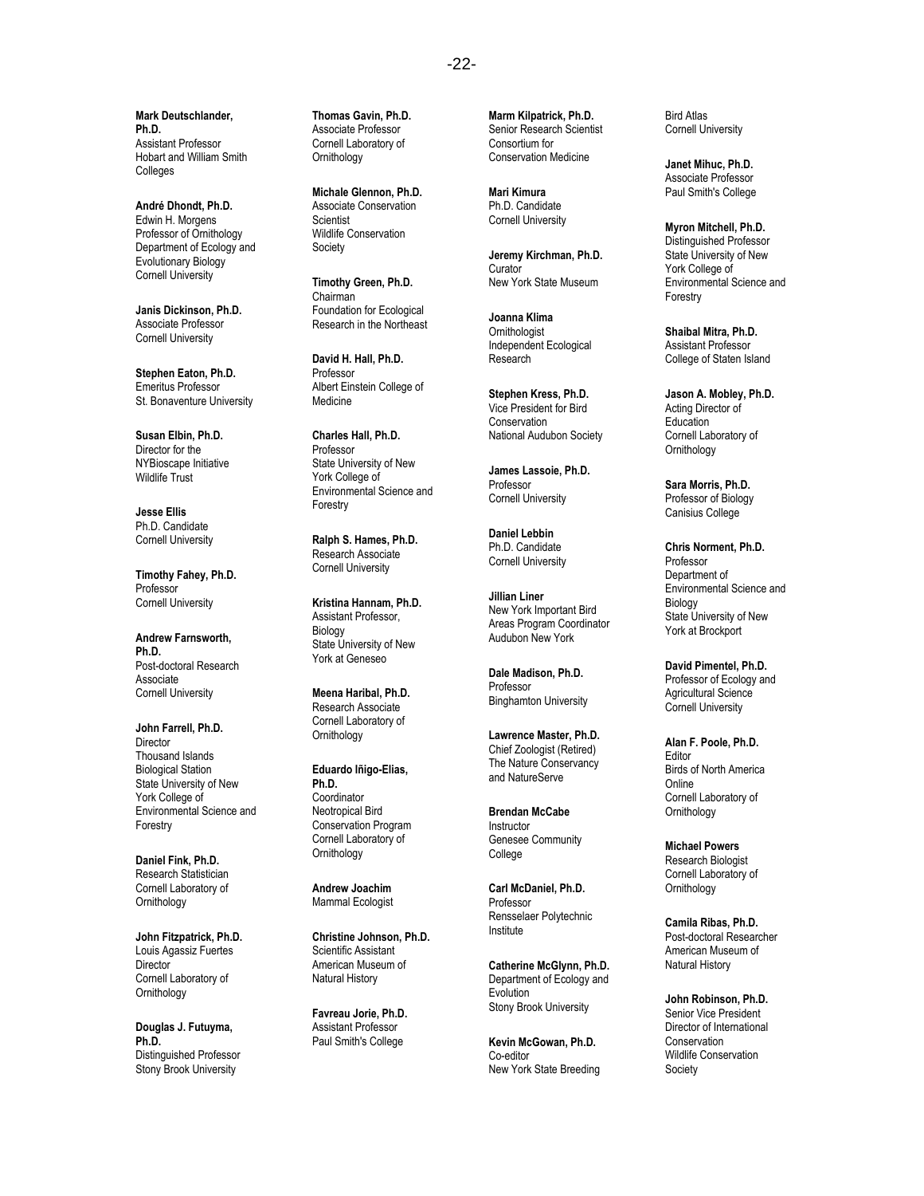**Mark Deutschlander, Ph.D.**
Assistant Professor
Hobart and William Smith Colleges

**André Dhondt, Ph.D.**
Edwin H. Morgens Professor of Ornithology
Department of Ecology and Evolutionary Biology
Cornell University

**Janis Dickinson, Ph.D.**
Associate Professor
Cornell University

**Stephen Eaton, Ph.D.**
Emeritus Professor
St. Bonaventure University

**Susan Elbin, Ph.D.**
Director for the NYBioscape Initiative
Wildlife Trust

**Jesse Ellis**
Ph.D. Candidate
Cornell University

**Timothy Fahey, Ph.D.**
Professor
Cornell University

**Andrew Farnsworth, Ph.D.**
Post-doctoral Research Associate
Cornell University

**John Farrell, Ph.D.**
Director
Thousand Islands Biological Station
State University of New York College of Environmental Science and Forestry

**Daniel Fink, Ph.D.**
Research Statistician
Cornell Laboratory of Ornithology

**John Fitzpatrick, Ph.D.**
Louis Agassiz Fuertes Director
Cornell Laboratory of Ornithology

**Douglas J. Futuyma, Ph.D.**
Distinguished Professor
Stony Brook University

**Thomas Gavin, Ph.D.**
Associate Professor
Cornell Laboratory of Ornithology

**Michale Glennon, Ph.D.**
Associate Conservation Scientist
Wildlife Conservation Society

**Timothy Green, Ph.D.**
Chairman
Foundation for Ecological Research in the Northeast

**David H. Hall, Ph.D.**
Professor
Albert Einstein College of Medicine

**Charles Hall, Ph.D.**
Professor
State University of New York College of Environmental Science and Forestry

**Ralph S. Hames, Ph.D.**
Research Associate
Cornell University

**Kristina Hannam, Ph.D.**
Assistant Professor, Biology
State University of New York at Geneseo

**Meena Haribal, Ph.D.**
Research Associate
Cornell Laboratory of Ornithology

**Eduardo Iñigo-Elias, Ph.D.**
Coordinator
Neotropical Bird Conservation Program
Cornell Laboratory of Ornithology

**Andrew Joachim**
Mammal Ecologist

**Christine Johnson, Ph.D.**
Scientific Assistant
American Museum of Natural History

**Favreau Jorie, Ph.D.**
Assistant Professor
Paul Smith's College

**Marm Kilpatrick, Ph.D.**
Senior Research Scientist
Consortium for Conservation Medicine

**Mari Kimura**
Ph.D. Candidate
Cornell University

**Jeremy Kirchman, Ph.D.**
Curator
New York State Museum

**Joanna Klima**
Ornithologist
Independent Ecological Research

**Stephen Kress, Ph.D.**
Vice President for Bird Conservation
National Audubon Society

**James Lassoie, Ph.D.**
Professor
Cornell University

**Daniel Lebbin**
Ph.D. Candidate
Cornell University

**Jillian Liner**
New York Important Bird Areas Program Coordinator
Audubon New York

**Dale Madison, Ph.D.**
Professor
Binghamton University

**Lawrence Master, Ph.D.**
Chief Zoologist (Retired)
The Nature Conservancy and NatureServe

**Brendan McCabe**
Instructor
Genesee Community College

**Carl McDaniel, Ph.D.**
Professor
Rensselaer Polytechnic Institute

**Catherine McGlynn, Ph.D.**
Department of Ecology and Evolution
Stony Brook University

**Kevin McGowan, Ph.D.**
Co-editor
New York State Breeding Bird Atlas
Cornell University

**Janet Mihuc, Ph.D.**
Associate Professor
Paul Smith's College

**Myron Mitchell, Ph.D.**
Distinguished Professor
State University of New York College of Environmental Science and Forestry

**Shaibal Mitra, Ph.D.**
Assistant Professor
College of Staten Island

**Jason A. Mobley, Ph.D.**
Acting Director of Education
Cornell Laboratory of Ornithology

**Sara Morris, Ph.D.**
Professor of Biology
Canisius College

**Chris Norment, Ph.D.**
Professor
Department of Environmental Science and Biology
State University of New York at Brockport

**David Pimentel, Ph.D.**
Professor of Ecology and Agricultural Science
Cornell University

**Alan F. Poole, Ph.D.**
Editor
Birds of North America Online
Cornell Laboratory of Ornithology

**Michael Powers**
Research Biologist
Cornell Laboratory of Ornithology

**Camila Ribas, Ph.D.**
Post-doctoral Researcher
American Museum of Natural History

**John Robinson, Ph.D.**
Senior Vice President
Director of International Conservation
Wildlife Conservation Society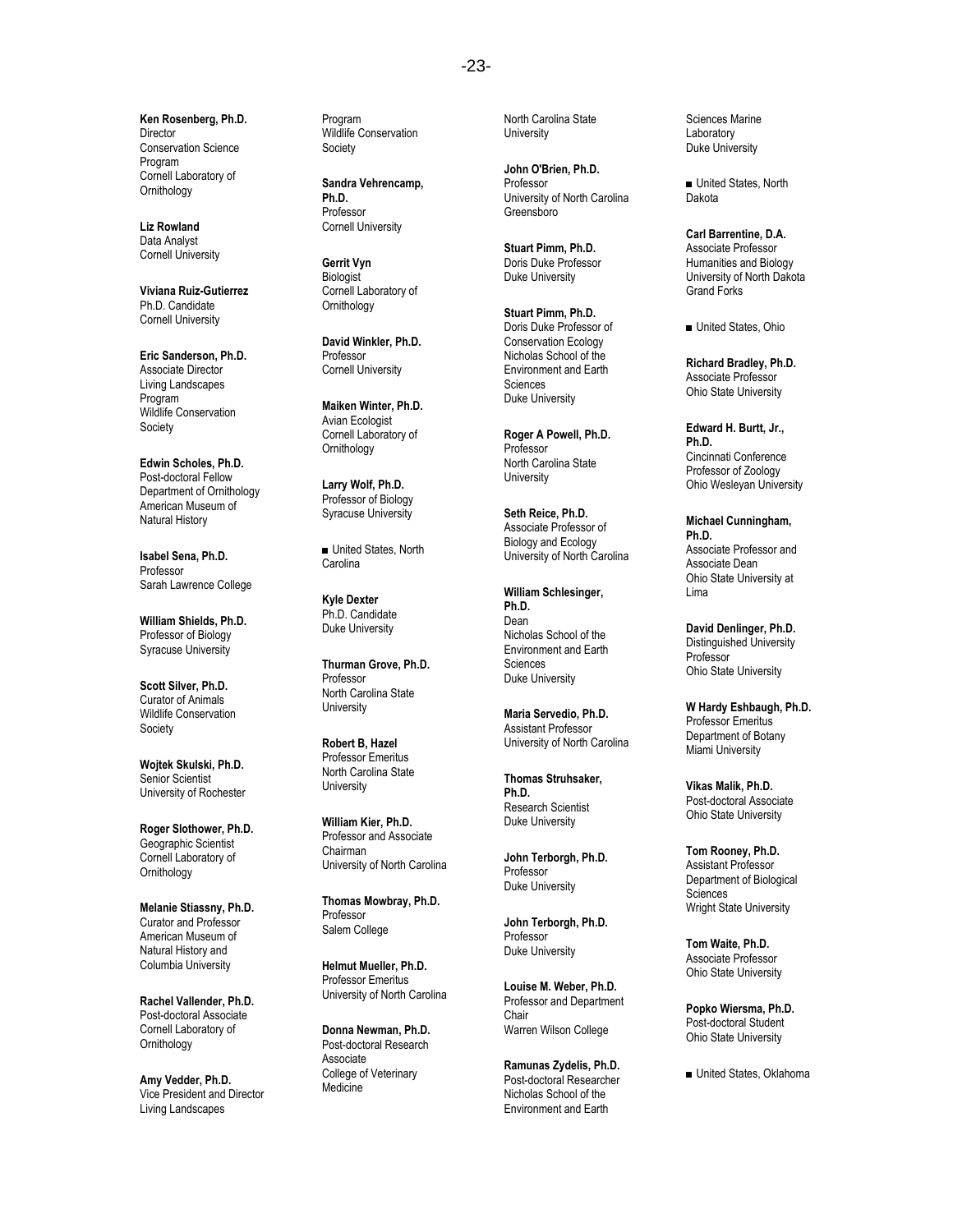**Ken Rosenberg, Ph.D.**
Director
Conservation Science Program
Cornell Laboratory of Ornithology

**Liz Rowland**
Data Analyst
Cornell University

**Viviana Ruiz-Gutierrez**
Ph.D. Candidate
Cornell University

**Eric Sanderson, Ph.D.**
Associate Director
Living Landscapes Program
Wildlife Conservation Society

**Edwin Scholes, Ph.D.**
Post-doctoral Fellow
Department of Ornithology
American Museum of Natural History

**Isabel Sena, Ph.D.**
Professor
Sarah Lawrence College

**William Shields, Ph.D.**
Professor of Biology
Syracuse University

**Scott Silver, Ph.D.**
Curator of Animals
Wildlife Conservation Society

**Wojtek Skulski, Ph.D.**
Senior Scientist
University of Rochester

**Roger Slothower, Ph.D.**
Geographic Scientist
Cornell Laboratory of Ornithology

**Melanie Stiassny, Ph.D.**
Curator and Professor
American Museum of Natural History and Columbia University

**Rachel Vallender, Ph.D.**
Post-doctoral Associate
Cornell Laboratory of Ornithology

**Amy Vedder, Ph.D.**
Vice President and Director
Living Landscapes Program
Wildlife Conservation Society

**Sandra Vehrencamp, Ph.D.**
Professor
Cornell University

**Gerrit Vyn**
Biologist
Cornell Laboratory of Ornithology

**David Winkler, Ph.D.**
Professor
Cornell University

**Maiken Winter, Ph.D.**
Avian Ecologist
Cornell Laboratory of Ornithology

**Larry Wolf, Ph.D.**
Professor of Biology
Syracuse University

■ United States, North Carolina

**Kyle Dexter**
Ph.D. Candidate
Duke University

**Thurman Grove, Ph.D.**
Professor
North Carolina State University

**Robert B, Hazel**
Professor Emeritus
North Carolina State University

**William Kier, Ph.D.**
Professor and Associate Chairman
University of North Carolina

**Thomas Mowbray, Ph.D.**
Professor
Salem College

**Helmut Mueller, Ph.D.**
Professor Emeritus
University of North Carolina

**Donna Newman, Ph.D.**
Post-doctoral Research Associate
College of Veterinary Medicine
North Carolina State University

**John O'Brien, Ph.D.**
Professor
University of North Carolina Greensboro

**Stuart Pimm, Ph.D.**
Doris Duke Professor
Duke University

**Stuart Pimm, Ph.D.**
Doris Duke Professor of Conservation Ecology
Nicholas School of the Environment and Earth Sciences
Duke University

**Roger A Powell, Ph.D.**
Professor
North Carolina State University

**Seth Reice, Ph.D.**
Associate Professor of Biology and Ecology
University of North Carolina

**William Schlesinger, Ph.D.**
Dean
Nicholas School of the Environment and Earth Sciences
Duke University

**Maria Servedio, Ph.D.**
Assistant Professor
University of North Carolina

**Thomas Struhsaker, Ph.D.**
Research Scientist
Duke University

**John Terborgh, Ph.D.**
Professor
Duke University

**John Terborgh, Ph.D.**
Professor
Duke University

**Louise M. Weber, Ph.D.**
Professor and Department Chair
Warren Wilson College

**Ramunas Zydelis, Ph.D.**
Post-doctoral Researcher
Nicholas School of the Environment and Earth Sciences Marine Laboratory
Duke University

■ United States, North Dakota

**Carl Barrentine, D.A.**
Associate Professor
Humanities and Biology
University of North Dakota Grand Forks

■ United States, Ohio

**Richard Bradley, Ph.D.**
Associate Professor
Ohio State University

**Edward H. Burtt, Jr., Ph.D.**
Cincinnati Conference Professor of Zoology
Ohio Wesleyan University

**Michael Cunningham, Ph.D.**
Associate Professor and Associate Dean
Ohio State University at Lima

**David Denlinger, Ph.D.**
Distinguished University Professor
Ohio State University

**W Hardy Eshbaugh, Ph.D.**
Professor Emeritus
Department of Botany
Miami University

**Vikas Malik, Ph.D.**
Post-doctoral Associate
Ohio State University

**Tom Rooney, Ph.D.**
Assistant Professor
Department of Biological Sciences
Wright State University

**Tom Waite, Ph.D.**
Associate Professor
Ohio State University

**Popko Wiersma, Ph.D.**
Post-doctoral Student
Ohio State University

■ United States, Oklahoma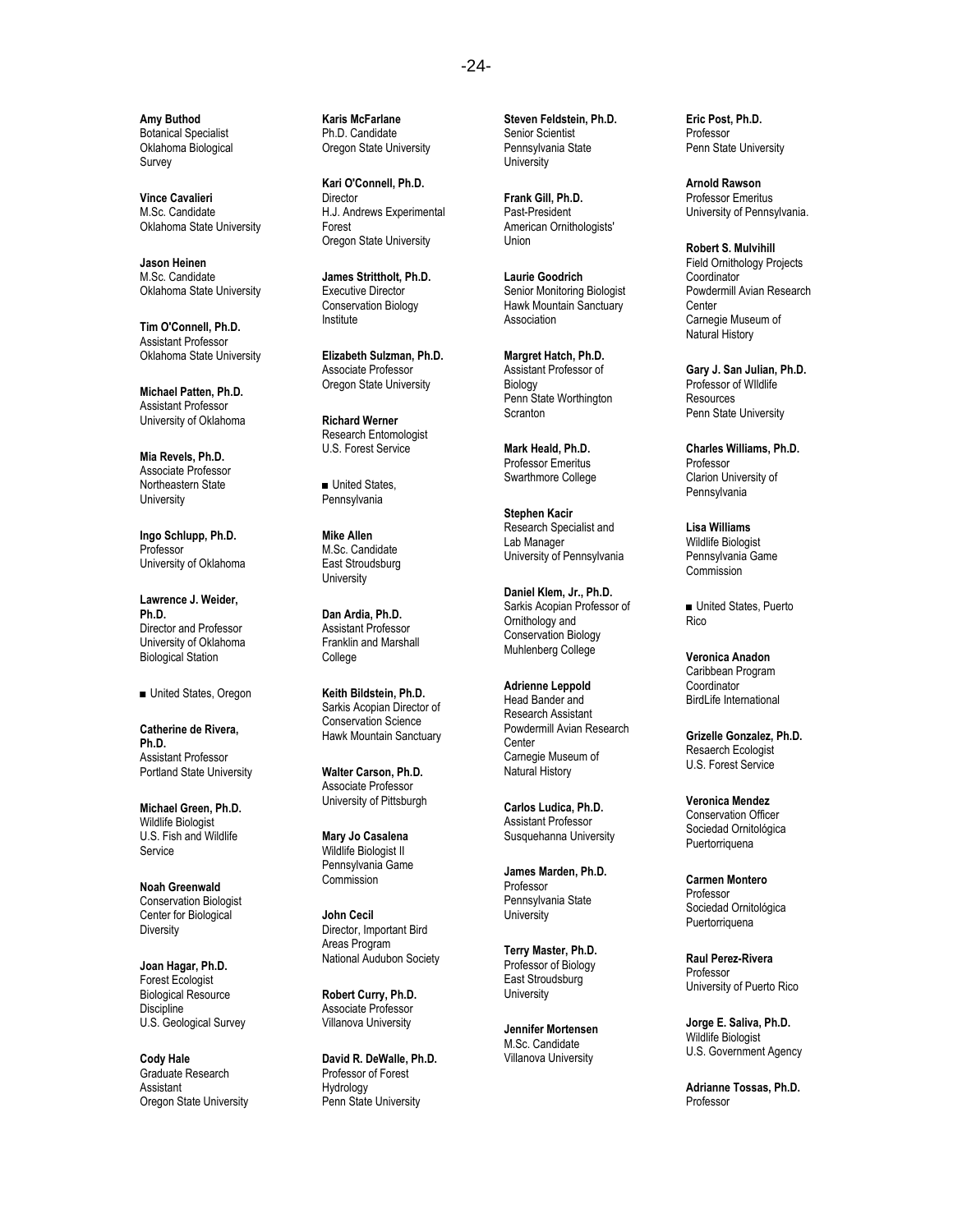**Amy Buthod**
Botanical Specialist
Oklahoma Biological Survey

**Vince Cavalieri**
M.Sc. Candidate
Oklahoma State University

**Jason Heinen**
M.Sc. Candidate
Oklahoma State University

**Tim O'Connell, Ph.D.**
Assistant Professor
Oklahoma State University

**Michael Patten, Ph.D.**
Assistant Professor
University of Oklahoma

**Mia Revels, Ph.D.**
Associate Professor
Northeastern State University

**Ingo Schlupp, Ph.D.**
Professor
University of Oklahoma

**Lawrence J. Weider, Ph.D.**
Director and Professor
University of Oklahoma Biological Station

■ United States, Oregon

**Catherine de Rivera, Ph.D.**
Assistant Professor
Portland State University

**Michael Green, Ph.D.**
Wildlife Biologist
U.S. Fish and Wildlife Service

**Noah Greenwald**
Conservation Biologist
Center for Biological Diversity

**Joan Hagar, Ph.D.**
Forest Ecologist
Biological Resource Discipline
U.S. Geological Survey

**Cody Hale**
Graduate Research Assistant
Oregon State University

**Karis McFarlane**
Ph.D. Candidate
Oregon State University

**Kari O'Connell, Ph.D.**
Director
H.J. Andrews Experimental Forest
Oregon State University

**James Strittholt, Ph.D.**
Executive Director
Conservation Biology Institute

**Elizabeth Sulzman, Ph.D.**
Associate Professor
Oregon State University

**Richard Werner**
Research Entomologist
U.S. Forest Service

■ United States, Pennsylvania

**Mike Allen**
M.Sc. Candidate
East Stroudsburg University

**Dan Ardia, Ph.D.**
Assistant Professor
Franklin and Marshall College

**Keith Bildstein, Ph.D.**
Sarkis Acopian Director of Conservation Science
Hawk Mountain Sanctuary

**Walter Carson, Ph.D.**
Associate Professor
University of Pittsburgh

**Mary Jo Casalena**
Wildlife Biologist II
Pennsylvania Game Commission

**John Cecil**
Director, Important Bird Areas Program
National Audubon Society

**Robert Curry, Ph.D.**
Associate Professor
Villanova University

**David R. DeWalle, Ph.D.**
Professor of Forest Hydrology
Penn State University

**Steven Feldstein, Ph.D.**
Senior Scientist
Pennsylvania State University

**Frank Gill, Ph.D.**
Past-President
American Ornithologists' Union

**Laurie Goodrich**
Senior Monitoring Biologist
Hawk Mountain Sanctuary Association

**Margret Hatch, Ph.D.**
Assistant Professor of Biology
Penn State Worthington Scranton

**Mark Heald, Ph.D.**
Professor Emeritus
Swarthmore College

**Stephen Kacir**
Research Specialist and Lab Manager
University of Pennsylvania

**Daniel Klem, Jr., Ph.D.**
Sarkis Acopian Professor of Ornithology and Conservation Biology
Muhlenberg College

**Adrienne Leppold**
Head Bander and Research Assistant
Powdermill Avian Research Center
Carnegie Museum of Natural History

**Carlos Ludica, Ph.D.**
Assistant Professor
Susquehanna University

**James Marden, Ph.D.**
Professor
Pennsylvania State University

**Terry Master, Ph.D.**
Professor of Biology
East Stroudsburg University

**Jennifer Mortensen**
M.Sc. Candidate
Villanova University

**Eric Post, Ph.D.**
Professor
Penn State University

**Arnold Rawson**
Professor Emeritus
University of Pennsylvania.

**Robert S. Mulvihill**
Field Ornithology Projects Coordinator
Powdermill Avian Research Center
Carnegie Museum of Natural History

**Gary J. San Julian, Ph.D.**
Professor of WIldlife Resources
Penn State University

**Charles Williams, Ph.D.**
Professor
Clarion University of Pennsylvania

**Lisa Williams**
Wildlife Biologist
Pennsylvania Game Commission

■ United States, Puerto Rico

**Veronica Anadon**
Caribbean Program Coordinator
BirdLife International

**Grizelle Gonzalez, Ph.D.**
Resaerch Ecologist
U.S. Forest Service

**Veronica Mendez**
Conservation Officer
Sociedad Ornitológica Puertorriquena

**Carmen Montero**
Professor
Sociedad Ornitológica Puertorriquena

**Raul Perez-Rivera**
Professor
University of Puerto Rico

**Jorge E. Saliva, Ph.D.**
Wildlife Biologist
U.S. Government Agency

**Adrianne Tossas, Ph.D.**
Professor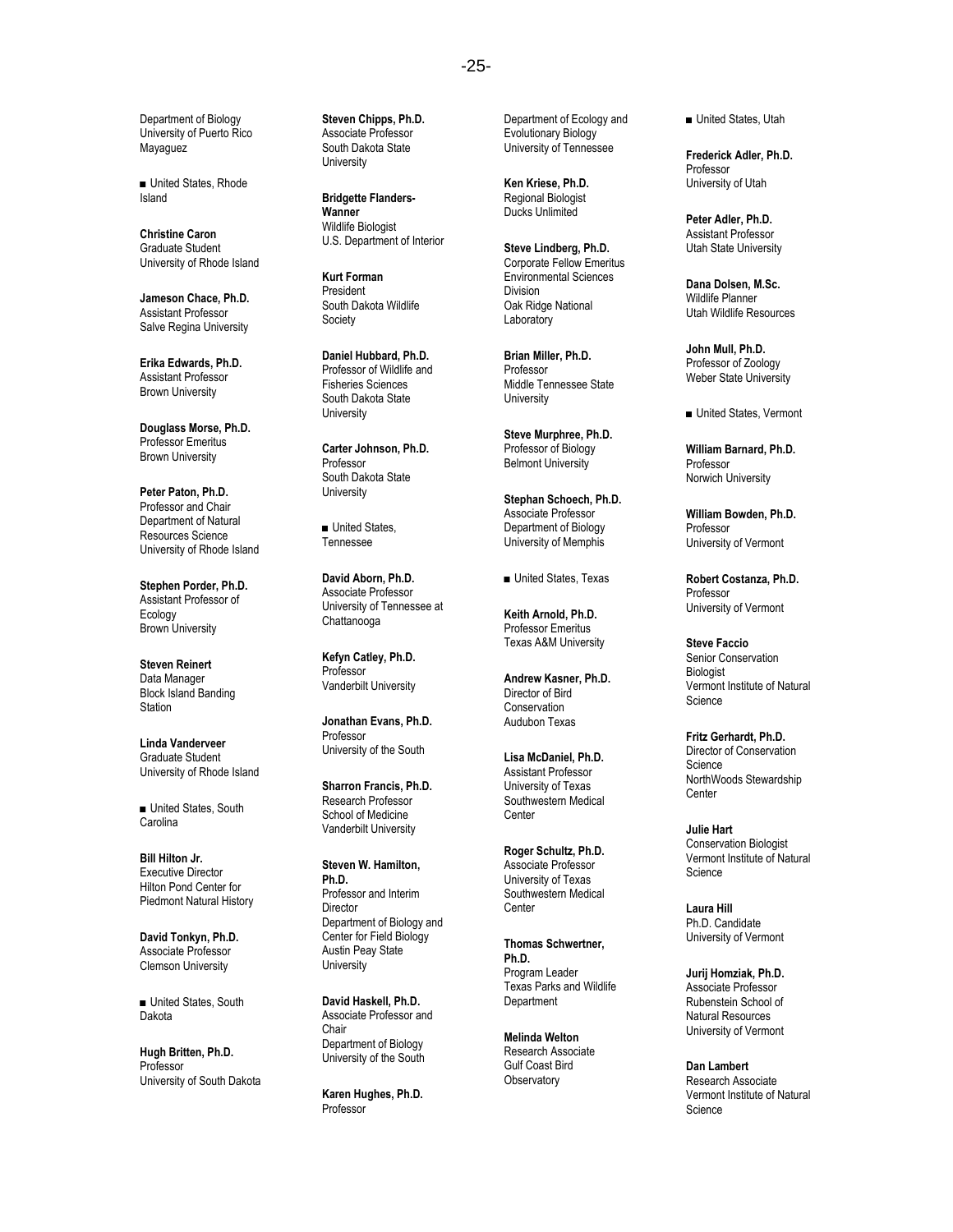Department of Biology
University of Puerto Rico
Mayaguez

■ United States, Rhode Island

**Christine Caron**
Graduate Student
University of Rhode Island

**Jameson Chace, Ph.D.**
Assistant Professor
Salve Regina University

**Erika Edwards, Ph.D.**
Assistant Professor
Brown University

**Douglass Morse, Ph.D.**
Professor Emeritus
Brown University

**Peter Paton, Ph.D.**
Professor and Chair
Department of Natural Resources Science
University of Rhode Island

**Stephen Porder, Ph.D.**
Assistant Professor of Ecology
Brown University

**Steven Reinert**
Data Manager
Block Island Banding Station

**Linda Vanderveer**
Graduate Student
University of Rhode Island

■ United States, South Carolina

**Bill Hilton Jr.**
Executive Director
Hilton Pond Center for Piedmont Natural History

**David Tonkyn, Ph.D.**
Associate Professor
Clemson University

■ United States, South Dakota

**Hugh Britten, Ph.D.**
Professor
University of South Dakota

**Steven Chipps, Ph.D.**
Associate Professor
South Dakota State University

**Bridgette Flanders-Wanner**
Wildlife Biologist
U.S. Department of Interior

**Kurt Forman**
President
South Dakota Wildlife Society

**Daniel Hubbard, Ph.D.**
Professor of Wildlife and Fisheries Sciences
South Dakota State University

**Carter Johnson, Ph.D.**
Professor
South Dakota State University

■ United States, Tennessee

**David Aborn, Ph.D.**
Associate Professor
University of Tennessee at Chattanooga

**Kefyn Catley, Ph.D.**
Professor
Vanderbilt University

**Jonathan Evans, Ph.D.**
Professor
University of the South

**Sharron Francis, Ph.D.**
Research Professor
School of Medicine
Vanderbilt University

**Steven W. Hamilton, Ph.D.**
Professor and Interim Director
Department of Biology and Center for Field Biology
Austin Peay State University

**David Haskell, Ph.D.**
Associate Professor and Chair
Department of Biology
University of the South

**Karen Hughes, Ph.D.**
Professor
Department of Ecology and Evolutionary Biology
University of Tennessee

**Ken Kriese, Ph.D.**
Regional Biologist
Ducks Unlimited

**Steve Lindberg, Ph.D.**
Corporate Fellow Emeritus
Environmental Sciences Division
Oak Ridge National Laboratory

**Brian Miller, Ph.D.**
Professor
Middle Tennessee State University

**Steve Murphree, Ph.D.**
Professor of Biology
Belmont University

**Stephan Schoech, Ph.D.**
Associate Professor
Department of Biology
University of Memphis

■ United States, Texas

**Keith Arnold, Ph.D.**
Professor Emeritus
Texas A&M University

**Andrew Kasner, Ph.D.**
Director of Bird Conservation
Audubon Texas

**Lisa McDaniel, Ph.D.**
Assistant Professor
University of Texas Southwestern Medical Center

**Roger Schultz, Ph.D.**
Associate Professor
University of Texas Southwestern Medical Center

**Thomas Schwertner, Ph.D.**
Program Leader
Texas Parks and Wildlife Department

**Melinda Welton**
Research Associate
Gulf Coast Bird Observatory

■ United States, Utah

**Frederick Adler, Ph.D.**
Professor
University of Utah

**Peter Adler, Ph.D.**
Assistant Professor
Utah State University

**Dana Dolsen, M.Sc.**
Wildlife Planner
Utah Wildlife Resources

**John Mull, Ph.D.**
Professor of Zoology
Weber State University

■ United States, Vermont

**William Barnard, Ph.D.**
Professor
Norwich University

**William Bowden, Ph.D.**
Professor
University of Vermont

**Robert Costanza, Ph.D.**
Professor
University of Vermont

**Steve Faccio**
Senior Conservation Biologist
Vermont Institute of Natural Science

**Fritz Gerhardt, Ph.D.**
Director of Conservation Science
NorthWoods Stewardship Center

**Julie Hart**
Conservation Biologist
Vermont Institute of Natural Science

**Laura Hill**
Ph.D. Candidate
University of Vermont

**Jurij Homziak, Ph.D.**
Associate Professor
Rubenstein School of Natural Resources
University of Vermont

**Dan Lambert**
Research Associate
Vermont Institute of Natural Science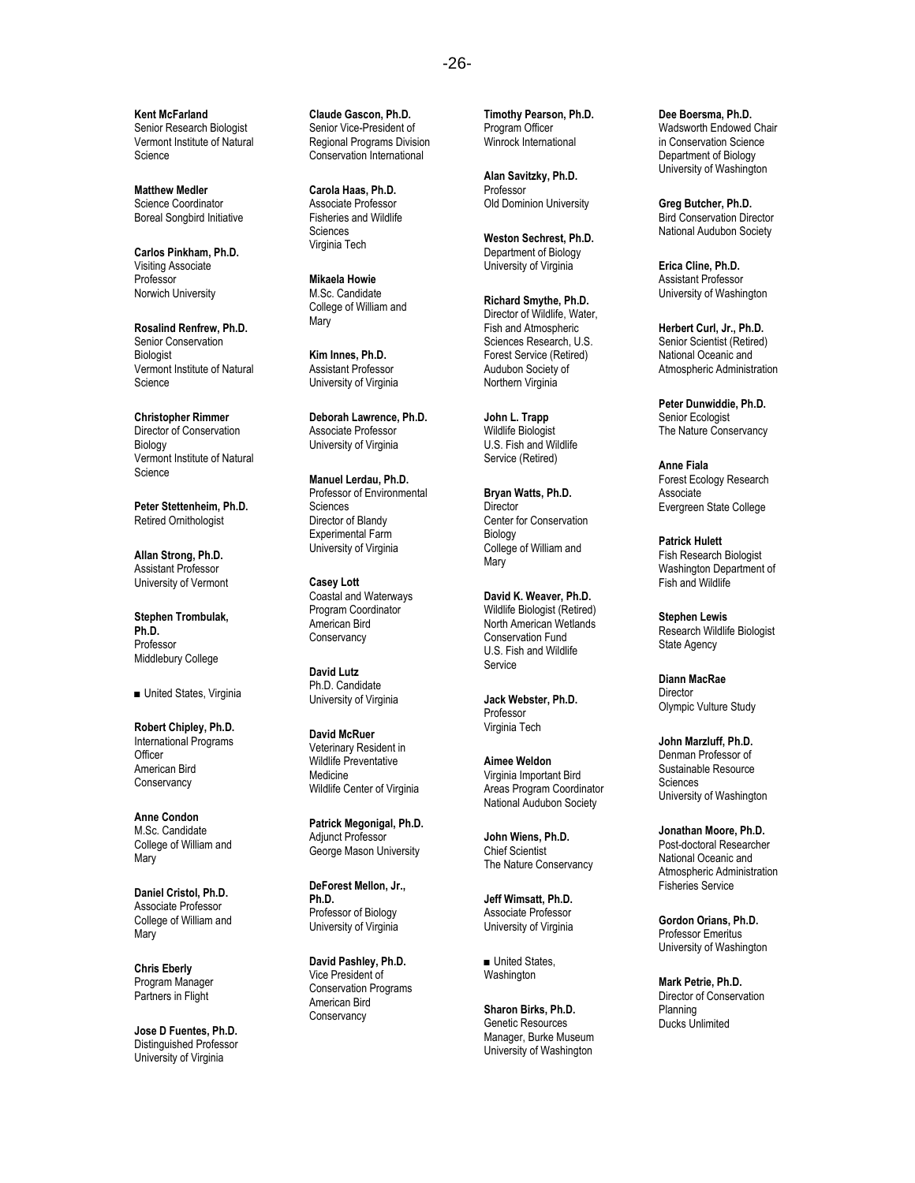**Kent McFarland**
Senior Research Biologist
Vermont Institute of Natural Science

**Matthew Medler**
Science Coordinator
Boreal Songbird Initiative

**Carlos Pinkham, Ph.D.**
Visiting Associate Professor
Norwich University

**Rosalind Renfrew, Ph.D.**
Senior Conservation Biologist
Vermont Institute of Natural Science

**Christopher Rimmer**
Director of Conservation Biology
Vermont Institute of Natural Science

**Peter Stettenheim, Ph.D.**
Retired Ornithologist

**Allan Strong, Ph.D.**
Assistant Professor
University of Vermont

**Stephen Trombulak, Ph.D.**
Professor
Middlebury College

■ United States, Virginia

**Robert Chipley, Ph.D.**
International Programs Officer
American Bird Conservancy

**Anne Condon**
M.Sc. Candidate
College of William and Mary

**Daniel Cristol, Ph.D.**
Associate Professor
College of William and Mary

**Chris Eberly**
Program Manager
Partners in Flight

**Jose D Fuentes, Ph.D.**
Distinguished Professor
University of Virginia

**Claude Gascon, Ph.D.**
Senior Vice-President of Regional Programs Division
Conservation International

**Carola Haas, Ph.D.**
Associate Professor
Fisheries and Wildlife Sciences
Virginia Tech

**Mikaela Howie**
M.Sc. Candidate
College of William and Mary

**Kim Innes, Ph.D.**
Assistant Professor
University of Virginia

**Deborah Lawrence, Ph.D.**
Associate Professor
University of Virginia

**Manuel Lerdau, Ph.D.**
Professor of Environmental Sciences
Director of Blandy Experimental Farm
University of Virginia

**Casey Lott**
Coastal and Waterways Program Coordinator
American Bird Conservancy

**David Lutz**
Ph.D. Candidate
University of Virginia

**David McRuer**
Veterinary Resident in Wildlife Preventative Medicine
Wildlife Center of Virginia

**Patrick Megonigal, Ph.D.**
Adjunct Professor
George Mason University

**DeForest Mellon, Jr., Ph.D.**
Professor of Biology
University of Virginia

**David Pashley, Ph.D.**
Vice President of Conservation Programs
American Bird Conservancy

**Timothy Pearson, Ph.D.**
Program Officer
Winrock International

**Alan Savitzky, Ph.D.**
Professor
Old Dominion University

**Weston Sechrest, Ph.D.**
Department of Biology
University of Virginia

**Richard Smythe, Ph.D.**
Director of Wildlife, Water, Fish and Atmospheric Sciences Research, U.S. Forest Service (Retired)
Audubon Society of Northern Virginia

**John L. Trapp**
Wildlife Biologist
U.S. Fish and Wildlife Service (Retired)

**Bryan Watts, Ph.D.**
Director
Center for Conservation Biology
College of William and Mary

**David K. Weaver, Ph.D.**
Wildlife Biologist (Retired)
North American Wetlands Conservation Fund
U.S. Fish and Wildlife Service

**Jack Webster, Ph.D.**
Professor
Virginia Tech

**Aimee Weldon**
Virginia Important Bird Areas Program Coordinator
National Audubon Society

**John Wiens, Ph.D.**
Chief Scientist
The Nature Conservancy

**Jeff Wimsatt, Ph.D.**
Associate Professor
University of Virginia

■ United States, Washington

**Sharon Birks, Ph.D.**
Genetic Resources Manager, Burke Museum
University of Washington

**Dee Boersma, Ph.D.**
Wadsworth Endowed Chair in Conservation Science
Department of Biology
University of Washington

**Greg Butcher, Ph.D.**
Bird Conservation Director
National Audubon Society

**Erica Cline, Ph.D.**
Assistant Professor
University of Washington

**Herbert Curl, Jr., Ph.D.**
Senior Scientist (Retired)
National Oceanic and Atmospheric Administration

**Peter Dunwiddie, Ph.D.**
Senior Ecologist
The Nature Conservancy

**Anne Fiala**
Forest Ecology Research Associate
Evergreen State College

**Patrick Hulett**
Fish Research Biologist
Washington Department of Fish and Wildlife

**Stephen Lewis**
Research Wildlife Biologist
State Agency

**Diann MacRae**
Director
Olympic Vulture Study

**John Marzluff, Ph.D.**
Denman Professor of Sustainable Resource Sciences
University of Washington

**Jonathan Moore, Ph.D.**
Post-doctoral Researcher
National Oceanic and Atmospheric Administration Fisheries Service

**Gordon Orians, Ph.D.**
Professor Emeritus
University of Washington

**Mark Petrie, Ph.D.**
Director of Conservation Planning
Ducks Unlimited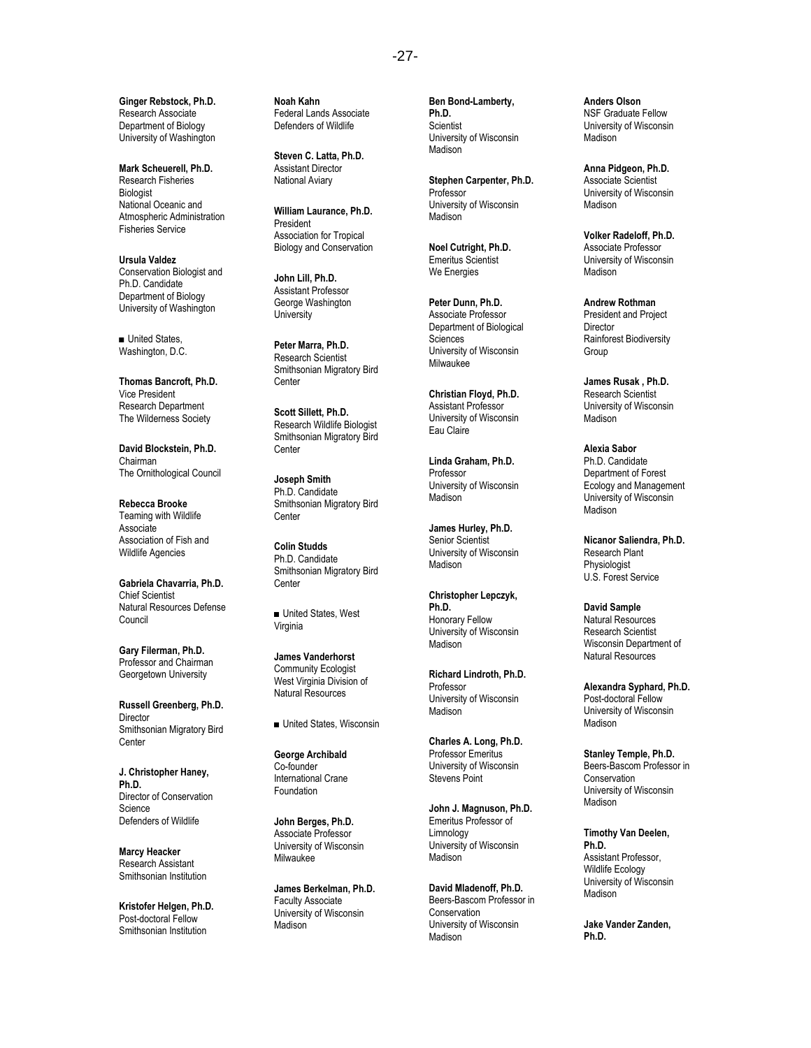**Ginger Rebstock, Ph.D.**
Research Associate
Department of Biology
University of Washington

**Mark Scheuerell, Ph.D.**
Research Fisheries Biologist
National Oceanic and Atmospheric Administration Fisheries Service

**Ursula Valdez**
Conservation Biologist and Ph.D. Candidate
Department of Biology
University of Washington

■ United States, Washington, D.C.

**Thomas Bancroft, Ph.D.**
Vice President
Research Department
The Wilderness Society

**David Blockstein, Ph.D.**
Chairman
The Ornithological Council

**Rebecca Brooke**
Teaming with Wildlife Associate
Association of Fish and Wildlife Agencies

**Gabriela Chavarria, Ph.D.**
Chief Scientist
Natural Resources Defense Council

**Gary Filerman, Ph.D.**
Professor and Chairman
Georgetown University

**Russell Greenberg, Ph.D.**
Director
Smithsonian Migratory Bird Center

**J. Christopher Haney, Ph.D.**
Director of Conservation Science
Defenders of Wildlife

**Marcy Heacker**
Research Assistant
Smithsonian Institution

**Kristofer Helgen, Ph.D.**
Post-doctoral Fellow
Smithsonian Institution

**Noah Kahn**
Federal Lands Associate
Defenders of Wildlife

**Steven C. Latta, Ph.D.**
Assistant Director
National Aviary

**William Laurance, Ph.D.**
President
Association for Tropical Biology and Conservation

**John Lill, Ph.D.**
Assistant Professor
George Washington University

**Peter Marra, Ph.D.**
Research Scientist
Smithsonian Migratory Bird Center

**Scott Sillett, Ph.D.**
Research Wildlife Biologist
Smithsonian Migratory Bird Center

**Joseph Smith**
Ph.D. Candidate
Smithsonian Migratory Bird Center

**Colin Studds**
Ph.D. Candidate
Smithsonian Migratory Bird Center

■ United States, West Virginia

**James Vanderhorst**
Community Ecologist
West Virginia Division of Natural Resources

■ United States, Wisconsin

**George Archibald**
Co-founder
International Crane Foundation

**John Berges, Ph.D.**
Associate Professor
University of Wisconsin Milwaukee

**James Berkelman, Ph.D.**
Faculty Associate
University of Wisconsin Madison

**Ben Bond-Lamberty, Ph.D.**
Scientist
University of Wisconsin Madison

**Stephen Carpenter, Ph.D.**
Professor
University of Wisconsin Madison

**Noel Cutright, Ph.D.**
Emeritus Scientist
We Energies

**Peter Dunn, Ph.D.**
Associate Professor
Department of Biological Sciences
University of Wisconsin Milwaukee

**Christian Floyd, Ph.D.**
Assistant Professor
University of Wisconsin Eau Claire

**Linda Graham, Ph.D.**
Professor
University of Wisconsin Madison

**James Hurley, Ph.D.**
Senior Scientist
University of Wisconsin Madison

**Christopher Lepczyk, Ph.D.**
Honorary Fellow
University of Wisconsin Madison

**Richard Lindroth, Ph.D.**
Professor
University of Wisconsin Madison

**Charles A. Long, Ph.D.**
Professor Emeritus
University of Wisconsin Stevens Point

**John J. Magnuson, Ph.D.**
Emeritus Professor of Limnology
University of Wisconsin Madison

**David Mladenoff, Ph.D.**
Beers-Bascom Professor in Conservation
University of Wisconsin Madison

**Anders Olson**
NSF Graduate Fellow
University of Wisconsin Madison

**Anna Pidgeon, Ph.D.**
Associate Scientist
University of Wisconsin Madison

**Volker Radeloff, Ph.D.**
Associate Professor
University of Wisconsin Madison

**Andrew Rothman**
President and Project Director
Rainforest Biodiversity Group

**James Rusak , Ph.D.**
Research Scientist
University of Wisconsin Madison

**Alexia Sabor**
Ph.D. Candidate
Department of Forest Ecology and Management
University of Wisconsin Madison

**Nicanor Saliendra, Ph.D.**
Research Plant Physiologist
U.S. Forest Service

**David Sample**
Natural Resources Research Scientist
Wisconsin Department of Natural Resources

**Alexandra Syphard, Ph.D.**
Post-doctoral Fellow
University of Wisconsin Madison

**Stanley Temple, Ph.D.**
Beers-Bascom Professor in Conservation
University of Wisconsin Madison

**Timothy Van Deelen, Ph.D.**
Assistant Professor, Wildlife Ecology
University of Wisconsin Madison

**Jake Vander Zanden, Ph.D.**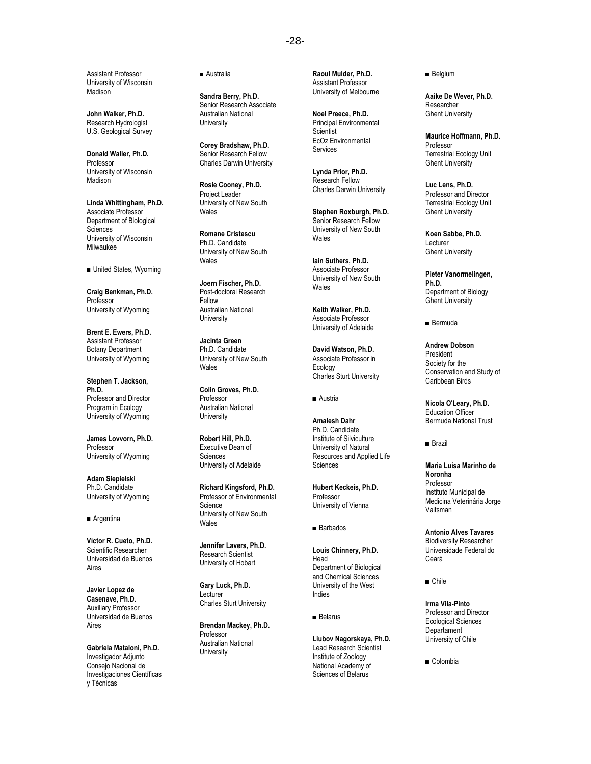Assistant Professor
University of Wisconsin
Madison

**John Walker, Ph.D.**
Research Hydrologist
U.S. Geological Survey

**Donald Waller, Ph.D.**
Professor
University of Wisconsin
Madison

**Linda Whittingham, Ph.D.**
Associate Professor
Department of Biological Sciences
University of Wisconsin
Milwaukee

■ United States, Wyoming

**Craig Benkman, Ph.D.**
Professor
University of Wyoming

**Brent E. Ewers, Ph.D.**
Assistant Professor
Botany Department
University of Wyoming

**Stephen T. Jackson, Ph.D.**
Professor and Director
Program in Ecology
University of Wyoming

**James Lovvorn, Ph.D.**
Professor
University of Wyoming

**Adam Siepielski**
Ph.D. Candidate
University of Wyoming

■ Argentina

**Víctor R. Cueto, Ph.D.**
Scientific Researcher
Universidad de Buenos Aires

**Javier Lopez de Casenave, Ph.D.**
Auxiliary Professor
Universidad de Buenos Aires

**Gabriela Mataloni, Ph.D.**
Investigador Adjunto
Consejo Nacional de Investigaciones Científicas y Técnicas

■ Australia

**Sandra Berry, Ph.D.**
Senior Research Associate
Australian National University

**Corey Bradshaw, Ph.D.**
Senior Research Fellow
Charles Darwin University

**Rosie Cooney, Ph.D.**
Project Leader
University of New South Wales

**Romane Cristescu**
Ph.D. Candidate
University of New South Wales

**Joern Fischer, Ph.D.**
Post-doctoral Research Fellow
Australian National University

**Jacinta Green**
Ph.D. Candidate
University of New South Wales

**Colin Groves, Ph.D.**
Professor
Australian National University

**Robert Hill, Ph.D.**
Executive Dean of Sciences
University of Adelaide

**Richard Kingsford, Ph.D.**
Professor of Environmental Science
University of New South Wales

**Jennifer Lavers, Ph.D.**
Research Scientist
University of Hobart

**Gary Luck, Ph.D.**
Lecturer
Charles Sturt University

**Brendan Mackey, Ph.D.**
Professor
Australian National University

**Raoul Mulder, Ph.D.**
Assistant Professor
University of Melbourne

**Noel Preece, Ph.D.**
Principal Environmental Scientist
EcOz Environmental Services

**Lynda Prior, Ph.D.**
Research Fellow
Charles Darwin University

**Stephen Roxburgh, Ph.D.**
Senior Research Fellow
University of New South Wales

**Iain Suthers, Ph.D.**
Associate Professor
University of New South Wales

**Keith Walker, Ph.D.**
Associate Professor
University of Adelaide

**David Watson, Ph.D.**
Associate Professor in Ecology
Charles Sturt University

■ Austria

**Amalesh Dahr**
Ph.D. Candidate
Institute of Silviculture
University of Natural Resources and Applied Life Sciences

**Hubert Keckeis, Ph.D.**
Professor
University of Vienna

■ Barbados

**Louis Chinnery, Ph.D.**
Head
Department of Biological and Chemical Sciences
University of the West Indies

■ Belarus

**Liubov Nagorskaya, Ph.D.**
Lead Research Scientist
Institute of Zoology
National Academy of Sciences of Belarus

■ Belgium

**Aaike De Wever, Ph.D.**
Researcher
Ghent University

**Maurice Hoffmann, Ph.D.**
Professor
Terrestrial Ecology Unit
Ghent University

**Luc Lens, Ph.D.**
Professor and Director
Terrestrial Ecology Unit
Ghent University

**Koen Sabbe, Ph.D.**
Lecturer
Ghent University

**Pieter Vanormelingen, Ph.D.**
Department of Biology
Ghent University

■ Bermuda

**Andrew Dobson**
President
Society for the Conservation and Study of Caribbean Birds

**Nicola O'Leary, Ph.D.**
Education Officer
Bermuda National Trust

■ Brazil

**Maria Luisa Marinho de Noronha**
Professor
Instituto Municipal de Medicina Veterinária Jorge Vaitsman

**Antonio Alves Tavares**
Biodiversity Researcher
Universidade Federal do Ceará

■ Chile

**Irma Vila-Pinto**
Professor and Director
Ecological Sciences Departament
University of Chile

■ Colombia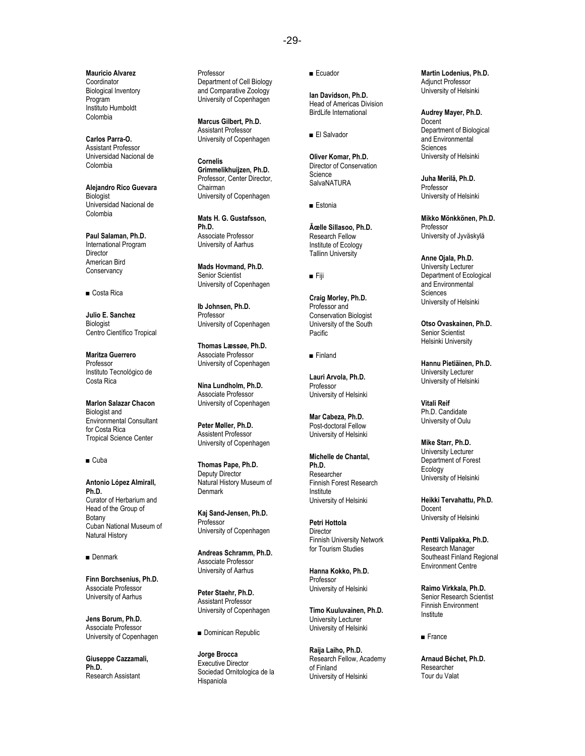**Mauricio Alvarez**
Coordinator
Biological Inventory Program
Instituto Humboldt
Colombia

**Carlos Parra-O.**
Assistant Professor
Universidad Nacional de Colombia

**Alejandro Rico Guevara**
Biologist
Universidad Nacional de Colombia

**Paul Salaman, Ph.D.**
International Program Director
American Bird Conservancy

■ Costa Rica

**Julio E. Sanchez**
Biologist
Centro Científico Tropical

**Maritza Guerrero**
Professor
Instituto Tecnológico de Costa Rica

**Marlon Salazar Chacon**
Biologist and Environmental Consultant for Costa Rica
Tropical Science Center

■ Cuba

**Antonio López Almirall, Ph.D.**
Curator of Herbarium and Head of the Group of Botany
Cuban National Museum of Natural History

■ Denmark

**Finn Borchsenius, Ph.D.**
Associate Professor
University of Aarhus

**Jens Borum, Ph.D.**
Associate Professor
University of Copenhagen

**Giuseppe Cazzamali, Ph.D.**
Research Assistant
Professor
Department of Cell Biology and Comparative Zoology
University of Copenhagen

**Marcus Gilbert, Ph.D.**
Assistant Professor
University of Copenhagen

**Cornelis Grimmelikhuijzen, Ph.D.**
Professor, Center Director, Chairman
University of Copenhagen

**Mats H. G. Gustafsson, Ph.D.**
Associate Professor
University of Aarhus

**Mads Hovmand, Ph.D.**
Senior Scientist
University of Copenhagen

**Ib Johnsen, Ph.D.**
Professor
University of Copenhagen

**Thomas Læssøe, Ph.D.**
Associate Professor
University of Copenhagen

**Nina Lundholm, Ph.D.**
Associate Professor
University of Copenhagen

**Peter Møller, Ph.D.**
Assistent Professor
University of Copenhagen

**Thomas Pape, Ph.D.**
Deputy Director
Natural History Museum of Denmark

**Kaj Sand-Jensen, Ph.D.**
Professor
University of Copenhagen

**Andreas Schramm, Ph.D.**
Associate Professor
University of Aarhus

**Peter Staehr, Ph.D.**
Assistant Professor
University of Copenhagen

■ Dominican Republic

**Jorge Brocca**
Executive Director
Sociedad Ornitologica de la Hispaniola

■ Ecuador

**Ian Davidson, Ph.D.**
Head of Americas Division
BirdLife International

■ El Salvador

**Oliver Komar, Ph.D.**
Director of Conservation Science
SalvaNATURA

■ Estonia

**Ãœlle Sillasoo, Ph.D.**
Research Fellow
Institute of Ecology
Tallinn University

■ Fiji

**Craig Morley, Ph.D.**
Professor and Conservation Biologist
University of the South Pacific

■ Finland

**Lauri Arvola, Ph.D.**
Professor
University of Helsinki

**Mar Cabeza, Ph.D.**
Post-doctoral Fellow
University of Helsinki

**Michelle de Chantal, Ph.D.**
Researcher
Finnish Forest Research Institute
University of Helsinki

**Petri Hottola**
Director
Finnish University Network for Tourism Studies

**Hanna Kokko, Ph.D.**
Professor
University of Helsinki

**Timo Kuuluvainen, Ph.D.**
University Lecturer
University of Helsinki

**Raija Laiho, Ph.D.**
Research Fellow, Academy of Finland
University of Helsinki

**Martin Lodenius, Ph.D.**
Adjunct Professor
University of Helsinki

**Audrey Mayer, Ph.D.**
Docent
Department of Biological and Environmental Sciences
University of Helsinki

**Juha Merilä, Ph.D.**
Professor
University of Helsinki

**Mikko Mönkkönen, Ph.D.**
Professor
University of Jyväskylä

**Anne Ojala, Ph.D.**
University Lecturer
Department of Ecological and Environmental Sciences
University of Helsinki

**Otso Ovaskainen, Ph.D.**
Senior Scientist
Helsinki University

**Hannu Pietiäinen, Ph.D.**
University Lecturer
University of Helsinki

**Vitali Reif**
Ph.D. Candidate
University of Oulu

**Mike Starr, Ph.D.**
University Lecturer
Department of Forest Ecology
University of Helsinki

**Heikki Tervahattu, Ph.D.**
Docent
University of Helsinki

**Pentti Valipakka, Ph.D.**
Research Manager
Southeast Finland Regional Environment Centre

**Raimo Virkkala, Ph.D.**
Senior Research Scientist
Finnish Environment Institute

■ France

**Arnaud Béchet, Ph.D.**
Researcher
Tour du Valat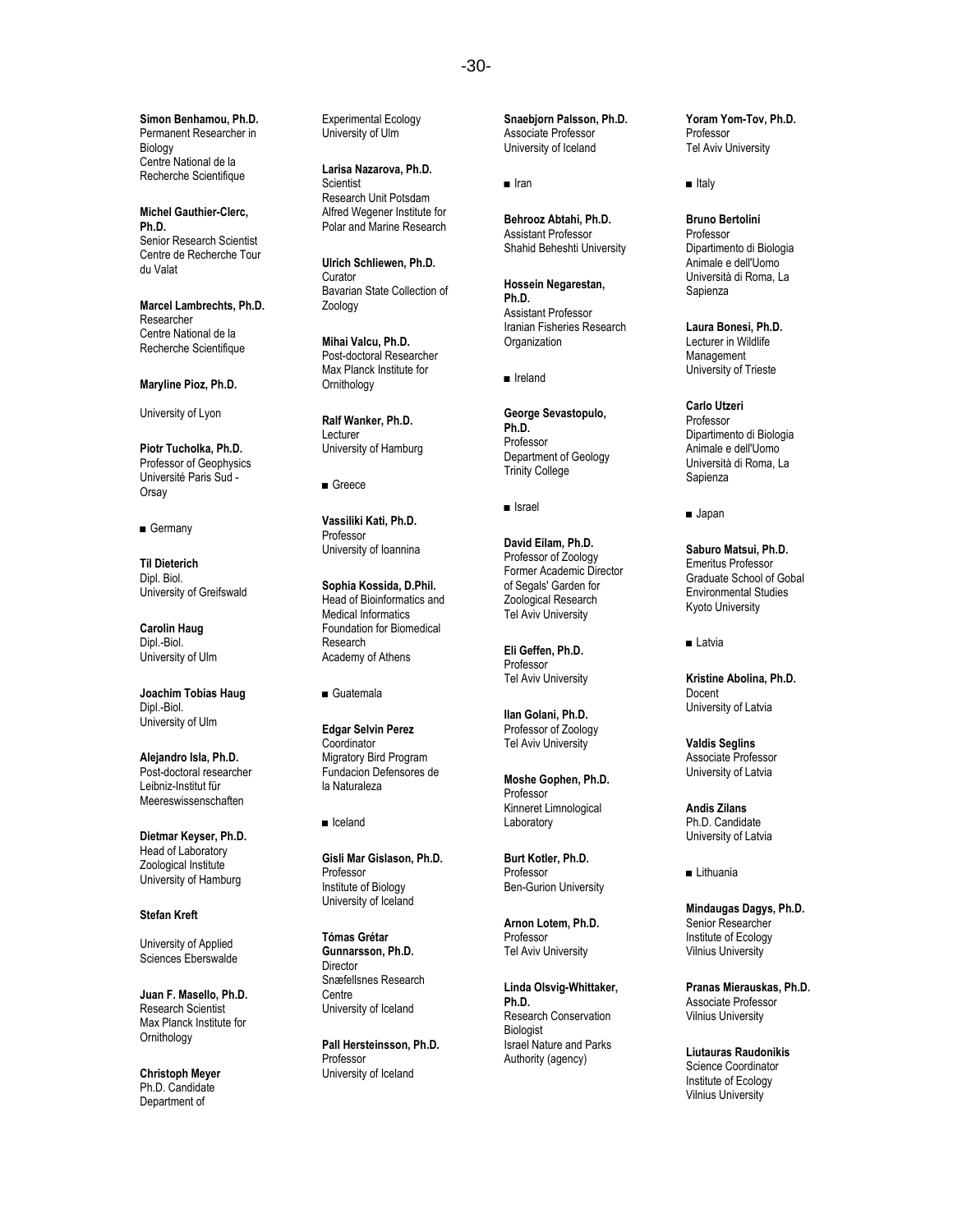**Simon Benhamou, Ph.D.**
Permanent Researcher in Biology
Centre National de la Recherche Scientifique

**Michel Gauthier-Clerc, Ph.D.**
Senior Research Scientist
Centre de Recherche Tour du Valat

**Marcel Lambrechts, Ph.D.**
Researcher
Centre National de la Recherche Scientifique

**Maryline Pioz, Ph.D.**

University of Lyon

**Piotr Tucholka, Ph.D.**
Professor of Geophysics
Université Paris Sud - Orsay

■ Germany

**Til Dieterich**
Dipl. Biol.
University of Greifswald

**Carolin Haug**
Dipl.-Biol.
University of Ulm

**Joachim Tobias Haug**
Dipl.-Biol.
University of Ulm

**Alejandro Isla, Ph.D.**
Post-doctoral researcher
Leibniz-Institut für Meereswissenschaften

**Dietmar Keyser, Ph.D.**
Head of Laboratory
Zoological Institute
University of Hamburg

**Stefan Kreft**

University of Applied Sciences Eberswalde

**Juan F. Masello, Ph.D.**
Research Scientist
Max Planck Institute for Ornithology

**Christoph Meyer**
Ph.D. Candidate
Department of Experimental Ecology
University of Ulm

**Larisa Nazarova, Ph.D.**
Scientist
Research Unit Potsdam
Alfred Wegener Institute for Polar and Marine Research

**Ulrich Schliewen, Ph.D.**
Curator
Bavarian State Collection of Zoology

**Mihai Valcu, Ph.D.**
Post-doctoral Researcher
Max Planck Institute for Ornithology

**Ralf Wanker, Ph.D.**
Lecturer
University of Hamburg

■ Greece

**Vassiliki Kati, Ph.D.**
Professor
University of Ioannina

**Sophia Kossida, D.Phil.**
Head of Bioinformatics and Medical Informatics
Foundation for Biomedical Research
Academy of Athens

■ Guatemala

**Edgar Selvin Perez**
Coordinator
Migratory Bird Program
Fundacion Defensores de la Naturaleza

■ Iceland

**Gisli Mar Gislason, Ph.D.**
Professor
Institute of Biology
University of Iceland

**Tómas Grétar Gunnarsson, Ph.D.**
Director
Snæfellsnes Research Centre
University of Iceland

**Pall Hersteinsson, Ph.D.**
Professor
University of Iceland

**Snaebjorn Palsson, Ph.D.**
Associate Professor
University of Iceland

■ Iran

**Behrooz Abtahi, Ph.D.**
Assistant Professor
Shahid Beheshti University

**Hossein Negarestan, Ph.D.**
Assistant Professor
Iranian Fisheries Research Organization

■ Ireland

**George Sevastopulo, Ph.D.**
Professor
Department of Geology
Trinity College

■ Israel

**David Eilam, Ph.D.**
Professor of Zoology
Former Academic Director of Segals' Garden for Zoological Research
Tel Aviv University

**Eli Geffen, Ph.D.**
Professor
Tel Aviv University

**Ilan Golani, Ph.D.**
Professor of Zoology
Tel Aviv University

**Moshe Gophen, Ph.D.**
Professor
Kinneret Limnological Laboratory

**Burt Kotler, Ph.D.**
Professor
Ben-Gurion University

**Arnon Lotem, Ph.D.**
Professor
Tel Aviv University

**Linda Olsvig-Whittaker, Ph.D.**
Research Conservation Biologist
Israel Nature and Parks Authority (agency)

**Yoram Yom-Tov, Ph.D.**
Professor
Tel Aviv University

■ Italy

**Bruno Bertolini**
Professor
Dipartimento di Biologia Animale e dell'Uomo
Università di Roma, La Sapienza

**Laura Bonesi, Ph.D.**
Lecturer in Wildlife Management
University of Trieste

**Carlo Utzeri**
Professor
Dipartimento di Biologia Animale e dell'Uomo
Università di Roma, La Sapienza

■ Japan

**Saburo Matsui, Ph.D.**
Emeritus Professor
Graduate School of Gobal Environmental Studies
Kyoto University

■ Latvia

**Kristine Abolina, Ph.D.**
Docent
University of Latvia

**Valdis Seglins**
Associate Professor
University of Latvia

**Andis Zilans**
Ph.D. Candidate
University of Latvia

■ Lithuania

**Mindaugas Dagys, Ph.D.**
Senior Researcher
Institute of Ecology
Vilnius University

**Pranas Mierauskas, Ph.D.**
Associate Professor
Vilnius University

**Liutauras Raudonikis**
Science Coordinator
Institute of Ecology
Vilnius University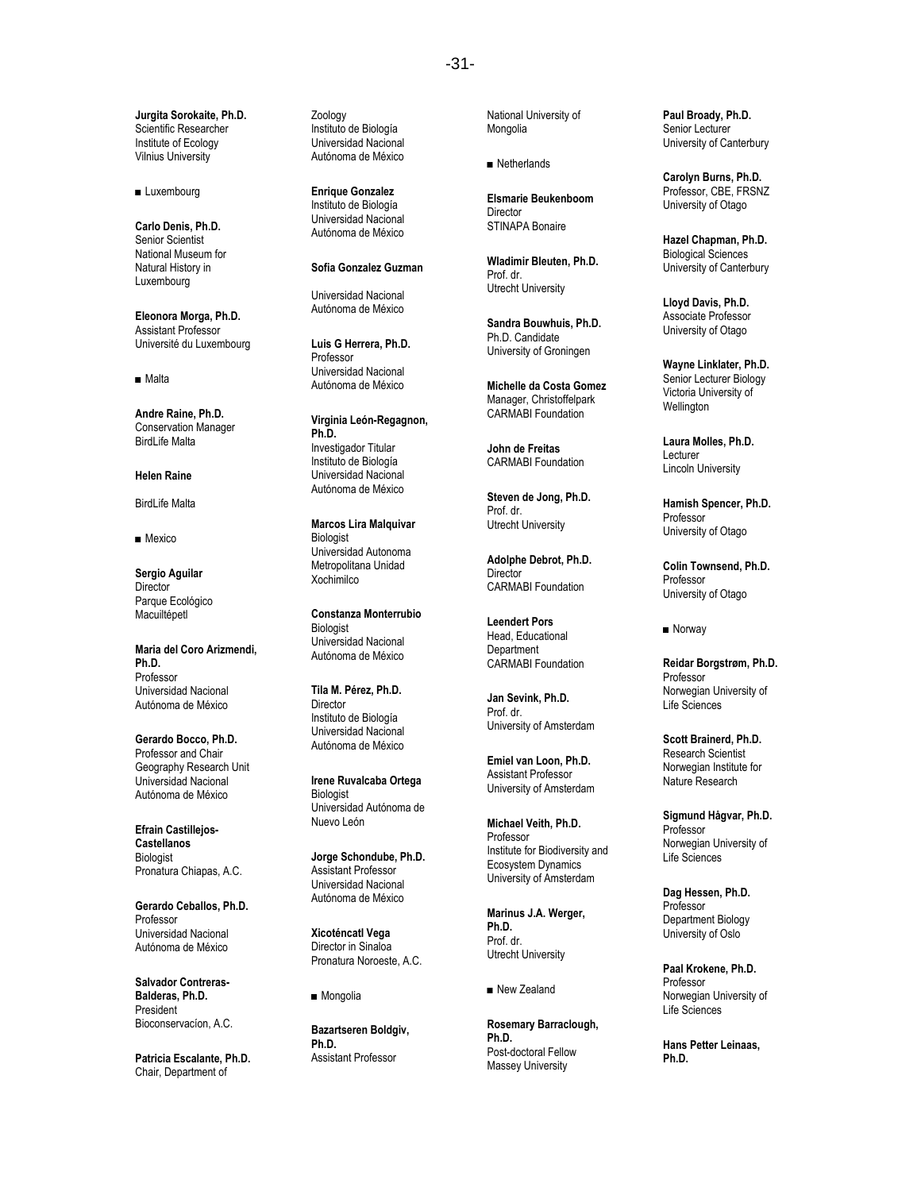**Jurgita Sorokaite, Ph.D.**
Scientific Researcher
Institute of Ecology
Vilnius University

■ Luxembourg

**Carlo Denis, Ph.D.**
Senior Scientist
National Museum for Natural History in Luxembourg

**Eleonora Morga, Ph.D.**
Assistant Professor
Université du Luxembourg

■ Malta

**Andre Raine, Ph.D.**
Conservation Manager
BirdLife Malta

**Helen Raine**

BirdLife Malta

■ Mexico

**Sergio Aguilar**
Director
Parque Ecológico Macuiltépetl

**Maria del Coro Arizmendi, Ph.D.**
Professor
Universidad Nacional Autónoma de México

**Gerardo Bocco, Ph.D.**
Professor and Chair
Geography Research Unit
Universidad Nacional Autónoma de México

**Efrain Castillejos-Castellanos**
Biologist
Pronatura Chiapas, A.C.

**Gerardo Ceballos, Ph.D.**
Professor
Universidad Nacional Autónoma de México

**Salvador Contreras-Balderas, Ph.D.**
President
Bioconservacíon, A.C.

**Patricia Escalante, Ph.D.**
Chair, Department of Zoology
Instituto de Biología
Universidad Nacional Autónoma de México

**Enrique Gonzalez**
Instituto de Biología
Universidad Nacional Autónoma de México

**Sofia Gonzalez Guzman**

Universidad Nacional Autónoma de México

**Luis G Herrera, Ph.D.**
Professor
Universidad Nacional Autónoma de México

**Virginia León-Regagnon, Ph.D.**
Investigador Titular
Instituto de Biología
Universidad Nacional Autónoma de México

**Marcos Lira Malquivar**
Biologist
Universidad Autonoma Metropolitana Unidad Xochimilco

**Constanza Monterrubio**
Biologist
Universidad Nacional Autónoma de México

**Tila M. Pérez, Ph.D.**
Director
Instituto de Biología
Universidad Nacional Autónoma de México

**Irene Ruvalcaba Ortega**
Biologist
Universidad Autónoma de Nuevo León

**Jorge Schondube, Ph.D.**
Assistant Professor
Universidad Nacional Autónoma de México

**Xicoténcatl Vega**
Director in Sinaloa
Pronatura Noroeste, A.C.

■ Mongolia

**Bazartseren Boldgiv, Ph.D.**
Assistant Professor
National University of Mongolia

■ Netherlands

**Elsmarie Beukenboom**
Director
STINAPA Bonaire

**Wladimir Bleuten, Ph.D.**
Prof. dr.
Utrecht University

**Sandra Bouwhuis, Ph.D.**
Ph.D. Candidate
University of Groningen

**Michelle da Costa Gomez**
Manager, Christoffelpark
CARMABI Foundation

**John de Freitas**
CARMABI Foundation

**Steven de Jong, Ph.D.**
Prof. dr.
Utrecht University

**Adolphe Debrot, Ph.D.**
Director
CARMABI Foundation

**Leendert Pors**
Head, Educational Department
CARMABI Foundation

**Jan Sevink, Ph.D.**
Prof. dr.
University of Amsterdam

**Emiel van Loon, Ph.D.**
Assistant Professor
University of Amsterdam

**Michael Veith, Ph.D.**
Professor
Institute for Biodiversity and Ecosystem Dynamics
University of Amsterdam

**Marinus J.A. Werger, Ph.D.**
Prof. dr.
Utrecht University

■ New Zealand

**Rosemary Barraclough, Ph.D.**
Post-doctoral Fellow
Massey University

**Paul Broady, Ph.D.**
Senior Lecturer
University of Canterbury

**Carolyn Burns, Ph.D.**
Professor, CBE, FRSNZ
University of Otago

**Hazel Chapman, Ph.D.**
Biological Sciences
University of Canterbury

**Lloyd Davis, Ph.D.**
Associate Professor
University of Otago

**Wayne Linklater, Ph.D.**
Senior Lecturer Biology
Victoria University of Wellington

**Laura Molles, Ph.D.**
Lecturer
Lincoln University

**Hamish Spencer, Ph.D.**
Professor
University of Otago

**Colin Townsend, Ph.D.**
Professor
University of Otago

■ Norway

**Reidar Borgstrøm, Ph.D.**
Professor
Norwegian University of Life Sciences

**Scott Brainerd, Ph.D.**
Research Scientist
Norwegian Institute for Nature Research

**Sigmund Hågvar, Ph.D.**
Professor
Norwegian University of Life Sciences

**Dag Hessen, Ph.D.**
Professor
Department Biology
University of Oslo

**Paal Krokene, Ph.D.**
Professor
Norwegian University of Life Sciences

**Hans Petter Leinaas, Ph.D.**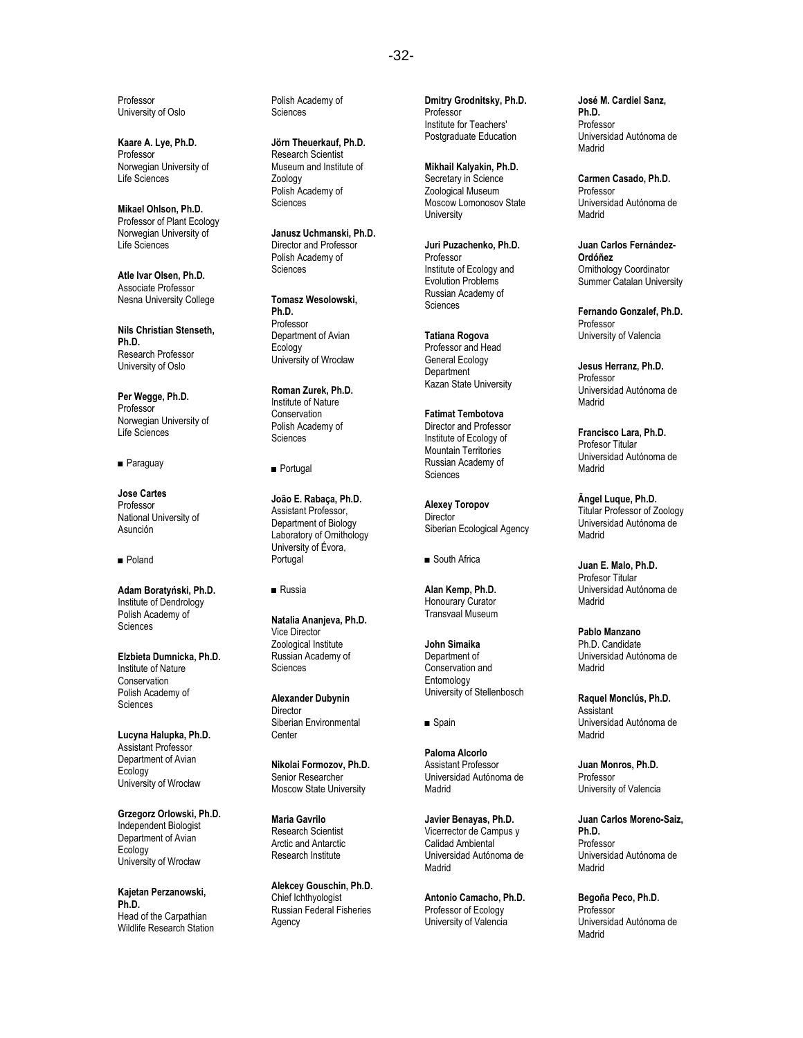Professor
University of Oslo

**Kaare A. Lye, Ph.D.**
Professor
Norwegian University of Life Sciences

**Mikael Ohlson, Ph.D.**
Professor of Plant Ecology
Norwegian University of Life Sciences

**Atle Ivar Olsen, Ph.D.**
Associate Professor
Nesna University College

**Nils Christian Stenseth, Ph.D.**
Research Professor
University of Oslo

**Per Wegge, Ph.D.**
Professor
Norwegian University of Life Sciences

■ Paraguay

**Jose Cartes**
Professor
National University of Asunción

■ Poland

**Adam Boratyński, Ph.D.**
Institute of Dendrology
Polish Academy of Sciences

**Elzbieta Dumnicka, Ph.D.**
Institute of Nature Conservation
Polish Academy of Sciences

**Lucyna Halupka, Ph.D.**
Assistant Professor
Department of Avian Ecology
University of Wrocław

**Grzegorz Orlowski, Ph.D.**
Independent Biologist
Department of Avian Ecology
University of Wrocław

**Kajetan Perzanowski, Ph.D.**
Head of the Carpathian Wildlife Research Station
Polish Academy of Sciences

**Jörn Theuerkauf, Ph.D.**
Research Scientist
Museum and Institute of Zoology
Polish Academy of Sciences

**Janusz Uchmanski, Ph.D.**
Director and Professor
Polish Academy of Sciences

**Tomasz Wesolowski, Ph.D.**
Professor
Department of Avian Ecology
University of Wrocław

**Roman Zurek, Ph.D.**
Institute of Nature Conservation
Polish Academy of Sciences

■ Portugal

**João E. Rabaça, Ph.D.**
Assistant Professor,
Department of Biology
Laboratory of Ornithology
University of Évora, Portugal

■ Russia

**Natalia Ananjeva, Ph.D.**
Vice Director
Zoological Institute
Russian Academy of Sciences

**Alexander Dubynin**
Director
Siberian Environmental Center

**Nikolai Formozov, Ph.D.**
Senior Researcher
Moscow State University

**Maria Gavrilo**
Research Scientist
Arctic and Antarctic Research Institute

**Alekcey Gouschin, Ph.D.**
Chief Ichthyologist
Russian Federal Fisheries Agency

**Dmitry Grodnitsky, Ph.D.**
Professor
Institute for Teachers' Postgraduate Education

**Mikhail Kalyakin, Ph.D.**
Secretary in Science
Zoological Museum
Moscow Lomonosov State University

**Juri Puzachenko, Ph.D.**
Professor
Institute of Ecology and Evolution Problems
Russian Academy of Sciences

**Tatiana Rogova**
Professor and Head
General Ecology Department
Kazan State University

**Fatimat Tembotova**
Director and Professor
Institute of Ecology of Mountain Territories
Russian Academy of Sciences

**Alexey Toropov**
Director
Siberian Ecological Agency

■ South Africa

**Alan Kemp, Ph.D.**
Honourary Curator
Transvaal Museum

**John Simaika**
Department of Conservation and Entomology
University of Stellenbosch

■ Spain

**Paloma Alcorlo**
Assistant Professor
Universidad Autónoma de Madrid

**Javier Benayas, Ph.D.**
Vicerrector de Campus y Calidad Ambiental
Universidad Autónoma de Madrid

**Antonio Camacho, Ph.D.**
Professor of Ecology
University of Valencia

**José M. Cardiel Sanz, Ph.D.**
Professor
Universidad Autónoma de Madrid

**Carmen Casado, Ph.D.**
Professor
Universidad Autónoma de Madrid

**Juan Carlos Fernández-Ordóñez**
Ornithology Coordinator
Summer Catalan University

**Fernando Gonzalef, Ph.D.**
Professor
University of Valencia

**Jesus Herranz, Ph.D.**
Professor
Universidad Autónoma de Madrid

**Francisco Lara, Ph.D.**
Profesor Titular
Universidad Autónoma de Madrid

**Ãngel Luque, Ph.D.**
Titular Professor of Zoology
Universidad Autónoma de Madrid

**Juan E. Malo, Ph.D.**
Profesor Titular
Universidad Autónoma de Madrid

**Pablo Manzano**
Ph.D. Candidate
Universidad Autónoma de Madrid

**Raquel Monclús, Ph.D.**
Assistant
Universidad Autónoma de Madrid

**Juan Monros, Ph.D.**
Professor
University of Valencia

**Juan Carlos Moreno-Saiz, Ph.D.**
Professor
Universidad Autónoma de Madrid

**Begoña Peco, Ph.D.**
Professor
Universidad Autónoma de Madrid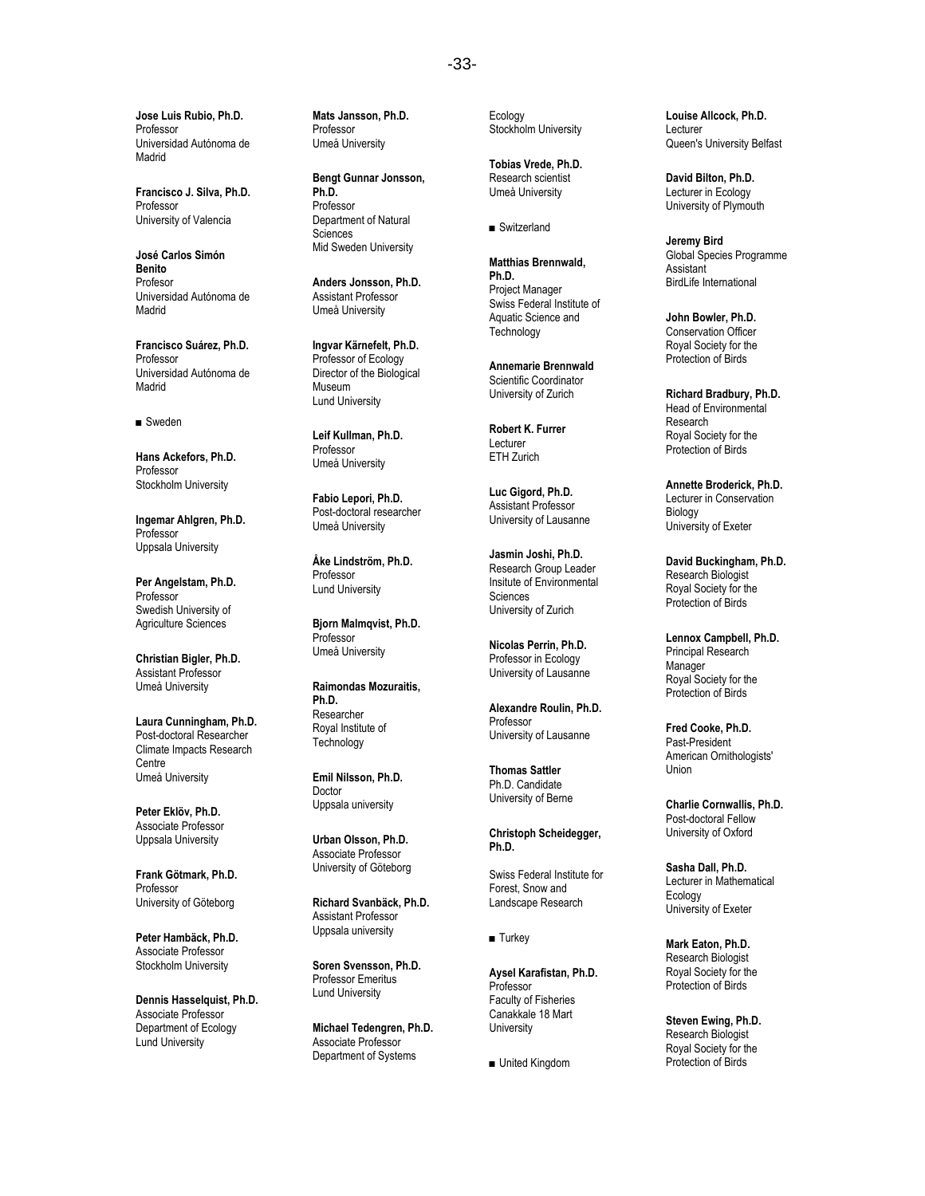**Jose Luis Rubio, Ph.D.**
Professor
Universidad Autónoma de Madrid

**Francisco J. Silva, Ph.D.**
Professor
University of Valencia

**José Carlos Simón Benito**
Profesor
Universidad Autónoma de Madrid

**Francisco Suárez, Ph.D.**
Professor
Universidad Autónoma de Madrid

■ Sweden

**Hans Ackefors, Ph.D.**
Professor
Stockholm University

**Ingemar Ahlgren, Ph.D.**
Professor
Uppsala University

**Per Angelstam, Ph.D.**
Professor
Swedish University of Agriculture Sciences

**Christian Bigler, Ph.D.**
Assistant Professor
Umeå University

**Laura Cunningham, Ph.D.**
Post-doctoral Researcher
Climate Impacts Research Centre
Umeå University

**Peter Eklöv, Ph.D.**
Associate Professor
Uppsala University

**Frank Götmark, Ph.D.**
Professor
University of Göteborg

**Peter Hambäck, Ph.D.**
Associate Professor
Stockholm University

**Dennis Hasselquist, Ph.D.**
Associate Professor
Department of Ecology
Lund University

**Mats Jansson, Ph.D.**
Professor
Umeå University

**Bengt Gunnar Jonsson, Ph.D.**
Professor
Department of Natural Sciences
Mid Sweden University

**Anders Jonsson, Ph.D.**
Assistant Professor
Umeå University

**Ingvar Kärnefelt, Ph.D.**
Professor of Ecology
Director of the Biological Museum
Lund University

**Leif Kullman, Ph.D.**
Professor
Umeå University

**Fabio Lepori, Ph.D.**
Post-doctoral researcher
Umeå University

**Åke Lindström, Ph.D.**
Professor
Lund University

**Bjorn Malmqvist, Ph.D.**
Professor
Umeå University

**Raimondas Mozuraitis, Ph.D.**
Researcher
Royal Institute of Technology

**Emil Nilsson, Ph.D.**
Doctor
Uppsala university

**Urban Olsson, Ph.D.**
Associate Professor
University of Göteborg

**Richard Svanbäck, Ph.D.**
Assistant Professor
Uppsala university

**Soren Svensson, Ph.D.**
Professor Emeritus
Lund University

**Michael Tedengren, Ph.D.**
Associate Professor
Department of Systems Ecology
Stockholm University

**Tobias Vrede, Ph.D.**
Research scientist
Umeå University

■ Switzerland

**Matthias Brennwald, Ph.D.**
Project Manager
Swiss Federal Institute of Aquatic Science and Technology

**Annemarie Brennwald**
Scientific Coordinator
University of Zurich

**Robert K. Furrer**
Lecturer
ETH Zurich

**Luc Gigord, Ph.D.**
Assistant Professor
University of Lausanne

**Jasmin Joshi, Ph.D.**
Research Group Leader
Insitute of Environmental Sciences
University of Zurich

**Nicolas Perrin, Ph.D.**
Professor in Ecology
University of Lausanne

**Alexandre Roulin, Ph.D.**
Professor
University of Lausanne

**Thomas Sattler**
Ph.D. Candidate
University of Berne

**Christoph Scheidegger, Ph.D.**
Swiss Federal Institute for Forest, Snow and Landscape Research

■ Turkey

**Aysel Karafistan, Ph.D.**
Professor
Faculty of Fisheries
Canakkale 18 Mart University

■ United Kingdom

**Louise Allcock, Ph.D.**
Lecturer
Queen's University Belfast

**David Bilton, Ph.D.**
Lecturer in Ecology
University of Plymouth

**Jeremy Bird**
Global Species Programme Assistant
BirdLife International

**John Bowler, Ph.D.**
Conservation Officer
Royal Society for the Protection of Birds

**Richard Bradbury, Ph.D.**
Head of Environmental Research
Royal Society for the Protection of Birds

**Annette Broderick, Ph.D.**
Lecturer in Conservation Biology
University of Exeter

**David Buckingham, Ph.D.**
Research Biologist
Royal Society for the Protection of Birds

**Lennox Campbell, Ph.D.**
Principal Research Manager
Royal Society for the Protection of Birds

**Fred Cooke, Ph.D.**
Past-President
American Ornithologists' Union

**Charlie Cornwallis, Ph.D.**
Post-doctoral Fellow
University of Oxford

**Sasha Dall, Ph.D.**
Lecturer in Mathematical Ecology
University of Exeter

**Mark Eaton, Ph.D.**
Research Biologist
Royal Society for the Protection of Birds

**Steven Ewing, Ph.D.**
Research Biologist
Royal Society for the Protection of Birds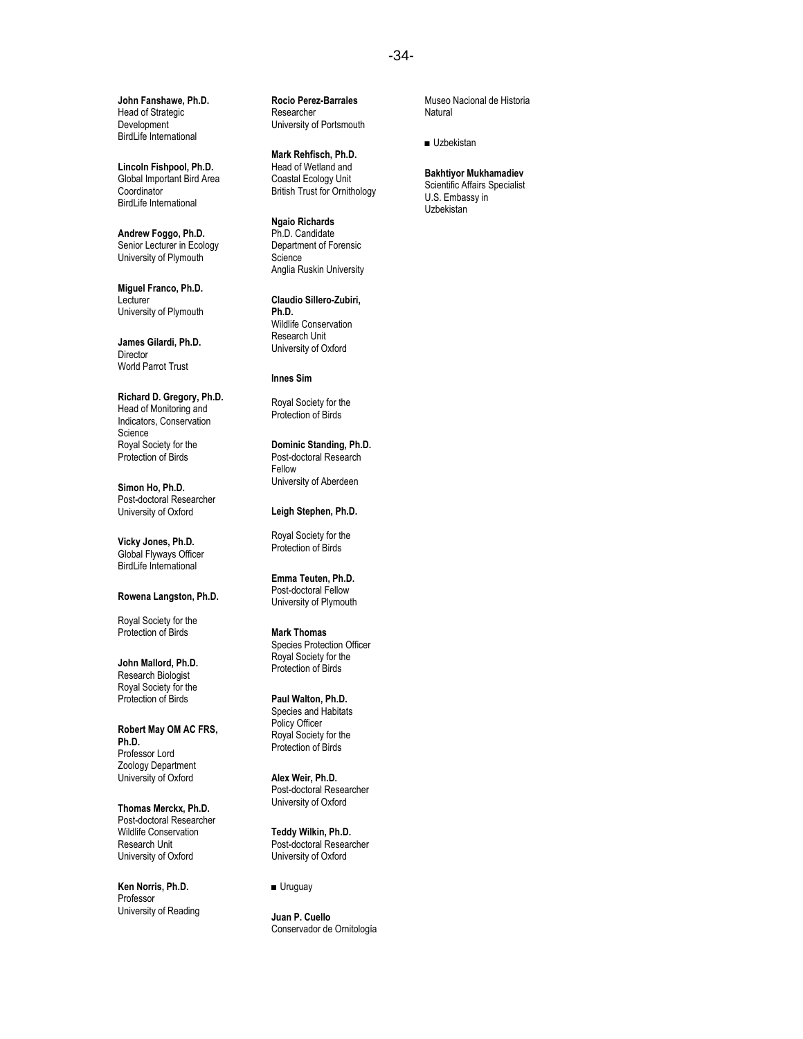**John Fanshawe, Ph.D.**
Head of Strategic Development
BirdLife International

**Lincoln Fishpool, Ph.D.**
Global Important Bird Area Coordinator
BirdLife International

**Andrew Foggo, Ph.D.**
Senior Lecturer in Ecology
University of Plymouth

**Miguel Franco, Ph.D.**
Lecturer
University of Plymouth

**James Gilardi, Ph.D.**
Director
World Parrot Trust

**Richard D. Gregory, Ph.D.**
Head of Monitoring and Indicators, Conservation Science
Royal Society for the Protection of Birds

**Simon Ho, Ph.D.**
Post-doctoral Researcher
University of Oxford

**Vicky Jones, Ph.D.**
Global Flyways Officer
BirdLife International

**Rowena Langston, Ph.D.**

Royal Society for the Protection of Birds

**John Mallord, Ph.D.**
Research Biologist
Royal Society for the Protection of Birds

**Robert May OM AC FRS, Ph.D.**
Professor Lord
Zoology Department
University of Oxford

**Thomas Merckx, Ph.D.**
Post-doctoral Researcher
Wildlife Conservation Research Unit
University of Oxford

**Ken Norris, Ph.D.**
Professor
University of Reading

**Rocio Perez-Barrales**
Researcher
University of Portsmouth

**Mark Rehfisch, Ph.D.**
Head of Wetland and Coastal Ecology Unit
British Trust for Ornithology

**Ngaio Richards**
Ph.D. Candidate
Department of Forensic Science
Anglia Ruskin University

**Claudio Sillero-Zubiri, Ph.D.**
Wildlife Conservation Research Unit
University of Oxford

**Innes Sim**

Royal Society for the Protection of Birds

**Dominic Standing, Ph.D.**
Post-doctoral Research Fellow
University of Aberdeen

**Leigh Stephen, Ph.D.**

Royal Society for the Protection of Birds

**Emma Teuten, Ph.D.**
Post-doctoral Fellow
University of Plymouth

**Mark Thomas**
Species Protection Officer
Royal Society for the Protection of Birds

**Paul Walton, Ph.D.**
Species and Habitats Policy Officer
Royal Society for the Protection of Birds

**Alex Weir, Ph.D.**
Post-doctoral Researcher
University of Oxford

**Teddy Wilkin, Ph.D.**
Post-doctoral Researcher
University of Oxford

■ Uruguay

**Juan P. Cuello**
Conservador de Ornitología
Museo Nacional de Historia Natural

■ Uzbekistan

**Bakhtiyor Mukhamadiev**
Scientific Affairs Specialist
U.S. Embassy in Uzbekistan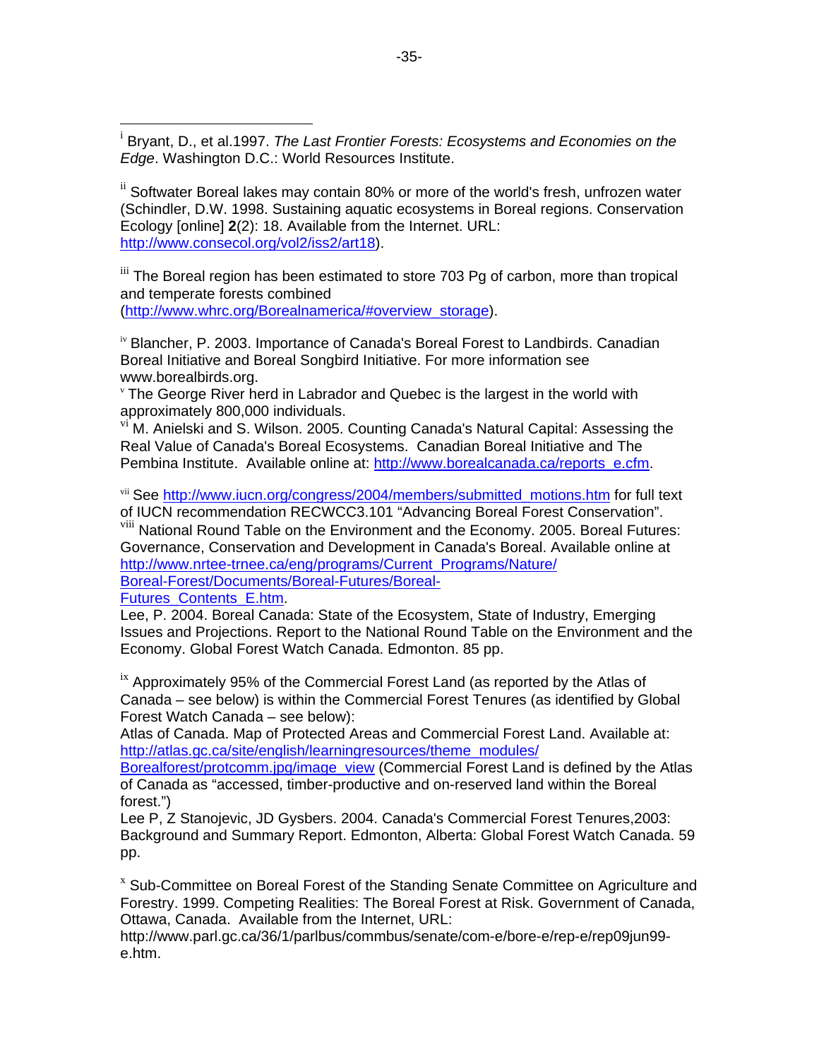[i] Bryant, D., et al.1997. *The Last Frontier Forests: Ecosystems and Economies on the Edge*. Washington D.C.: World Resources Institute.

[ii] Softwater Boreal lakes may contain 80% or more of the world's fresh, unfrozen water (Schindler, D.W. 1998. Sustaining aquatic ecosystems in Boreal regions. Conservation Ecology [online] **2**(2): 18. Available from the Internet. URL: http://www.consecol.org/vol2/iss2/art18).

[iii] The Boreal region has been estimated to store 703 Pg of carbon, more than tropical and temperate forests combined (http://www.whrc.org/Borealnamerica/#overview_storage).

[iv] Blancher, P. 2003. Importance of Canada's Boreal Forest to Landbirds. Canadian Boreal Initiative and Boreal Songbird Initiative. For more information see www.borealbirds.org.

[v] The George River herd in Labrador and Quebec is the largest in the world with approximately 800,000 individuals.

[vi] M. Anielski and S. Wilson. 2005. Counting Canada's Natural Capital: Assessing the Real Value of Canada's Boreal Ecosystems. Canadian Boreal Initiative and The Pembina Institute. Available online at: http://www.borealcanada.ca/reports_e.cfm.

[vii] See http://www.iucn.org/congress/2004/members/submitted_motions.htm for full text of IUCN recommendation RECWCC3.101 "Advancing Boreal Forest Conservation".

[viii] National Round Table on the Environment and the Economy. 2005. Boreal Futures: Governance, Conservation and Development in Canada's Boreal. Available online at http://www.nrtee-trnee.ca/eng/programs/Current_Programs/Nature/Boreal-Forest/Documents/Boreal-Futures/Boreal-Futures_Contents_E.htm.

Lee, P. 2004. Boreal Canada: State of the Ecosystem, State of Industry, Emerging Issues and Projections. Report to the National Round Table on the Environment and the Economy. Global Forest Watch Canada. Edmonton. 85 pp.

[ix] Approximately 95% of the Commercial Forest Land (as reported by the Atlas of Canada – see below) is within the Commercial Forest Tenures (as identified by Global Forest Watch Canada – see below):

Atlas of Canada. Map of Protected Areas and Commercial Forest Land. Available at: http://atlas.gc.ca/site/english/learningresources/theme_modules/Borealforest/protcomm.jpg/image_view (Commercial Forest Land is defined by the Atlas of Canada as "accessed, timber-productive and on-reserved land within the Boreal forest.")

Lee P, Z Stanojevic, JD Gysbers. 2004. Canada's Commercial Forest Tenures,2003: Background and Summary Report. Edmonton, Alberta: Global Forest Watch Canada. 59 pp.

[x] Sub-Committee on Boreal Forest of the Standing Senate Committee on Agriculture and Forestry. 1999. Competing Realities: The Boreal Forest at Risk. Government of Canada, Ottawa, Canada. Available from the Internet, URL: http://www.parl.gc.ca/36/1/parlbus/commbus/senate/com-e/bore-e/rep-e/rep09jun99-e.htm.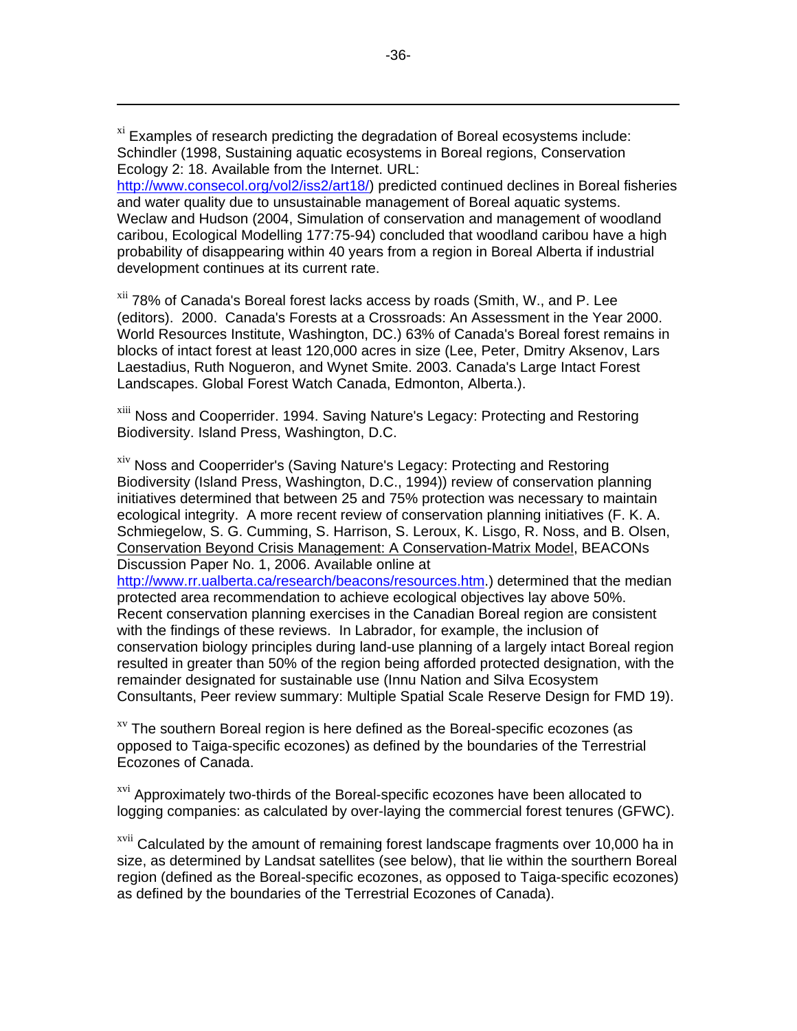[xi] Examples of research predicting the degradation of Boreal ecosystems include: Schindler (1998, Sustaining aquatic ecosystems in Boreal regions, Conservation Ecology 2: 18. Available from the Internet. URL: http://www.consecol.org/vol2/iss2/art18/) predicted continued declines in Boreal fisheries and water quality due to unsustainable management of Boreal aquatic systems. Weclaw and Hudson (2004, Simulation of conservation and management of woodland caribou, Ecological Modelling 177:75-94) concluded that woodland caribou have a high probability of disappearing within 40 years from a region in Boreal Alberta if industrial development continues at its current rate.

[xii] 78% of Canada's Boreal forest lacks access by roads (Smith, W., and P. Lee (editors). 2000. Canada's Forests at a Crossroads: An Assessment in the Year 2000. World Resources Institute, Washington, DC.) 63% of Canada's Boreal forest remains in blocks of intact forest at least 120,000 acres in size (Lee, Peter, Dmitry Aksenov, Lars Laestadius, Ruth Nogueron, and Wynet Smite. 2003. Canada's Large Intact Forest Landscapes. Global Forest Watch Canada, Edmonton, Alberta.).

[xiii] Noss and Cooperrider. 1994. Saving Nature's Legacy: Protecting and Restoring Biodiversity. Island Press, Washington, D.C.

[xiv] Noss and Cooperrider's (Saving Nature's Legacy: Protecting and Restoring Biodiversity (Island Press, Washington, D.C., 1994)) review of conservation planning initiatives determined that between 25 and 75% protection was necessary to maintain ecological integrity. A more recent review of conservation planning initiatives (F. K. A. Schmiegelow, S. G. Cumming, S. Harrison, S. Leroux, K. Lisgo, R. Noss, and B. Olsen, Conservation Beyond Crisis Management: A Conservation-Matrix Model, BEACONs Discussion Paper No. 1, 2006. Available online at http://www.rr.ualberta.ca/research/beacons/resources.htm.) determined that the median protected area recommendation to achieve ecological objectives lay above 50%. Recent conservation planning exercises in the Canadian Boreal region are consistent with the findings of these reviews. In Labrador, for example, the inclusion of conservation biology principles during land-use planning of a largely intact Boreal region resulted in greater than 50% of the region being afforded protected designation, with the remainder designated for sustainable use (Innu Nation and Silva Ecosystem Consultants, Peer review summary: Multiple Spatial Scale Reserve Design for FMD 19).

[xv] The southern Boreal region is here defined as the Boreal-specific ecozones (as opposed to Taiga-specific ecozones) as defined by the boundaries of the Terrestrial Ecozones of Canada.

[xvi] Approximately two-thirds of the Boreal-specific ecozones have been allocated to logging companies: as calculated by over-laying the commercial forest tenures (GFWC).

[xvii] Calculated by the amount of remaining forest landscape fragments over 10,000 ha in size, as determined by Landsat satellites (see below), that lie within the southern Boreal region (defined as the Boreal-specific ecozones, as opposed to Taiga-specific ecozones) as defined by the boundaries of the Terrestrial Ecozones of Canada).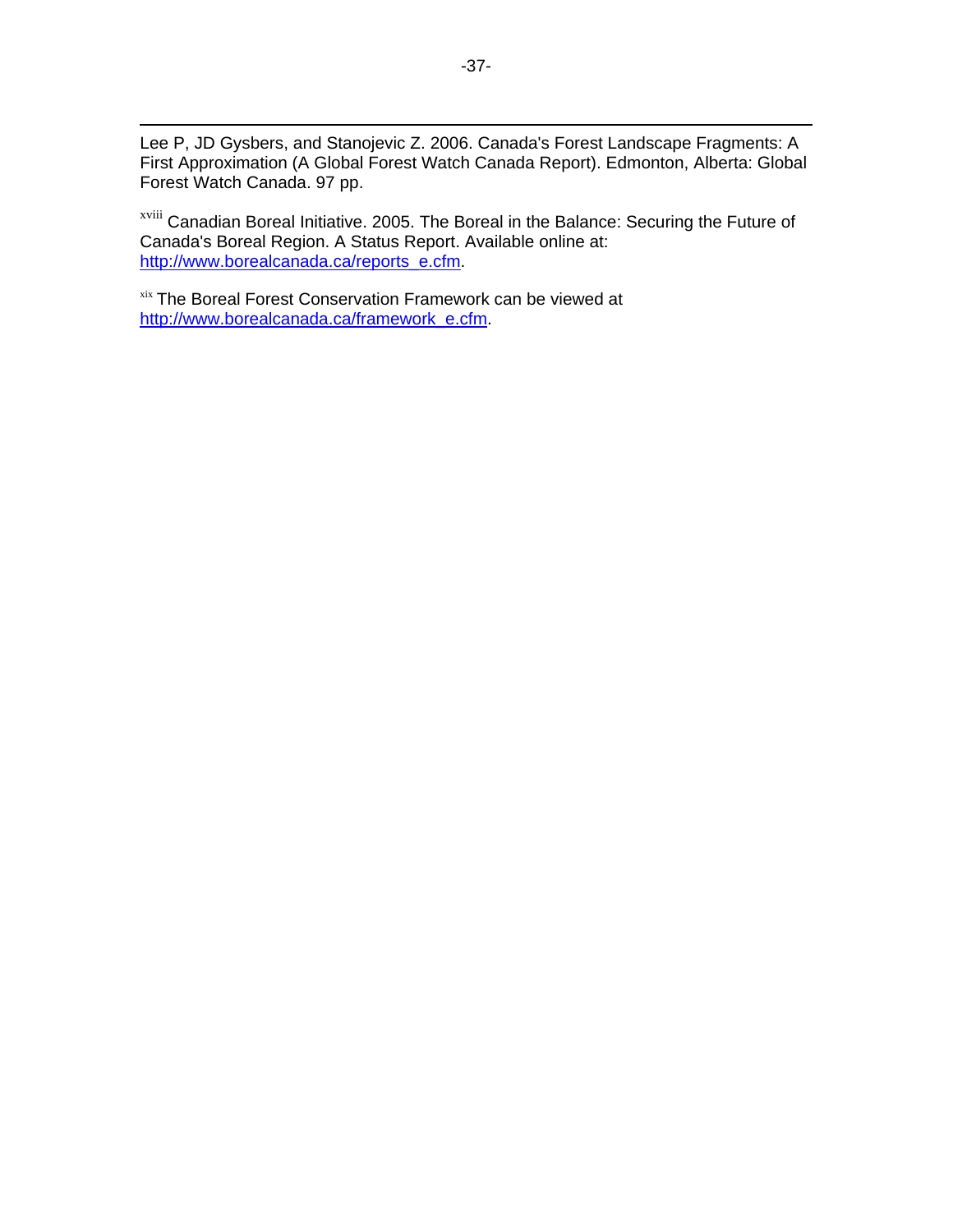Lee P, JD Gysbers, and Stanojevic Z. 2006. Canada's Forest Landscape Fragments: A First Approximation (A Global Forest Watch Canada Report). Edmonton, Alberta: Global Forest Watch Canada. 97 pp.

[xviii] Canadian Boreal Initiative. 2005. The Boreal in the Balance: Securing the Future of Canada's Boreal Region. A Status Report. Available online at: http://www.borealcanada.ca/reports_e.cfm.

[xix] The Boreal Forest Conservation Framework can be viewed at http://www.borealcanada.ca/framework_e.cfm.